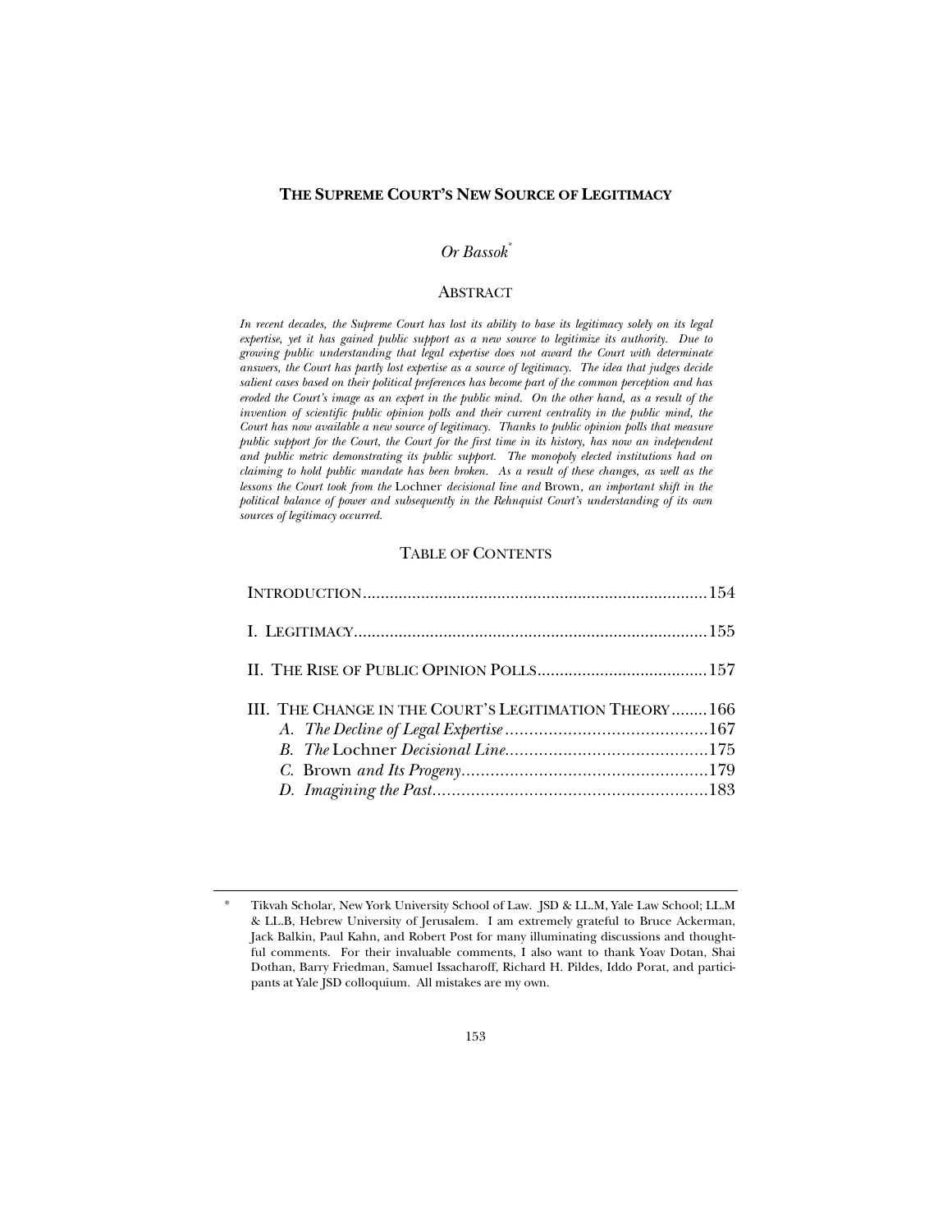# THE SUPREME COURT'S NEW SOURCE OF LEGITIMACY

*Or Bassok*[*]

## ABSTRACT

*In recent decades, the Supreme Court has lost its ability to base its legitimacy solely on its legal expertise, yet it has gained public support as a new source to legitimize its authority. Due to growing public understanding that legal expertise does not award the Court with determinate answers, the Court has partly lost expertise as a source of legitimacy. The idea that judges decide salient cases based on their political preferences has become part of the common perception and has eroded the Court's image as an expert in the public mind. On the other hand, as a result of the invention of scientific public opinion polls and their current centrality in the public mind, the Court has now available a new source of legitimacy. Thanks to public opinion polls that measure public support for the Court, the Court for the first time in its history, has now an independent and public metric demonstrating its public support. The monopoly elected institutions had on claiming to hold public mandate has been broken. As a result of these changes, as well as the lessons the Court took from the* Lochner *decisional line and* Brown*, an important shift in the political balance of power and subsequently in the Rehnquist Court's understanding of its own sources of legitimacy occurred.*

## TABLE OF CONTENTS

INTRODUCTION ........ 154

I. LEGITIMACY ........ 155

II. THE RISE OF PUBLIC OPINION POLLS ........ 157

III. THE CHANGE IN THE COURT'S LEGITIMATION THEORY ........ 166
- *A. The Decline of Legal Expertise* ........ 167
- *B. The* Lochner *Decisional Line* ........ 175
- *C.* Brown *and Its Progeny* ........ 179
- *D. Imagining the Past* ........ 183

---

[*] Tikvah Scholar, New York University School of Law. JSD & LL.M, Yale Law School; LL.M & LL.B, Hebrew University of Jerusalem. I am extremely grateful to Bruce Ackerman, Jack Balkin, Paul Kahn, and Robert Post for many illuminating discussions and thoughtful comments. For their invaluable comments, I also want to thank Yoav Dotan, Shai Dothan, Barry Friedman, Samuel Issacharoff, Richard H. Pildes, Iddo Porat, and participants at Yale JSD colloquium. All mistakes are my own.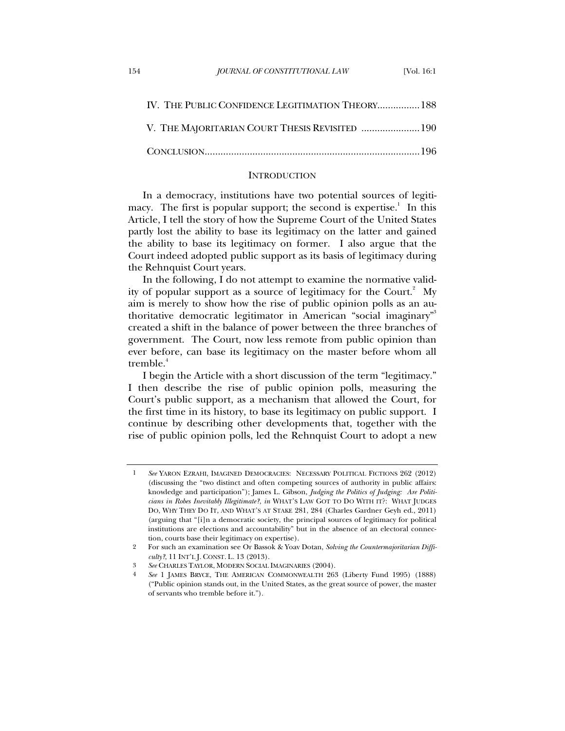IV. THE PUBLIC CONFIDENCE LEGITIMATION THEORY................188

V. THE MAJORITARIAN COURT THESIS REVISITED ......................190

CONCLUSION.................................................................................196

## INTRODUCTION

In a democracy, institutions have two potential sources of legitimacy. The first is popular support; the second is expertise.[1] In this Article, I tell the story of how the Supreme Court of the United States partly lost the ability to base its legitimacy on the latter and gained the ability to base its legitimacy on former. I also argue that the Court indeed adopted public support as its basis of legitimacy during the Rehnquist Court years.

In the following, I do not attempt to examine the normative validity of popular support as a source of legitimacy for the Court.[2] My aim is merely to show how the rise of public opinion polls as an authoritative democratic legitimator in American "social imaginary"[3] created a shift in the balance of power between the three branches of government. The Court, now less remote from public opinion than ever before, can base its legitimacy on the master before whom all tremble.[4]

I begin the Article with a short discussion of the term "legitimacy." I then describe the rise of public opinion polls, measuring the Court's public support, as a mechanism that allowed the Court, for the first time in its history, to base its legitimacy on public support. I continue by describing other developments that, together with the rise of public opinion polls, led the Rehnquist Court to adopt a new

---

1 *See* YARON EZRAHI, IMAGINED DEMOCRACIES: NECESSARY POLITICAL FICTIONS 262 (2012) (discussing the "two distinct and often competing sources of authority in public affairs: knowledge and participation"); James L. Gibson, *Judging the Politics of Judging: Are Politicians in Robes Inevitably Illegitimate?*, *in* WHAT'S LAW GOT TO DO WITH IT?: WHAT JUDGES DO, WHY THEY DO IT, AND WHAT'S AT STAKE 281, 284 (Charles Gardner Geyh ed., 2011) (arguing that "[i]n a democratic society, the principal sources of legitimacy for political institutions are elections and accountability" but in the absence of an electoral connection, courts base their legitimacy on expertise).

2 For such an examination see Or Bassok & Yoav Dotan, *Solving the Countermajoritarian Difficulty?*, 11 INT'L J. CONST. L. 13 (2013).

3 *See* CHARLES TAYLOR, MODERN SOCIAL IMAGINARIES (2004).

4 *See* 1 JAMES BRYCE, THE AMERICAN COMMONWEALTH 263 (Liberty Fund 1995) (1888) ("Public opinion stands out, in the United States, as the great source of power, the master of servants who tremble before it.").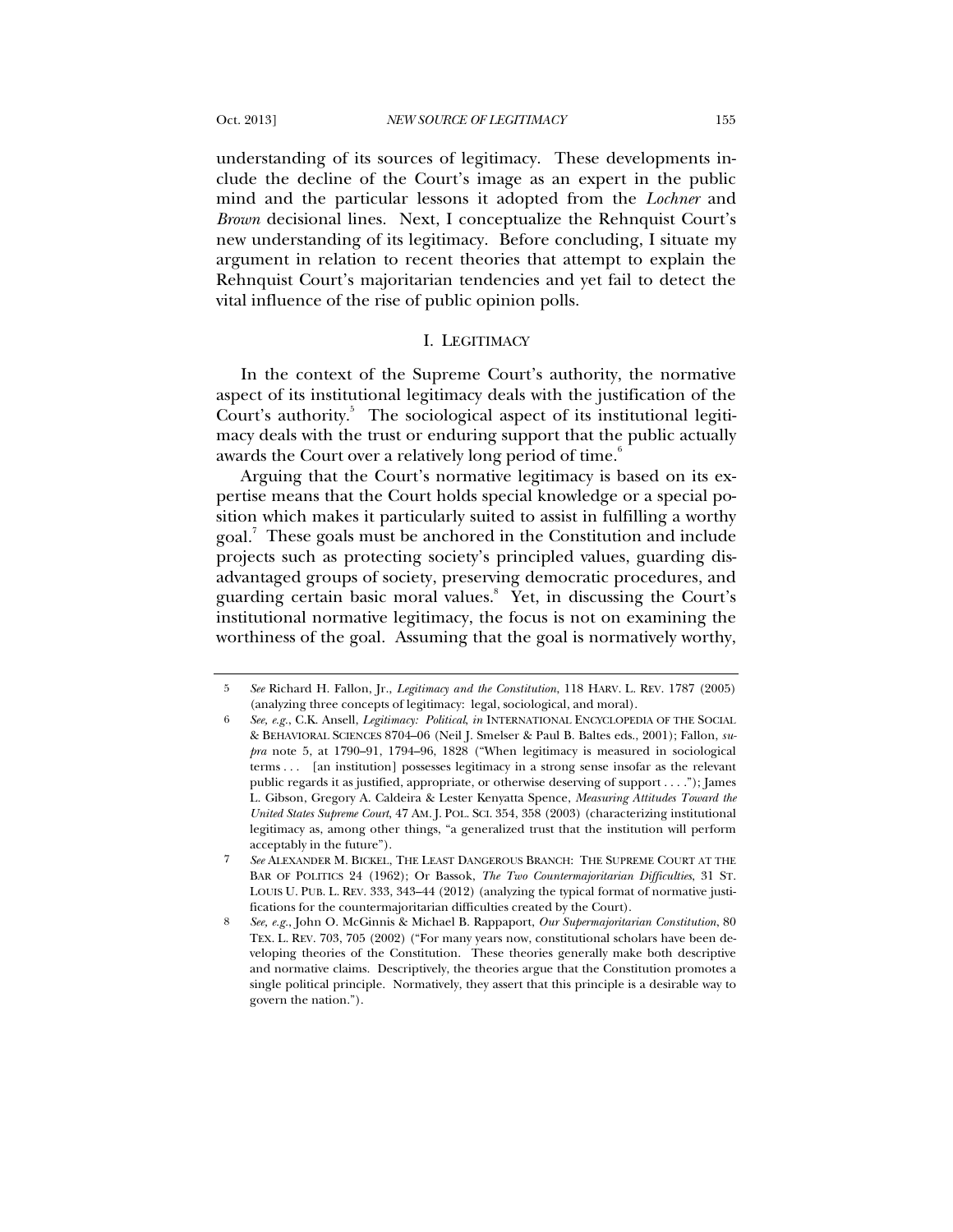understanding of its sources of legitimacy. These developments include the decline of the Court's image as an expert in the public mind and the particular lessons it adopted from the *Lochner* and *Brown* decisional lines. Next, I conceptualize the Rehnquist Court's new understanding of its legitimacy. Before concluding, I situate my argument in relation to recent theories that attempt to explain the Rehnquist Court's majoritarian tendencies and yet fail to detect the vital influence of the rise of public opinion polls.

## I. LEGITIMACY

In the context of the Supreme Court's authority, the normative aspect of its institutional legitimacy deals with the justification of the Court's authority.[5] The sociological aspect of its institutional legitimacy deals with the trust or enduring support that the public actually awards the Court over a relatively long period of time.[6]

Arguing that the Court's normative legitimacy is based on its expertise means that the Court holds special knowledge or a special position which makes it particularly suited to assist in fulfilling a worthy goal.[7] These goals must be anchored in the Constitution and include projects such as protecting society's principled values, guarding disadvantaged groups of society, preserving democratic procedures, and guarding certain basic moral values.[8] Yet, in discussing the Court's institutional normative legitimacy, the focus is not on examining the worthiness of the goal. Assuming that the goal is normatively worthy,

---

5 *See* Richard H. Fallon, Jr., *Legitimacy and the Constitution*, 118 HARV. L. REV. 1787 (2005) (analyzing three concepts of legitimacy: legal, sociological, and moral).

6 *See, e.g.*, C.K. Ansell, *Legitimacy: Political*, *in* INTERNATIONAL ENCYCLOPEDIA OF THE SOCIAL & BEHAVIORAL SCIENCES 8704–06 (Neil J. Smelser & Paul B. Baltes eds., 2001); Fallon, *supra* note 5, at 1790–91, 1794–96, 1828 ("When legitimacy is measured in sociological terms . . . [an institution] possesses legitimacy in a strong sense insofar as the relevant public regards it as justified, appropriate, or otherwise deserving of support . . . ."); James L. Gibson, Gregory A. Caldeira & Lester Kenyatta Spence, *Measuring Attitudes Toward the United States Supreme Court*, 47 AM. J. POL. SCI. 354, 358 (2003) (characterizing institutional legitimacy as, among other things, "a generalized trust that the institution will perform acceptably in the future").

7 *See* ALEXANDER M. BICKEL, THE LEAST DANGEROUS BRANCH: THE SUPREME COURT AT THE BAR OF POLITICS 24 (1962); Or Bassok, *The Two Countermajoritarian Difficulties*, 31 ST. LOUIS U. PUB. L. REV. 333, 343–44 (2012) (analyzing the typical format of normative justifications for the countermajoritarian difficulties created by the Court).

8 *See, e.g.*, John O. McGinnis & Michael B. Rappaport, *Our Supermajoritarian Constitution*, 80 TEX. L. REV. 703, 705 (2002) ("For many years now, constitutional scholars have been developing theories of the Constitution. These theories generally make both descriptive and normative claims. Descriptively, the theories argue that the Constitution promotes a single political principle. Normatively, they assert that this principle is a desirable way to govern the nation.").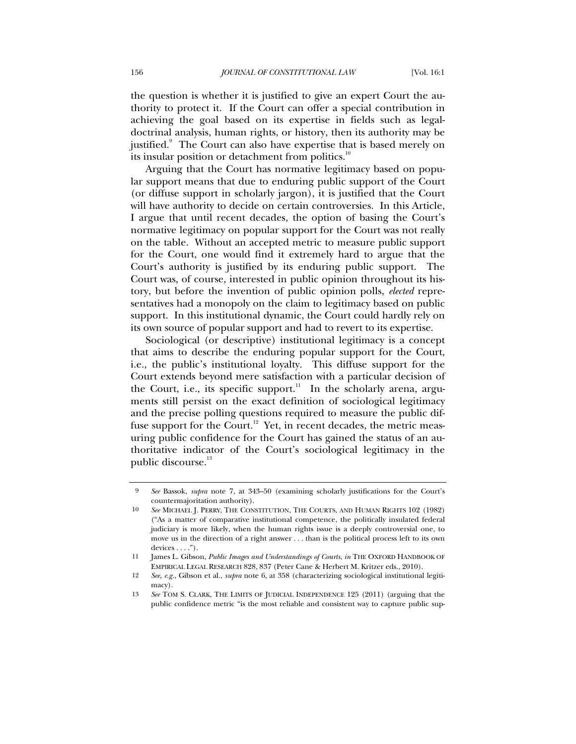the question is whether it is justified to give an expert Court the authority to protect it. If the Court can offer a special contribution in achieving the goal based on its expertise in fields such as legal-doctrinal analysis, human rights, or history, then its authority may be justified.[9] The Court can also have expertise that is based merely on its insular position or detachment from politics.[10]

Arguing that the Court has normative legitimacy based on popular support means that due to enduring public support of the Court (or diffuse support in scholarly jargon), it is justified that the Court will have authority to decide on certain controversies. In this Article, I argue that until recent decades, the option of basing the Court's normative legitimacy on popular support for the Court was not really on the table. Without an accepted metric to measure public support for the Court, one would find it extremely hard to argue that the Court's authority is justified by its enduring public support. The Court was, of course, interested in public opinion throughout its history, but before the invention of public opinion polls, *elected* representatives had a monopoly on the claim to legitimacy based on public support. In this institutional dynamic, the Court could hardly rely on its own source of popular support and had to revert to its expertise.

Sociological (or descriptive) institutional legitimacy is a concept that aims to describe the enduring popular support for the Court, i.e., the public's institutional loyalty. This diffuse support for the Court extends beyond mere satisfaction with a particular decision of the Court, i.e., its specific support.[11] In the scholarly arena, arguments still persist on the exact definition of sociological legitimacy and the precise polling questions required to measure the public diffuse support for the Court.[12] Yet, in recent decades, the metric measuring public confidence for the Court has gained the status of an authoritative indicator of the Court's sociological legitimacy in the public discourse.[13]

---

9 *See* Bassok, *supra* note 7, at 343–50 (examining scholarly justifications for the Court's countermajoritation authority).

10 *See* MICHAEL J. PERRY, THE CONSTITUTION, THE COURTS, AND HUMAN RIGHTS 102 (1982) ("As a matter of comparative institutional competence, the politically insulated federal judiciary is more likely, when the human rights issue is a deeply controversial one, to move us in the direction of a right answer . . . than is the political process left to its own devices . . . .").

11 James L. Gibson, *Public Images and Understandings of Courts*, *in* THE OXFORD HANDBOOK OF EMPIRICAL LEGAL RESEARCH 828, 837 (Peter Cane & Herbert M. Kritzer eds., 2010).

12 *See, e.g.*, Gibson et al., *supra* note 6, at 358 (characterizing sociological institutional legitimacy).

13 *See* TOM S. CLARK, THE LIMITS OF JUDICIAL INDEPENDENCE 125 (2011) (arguing that the public confidence metric "is the most reliable and consistent way to capture public sup-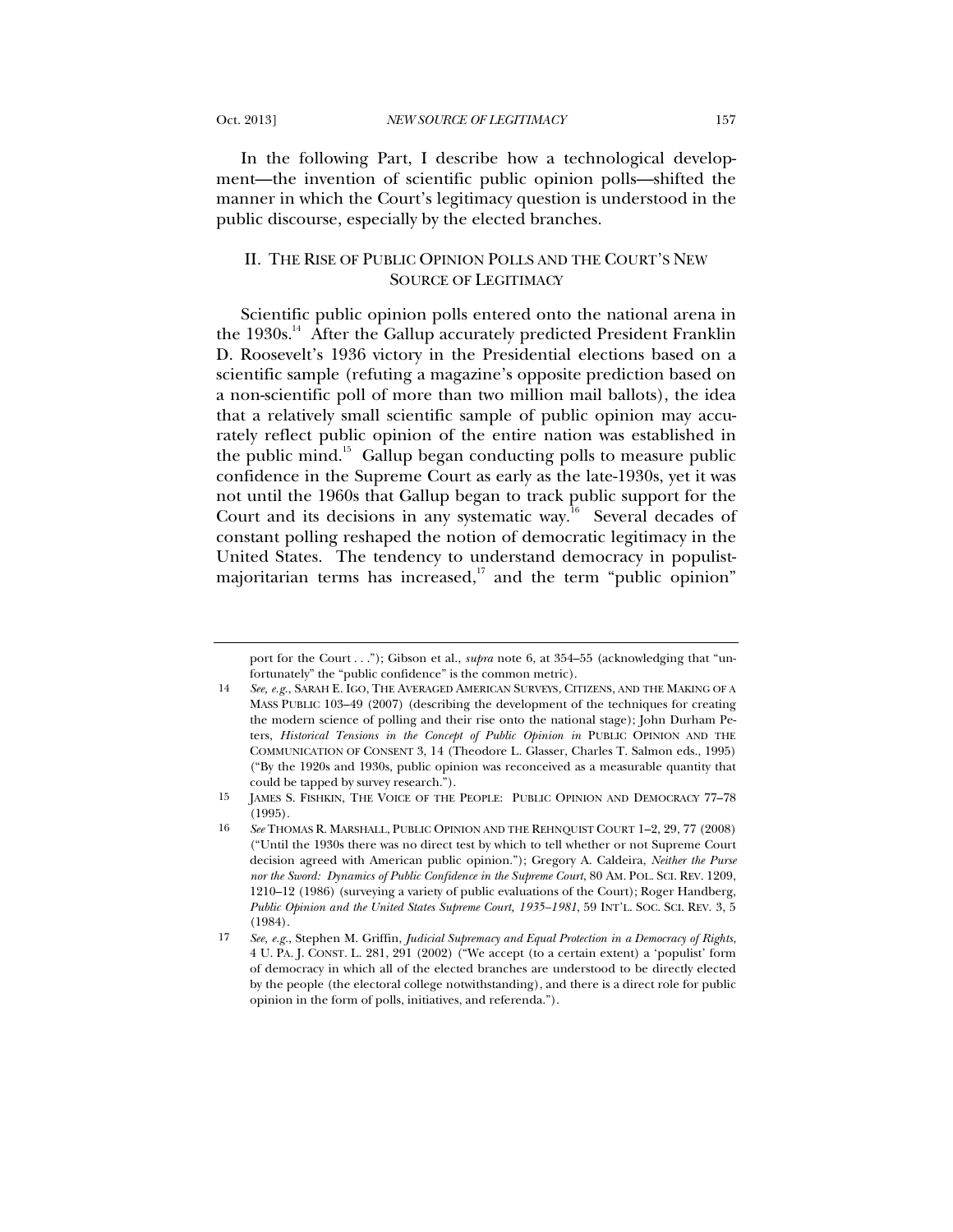In the following Part, I describe how a technological development—the invention of scientific public opinion polls—shifted the manner in which the Court's legitimacy question is understood in the public discourse, especially by the elected branches.

## II. The Rise of Public Opinion Polls and the Court's New Source of Legitimacy

Scientific public opinion polls entered onto the national arena in the 1930s.[14] After the Gallup accurately predicted President Franklin D. Roosevelt's 1936 victory in the Presidential elections based on a scientific sample (refuting a magazine's opposite prediction based on a non-scientific poll of more than two million mail ballots), the idea that a relatively small scientific sample of public opinion may accurately reflect public opinion of the entire nation was established in the public mind.[15] Gallup began conducting polls to measure public confidence in the Supreme Court as early as the late-1930s, yet it was not until the 1960s that Gallup began to track public support for the Court and its decisions in any systematic way.[16] Several decades of constant polling reshaped the notion of democratic legitimacy in the United States. The tendency to understand democracy in populist-majoritarian terms has increased,[17] and the term "public opinion"

---

port for the Court . . ."); Gibson et al., *supra* note 6, at 354–55 (acknowledging that "unfortunately" the "public confidence" is the common metric).

14 *See, e.g.*, SARAH E. IGO, THE AVERAGED AMERICAN SURVEYS, CITIZENS, AND THE MAKING OF A MASS PUBLIC 103–49 (2007) (describing the development of the techniques for creating the modern science of polling and their rise onto the national stage); John Durham Peters, *Historical Tensions in the Concept of Public Opinion in* PUBLIC OPINION AND THE COMMUNICATION OF CONSENT 3, 14 (Theodore L. Glasser, Charles T. Salmon eds., 1995) ("By the 1920s and 1930s, public opinion was reconceived as a measurable quantity that could be tapped by survey research.").

15 JAMES S. FISHKIN, THE VOICE OF THE PEOPLE: PUBLIC OPINION AND DEMOCRACY 77–78 (1995).

16 *See* THOMAS R. MARSHALL, PUBLIC OPINION AND THE REHNQUIST COURT 1–2, 29, 77 (2008) ("Until the 1930s there was no direct test by which to tell whether or not Supreme Court decision agreed with American public opinion."); Gregory A. Caldeira, *Neither the Purse nor the Sword: Dynamics of Public Confidence in the Supreme Court*, 80 AM. POL. SCI. REV. 1209, 1210–12 (1986) (surveying a variety of public evaluations of the Court); Roger Handberg, *Public Opinion and the United States Supreme Court, 1935–1981*, 59 INT'L. SOC. SCI. REV. 3, 5 (1984).

17 *See, e.g.*, Stephen M. Griffin, *Judicial Supremacy and Equal Protection in a Democracy of Rights*, 4 U. PA. J. CONST. L. 281, 291 (2002) ("We accept (to a certain extent) a 'populist' form of democracy in which all of the elected branches are understood to be directly elected by the people (the electoral college notwithstanding), and there is a direct role for public opinion in the form of polls, initiatives, and referenda.").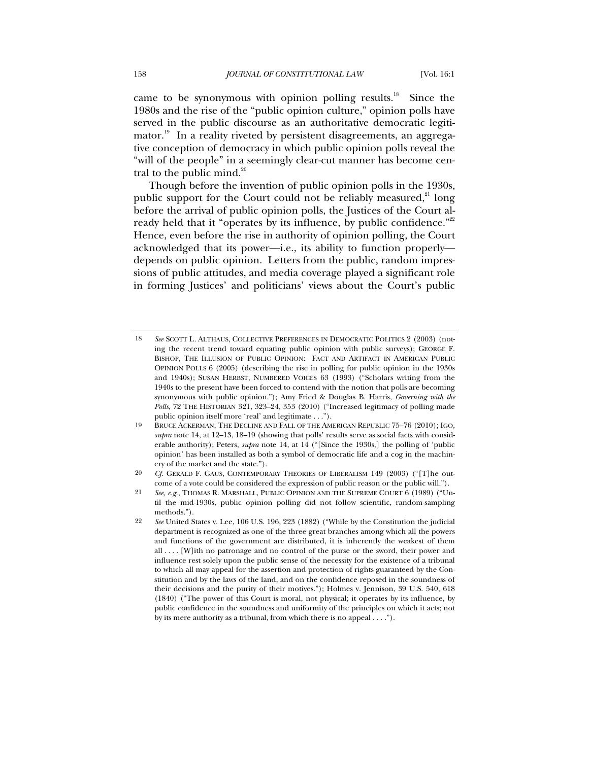came to be synonymous with opinion polling results.[18] Since the 1980s and the rise of the "public opinion culture," opinion polls have served in the public discourse as an authoritative democratic legitimator.[19] In a reality riveted by persistent disagreements, an aggregative conception of democracy in which public opinion polls reveal the "will of the people" in a seemingly clear-cut manner has become central to the public mind.[20]

Though before the invention of public opinion polls in the 1930s, public support for the Court could not be reliably measured,[21] long before the arrival of public opinion polls, the Justices of the Court already held that it "operates by its influence, by public confidence."[22] Hence, even before the rise in authority of opinion polling, the Court acknowledged that its power—i.e., its ability to function properly—depends on public opinion. Letters from the public, random impressions of public attitudes, and media coverage played a significant role in forming Justices' and politicians' views about the Court's public

---

18 *See* SCOTT L. ALTHAUS, COLLECTIVE PREFERENCES IN DEMOCRATIC POLITICS 2 (2003) (noting the recent trend toward equating public opinion with public surveys); GEORGE F. BISHOP, THE ILLUSION OF PUBLIC OPINION: FACT AND ARTIFACT IN AMERICAN PUBLIC OPINION POLLS 6 (2005) (describing the rise in polling for public opinion in the 1930s and 1940s); SUSAN HERBST, NUMBERED VOICES 63 (1993) ("Scholars writing from the 1940s to the present have been forced to contend with the notion that polls are becoming synonymous with public opinion."); Amy Fried & Douglas B. Harris, *Governing with the Polls*, 72 THE HISTORIAN 321, 323–24, 353 (2010) ("Increased legitimacy of polling made public opinion itself more 'real' and legitimate . . .").

19 BRUCE ACKERMAN, THE DECLINE AND FALL OF THE AMERICAN REPUBLIC 75–76 (2010); IGO, *supra* note 14, at 12–13, 18–19 (showing that polls' results serve as social facts with considerable authority); Peters, *supra* note 14, at 14 ("[Since the 1930s,] the polling of 'public opinion' has been installed as both a symbol of democratic life and a cog in the machinery of the market and the state.").

20 *Cf.* GERALD F. GAUS, CONTEMPORARY THEORIES OF LIBERALISM 149 (2003) ("[T]he outcome of a vote could be considered the expression of public reason or the public will.").

21 *See, e.g.*, THOMAS R. MARSHALL, PUBLIC OPINION AND THE SUPREME COURT 6 (1989) ("Until the mid-1930s, public opinion polling did not follow scientific, random-sampling methods.").

22 *See* United States v. Lee, 106 U.S. 196, 223 (1882) ("While by the Constitution the judicial department is recognized as one of the three great branches among which all the powers and functions of the government are distributed, it is inherently the weakest of them all . . . . [W]ith no patronage and no control of the purse or the sword, their power and influence rest solely upon the public sense of the necessity for the existence of a tribunal to which all may appeal for the assertion and protection of rights guaranteed by the Constitution and by the laws of the land, and on the confidence reposed in the soundness of their decisions and the purity of their motives."); Holmes v. Jennison, 39 U.S. 540, 618 (1840) ("The power of this Court is moral, not physical; it operates by its influence, by public confidence in the soundness and uniformity of the principles on which it acts; not by its mere authority as a tribunal, from which there is no appeal . . . .").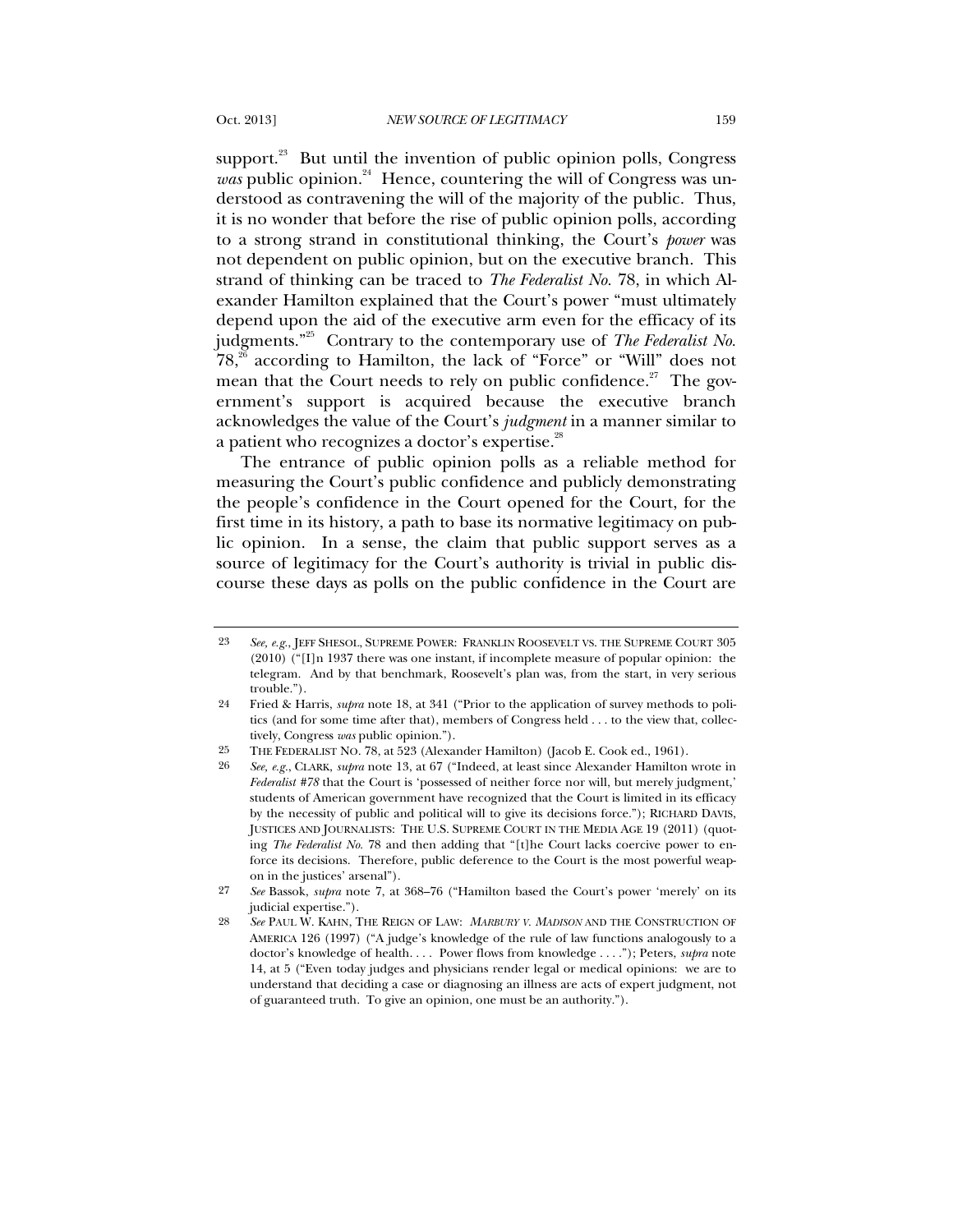support.[23] But until the invention of public opinion polls, Congress *was* public opinion.[24] Hence, countering the will of Congress was understood as contravening the will of the majority of the public. Thus, it is no wonder that before the rise of public opinion polls, according to a strong strand in constitutional thinking, the Court's *power* was not dependent on public opinion, but on the executive branch. This strand of thinking can be traced to *The Federalist No.* 78, in which Alexander Hamilton explained that the Court's power "must ultimately depend upon the aid of the executive arm even for the efficacy of its judgments."[25] Contrary to the contemporary use of *The Federalist No.* 78,[26] according to Hamilton, the lack of "Force" or "Will" does not mean that the Court needs to rely on public confidence.[27] The government's support is acquired because the executive branch acknowledges the value of the Court's *judgment* in a manner similar to a patient who recognizes a doctor's expertise.[28]

The entrance of public opinion polls as a reliable method for measuring the Court's public confidence and publicly demonstrating the people's confidence in the Court opened for the Court, for the first time in its history, a path to base its normative legitimacy on public opinion. In a sense, the claim that public support serves as a source of legitimacy for the Court's authority is trivial in public discourse these days as polls on the public confidence in the Court are

---

23 *See, e.g.*, JEFF SHESOL, SUPREME POWER: FRANKLIN ROOSEVELT VS. THE SUPREME COURT 305 (2010) ("[I]n 1937 there was one instant, if incomplete measure of popular opinion: the telegram. And by that benchmark, Roosevelt's plan was, from the start, in very serious trouble.").

24 Fried & Harris, *supra* note 18, at 341 ("Prior to the application of survey methods to politics (and for some time after that), members of Congress held . . . to the view that, collectively, Congress *was* public opinion.").

25 THE FEDERALIST NO. 78, at 523 (Alexander Hamilton) (Jacob E. Cook ed., 1961).

26 *See, e.g.*, CLARK, *supra* note 13, at 67 ("Indeed, at least since Alexander Hamilton wrote in *Federalist #78* that the Court is 'possessed of neither force nor will, but merely judgment,' students of American government have recognized that the Court is limited in its efficacy by the necessity of public and political will to give its decisions force."); RICHARD DAVIS, JUSTICES AND JOURNALISTS: THE U.S. SUPREME COURT IN THE MEDIA AGE 19 (2011) (quoting *The Federalist No.* 78 and then adding that "[t]he Court lacks coercive power to enforce its decisions. Therefore, public deference to the Court is the most powerful weapon in the justices' arsenal").

27 *See* Bassok, *supra* note 7, at 368–76 ("Hamilton based the Court's power 'merely' on its judicial expertise.").

28 *See* PAUL W. KAHN, THE REIGN OF LAW: *MARBURY V. MADISON* AND THE CONSTRUCTION OF AMERICA 126 (1997) ("A judge's knowledge of the rule of law functions analogously to a doctor's knowledge of health. . . . Power flows from knowledge . . . ."); Peters, *supra* note 14, at 5 ("Even today judges and physicians render legal or medical opinions: we are to understand that deciding a case or diagnosing an illness are acts of expert judgment, not of guaranteed truth. To give an opinion, one must be an authority.").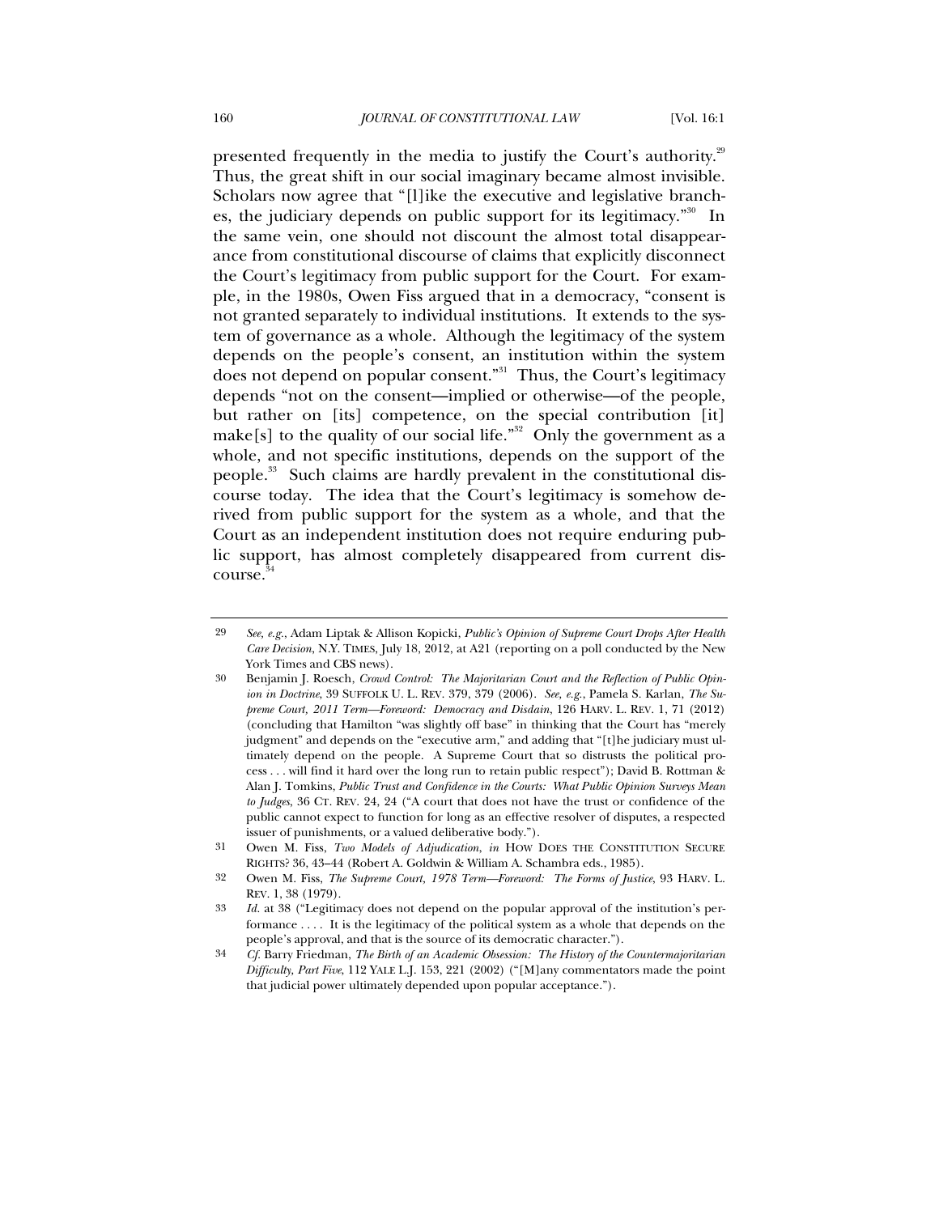presented frequently in the media to justify the Court's authority.[29] Thus, the great shift in our social imaginary became almost invisible. Scholars now agree that "[l]ike the executive and legislative branches, the judiciary depends on public support for its legitimacy."[30] In the same vein, one should not discount the almost total disappearance from constitutional discourse of claims that explicitly disconnect the Court's legitimacy from public support for the Court. For example, in the 1980s, Owen Fiss argued that in a democracy, "consent is not granted separately to individual institutions. It extends to the system of governance as a whole. Although the legitimacy of the system depends on the people's consent, an institution within the system does not depend on popular consent."[31] Thus, the Court's legitimacy depends "not on the consent—implied or otherwise—of the people, but rather on [its] competence, on the special contribution [it] make[s] to the quality of our social life."[32] Only the government as a whole, and not specific institutions, depends on the support of the people.[33] Such claims are hardly prevalent in the constitutional discourse today. The idea that the Court's legitimacy is somehow derived from public support for the system as a whole, and that the Court as an independent institution does not require enduring public support, has almost completely disappeared from current discourse.[34]

---

29 *See, e.g.*, Adam Liptak & Allison Kopicki, *Public's Opinion of Supreme Court Drops After Health Care Decision*, N.Y. TIMES, July 18, 2012, at A21 (reporting on a poll conducted by the New York Times and CBS news).

30 Benjamin J. Roesch, *Crowd Control: The Majoritarian Court and the Reflection of Public Opinion in Doctrine*, 39 SUFFOLK U. L. REV. 379, 379 (2006). *See, e.g.*, Pamela S. Karlan, *The Supreme Court, 2011 Term—Foreword: Democracy and Disdain*, 126 HARV. L. REV. 1, 71 (2012) (concluding that Hamilton "was slightly off base" in thinking that the Court has "merely judgment" and depends on the "executive arm," and adding that "[t]he judiciary must ultimately depend on the people. A Supreme Court that so distrusts the political process . . . will find it hard over the long run to retain public respect"); David B. Rottman & Alan J. Tomkins, *Public Trust and Confidence in the Courts: What Public Opinion Surveys Mean to Judges*, 36 CT. REV. 24, 24 ("A court that does not have the trust or confidence of the public cannot expect to function for long as an effective resolver of disputes, a respected issuer of punishments, or a valued deliberative body.").

31 Owen M. Fiss, *Two Models of Adjudication*, *in* HOW DOES THE CONSTITUTION SECURE RIGHTS? 36, 43–44 (Robert A. Goldwin & William A. Schambra eds., 1985).

32 Owen M. Fiss, *The Supreme Court, 1978 Term—Foreword: The Forms of Justice*, 93 HARV. L. REV. 1, 38 (1979).

33 *Id.* at 38 ("Legitimacy does not depend on the popular approval of the institution's performance . . . . It is the legitimacy of the political system as a whole that depends on the people's approval, and that is the source of its democratic character.").

34 *Cf.* Barry Friedman, *The Birth of an Academic Obsession: The History of the Countermajoritarian Difficulty, Part Five*, 112 YALE L.J. 153, 221 (2002) ("[M]any commentators made the point that judicial power ultimately depended upon popular acceptance.").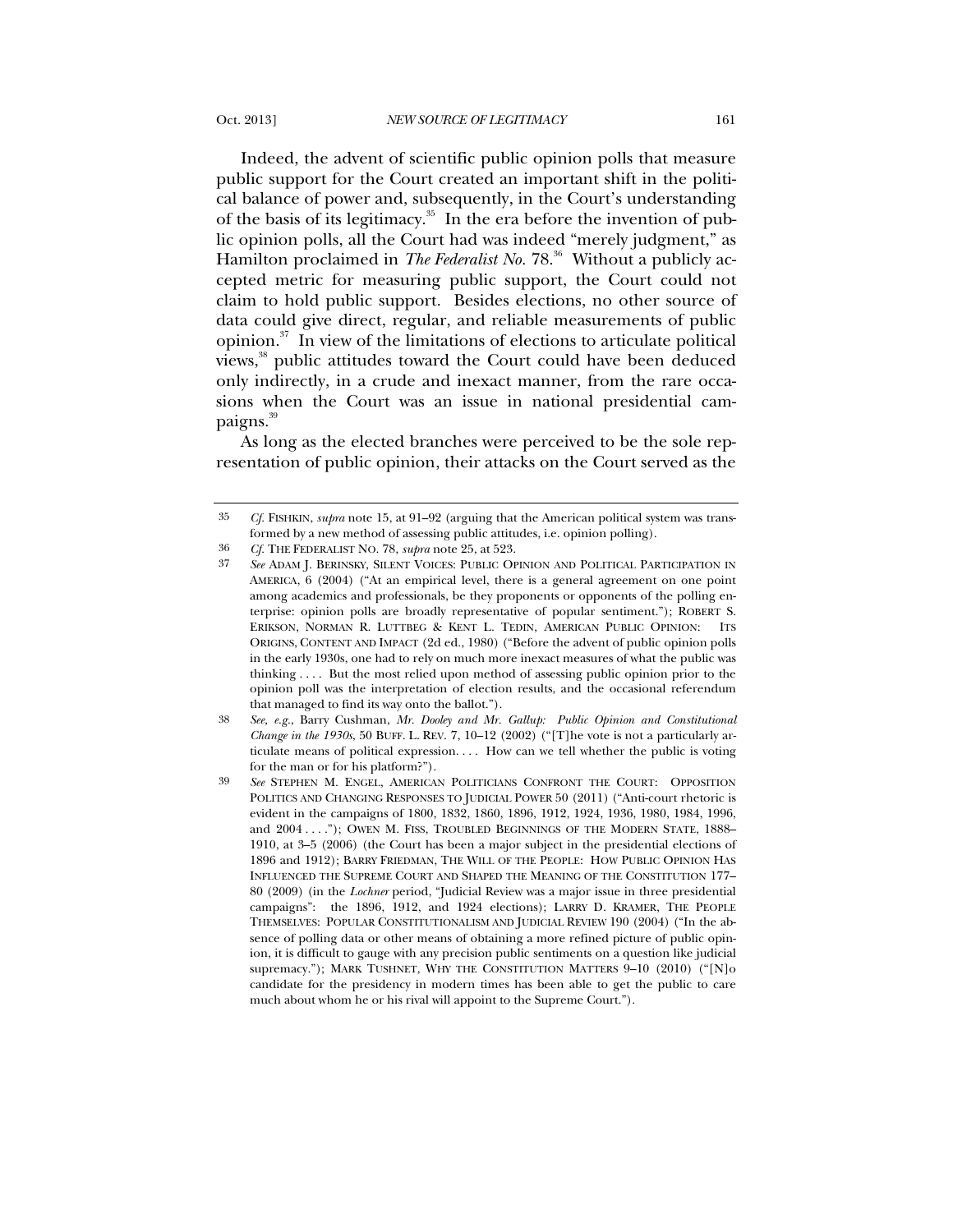Indeed, the advent of scientific public opinion polls that measure public support for the Court created an important shift in the political balance of power and, subsequently, in the Court's understanding of the basis of its legitimacy.[35] In the era before the invention of public opinion polls, all the Court had was indeed "merely judgment," as Hamilton proclaimed in *The Federalist No.* 78.[36] Without a publicly accepted metric for measuring public support, the Court could not claim to hold public support. Besides elections, no other source of data could give direct, regular, and reliable measurements of public opinion.[37] In view of the limitations of elections to articulate political views,[38] public attitudes toward the Court could have been deduced only indirectly, in a crude and inexact manner, from the rare occasions when the Court was an issue in national presidential campaigns.[39]

As long as the elected branches were perceived to be the sole representation of public opinion, their attacks on the Court served as the

---

35 *Cf.* FISHKIN, *supra* note 15, at 91–92 (arguing that the American political system was transformed by a new method of assessing public attitudes, i.e. opinion polling).

36 *Cf.* THE FEDERALIST NO. 78, *supra* note 25, at 523.

37 *See* ADAM J. BERINSKY, SILENT VOICES: PUBLIC OPINION AND POLITICAL PARTICIPATION IN AMERICA, 6 (2004) ("At an empirical level, there is a general agreement on one point among academics and professionals, be they proponents or opponents of the polling enterprise: opinion polls are broadly representative of popular sentiment."); ROBERT S. ERIKSON, NORMAN R. LUTTBEG & KENT L. TEDIN, AMERICAN PUBLIC OPINION: ITS ORIGINS, CONTENT AND IMPACT (2d ed., 1980) ("Before the advent of public opinion polls in the early 1930s, one had to rely on much more inexact measures of what the public was thinking . . . . But the most relied upon method of assessing public opinion prior to the opinion poll was the interpretation of election results, and the occasional referendum that managed to find its way onto the ballot.").

38 *See, e.g.*, Barry Cushman, *Mr. Dooley and Mr. Gallup: Public Opinion and Constitutional Change in the 1930s*, 50 BUFF. L. REV. 7, 10–12 (2002) ("[T]he vote is not a particularly articulate means of political expression. . . . How can we tell whether the public is voting for the man or for his platform?").

39 *See* STEPHEN M. ENGEL, AMERICAN POLITICIANS CONFRONT THE COURT: OPPOSITION POLITICS AND CHANGING RESPONSES TO JUDICIAL POWER 50 (2011) ("Anti-court rhetoric is evident in the campaigns of 1800, 1832, 1860, 1896, 1912, 1924, 1936, 1980, 1984, 1996, and 2004 . . . ."); OWEN M. FISS, TROUBLED BEGINNINGS OF THE MODERN STATE, 1888–1910, at 3–5 (2006) (the Court has been a major subject in the presidential elections of 1896 and 1912); BARRY FRIEDMAN, THE WILL OF THE PEOPLE: HOW PUBLIC OPINION HAS INFLUENCED THE SUPREME COURT AND SHAPED THE MEANING OF THE CONSTITUTION 177–80 (2009) (in the *Lochner* period, "Judicial Review was a major issue in three presidential campaigns": the 1896, 1912, and 1924 elections); LARRY D. KRAMER, THE PEOPLE THEMSELVES: POPULAR CONSTITUTIONALISM AND JUDICIAL REVIEW 190 (2004) ("In the absence of polling data or other means of obtaining a more refined picture of public opinion, it is difficult to gauge with any precision public sentiments on a question like judicial supremacy."); MARK TUSHNET, WHY THE CONSTITUTION MATTERS 9–10 (2010) ("[N]o candidate for the presidency in modern times has been able to get the public to care much about whom he or his rival will appoint to the Supreme Court.").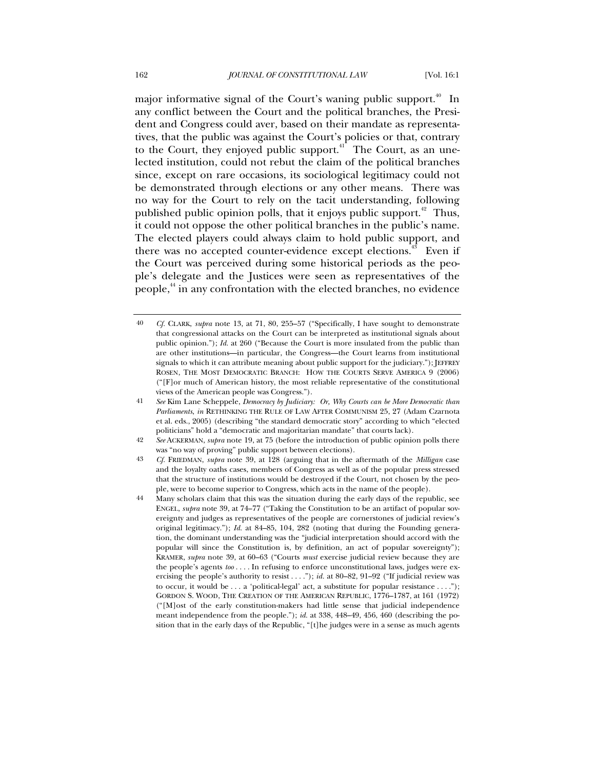major informative signal of the Court's waning public support.[40] In any conflict between the Court and the political branches, the President and Congress could aver, based on their mandate as representatives, that the public was against the Court's policies or that, contrary to the Court, they enjoyed public support.[41] The Court, as an unelected institution, could not rebut the claim of the political branches since, except on rare occasions, its sociological legitimacy could not be demonstrated through elections or any other means. There was no way for the Court to rely on the tacit understanding, following published public opinion polls, that it enjoys public support.[42] Thus, it could not oppose the other political branches in the public's name. The elected players could always claim to hold public support, and there was no accepted counter-evidence except elections.[43] Even if the Court was perceived during some historical periods as the people's delegate and the Justices were seen as representatives of the people,[44] in any confrontation with the elected branches, no evidence

---

40 *Cf.* CLARK, *supra* note 13, at 71, 80, 255–57 ("Specifically, I have sought to demonstrate that congressional attacks on the Court can be interpreted as institutional signals about public opinion."); *Id.* at 260 ("Because the Court is more insulated from the public than are other institutions—in particular, the Congress—the Court learns from institutional signals to which it can attribute meaning about public support for the judiciary."); JEFFREY ROSEN, THE MOST DEMOCRATIC BRANCH: HOW THE COURTS SERVE AMERICA 9 (2006) ("[F]or much of American history, the most reliable representative of the constitutional views of the American people was Congress.").

41 *See* Kim Lane Scheppele, *Democracy by Judiciary: Or, Why Courts can be More Democratic than Parliaments*, *in* RETHINKING THE RULE OF LAW AFTER COMMUNISM 25, 27 (Adam Czarnota et al. eds., 2005) (describing "the standard democratic story" according to which "elected politicians" hold a "democratic and majoritarian mandate" that courts lack).

42 *See* ACKERMAN, *supra* note 19, at 75 (before the introduction of public opinion polls there was "no way of proving" public support between elections).

43 *Cf.* FRIEDMAN, *supra* note 39, at 128 (arguing that in the aftermath of the *Milligan* case and the loyalty oaths cases, members of Congress as well as of the popular press stressed that the structure of institutions would be destroyed if the Court, not chosen by the people, were to become superior to Congress, which acts in the name of the people).

44 Many scholars claim that this was the situation during the early days of the republic, see ENGEL, *supra* note 39, at 74–77 ("Taking the Constitution to be an artifact of popular sovereignty and judges as representatives of the people are cornerstones of judicial review's original legitimacy."); *Id.* at 84–85, 104, 282 (noting that during the Founding generation, the dominant understanding was the "judicial interpretation should accord with the popular will since the Constitution is, by definition, an act of popular sovereignty"); KRAMER, *supra* note 39, at 60–63 ("Courts *must* exercise judicial review because they are the people's agents *too* . . . . In refusing to enforce unconstitutional laws, judges were exercising the people's authority to resist . . . ."); *id.* at 80–82, 91–92 ("If judicial review was to occur, it would be . . . a 'political-legal' act, a substitute for popular resistance . . . ."); GORDON S. WOOD, THE CREATION OF THE AMERICAN REPUBLIC, 1776–1787, at 161 (1972) ("[M]ost of the early constitution-makers had little sense that judicial independence meant independence from the people."); *id.* at 338, 448–49, 456, 460 (describing the position that in the early days of the Republic, "[t]he judges were in a sense as much agents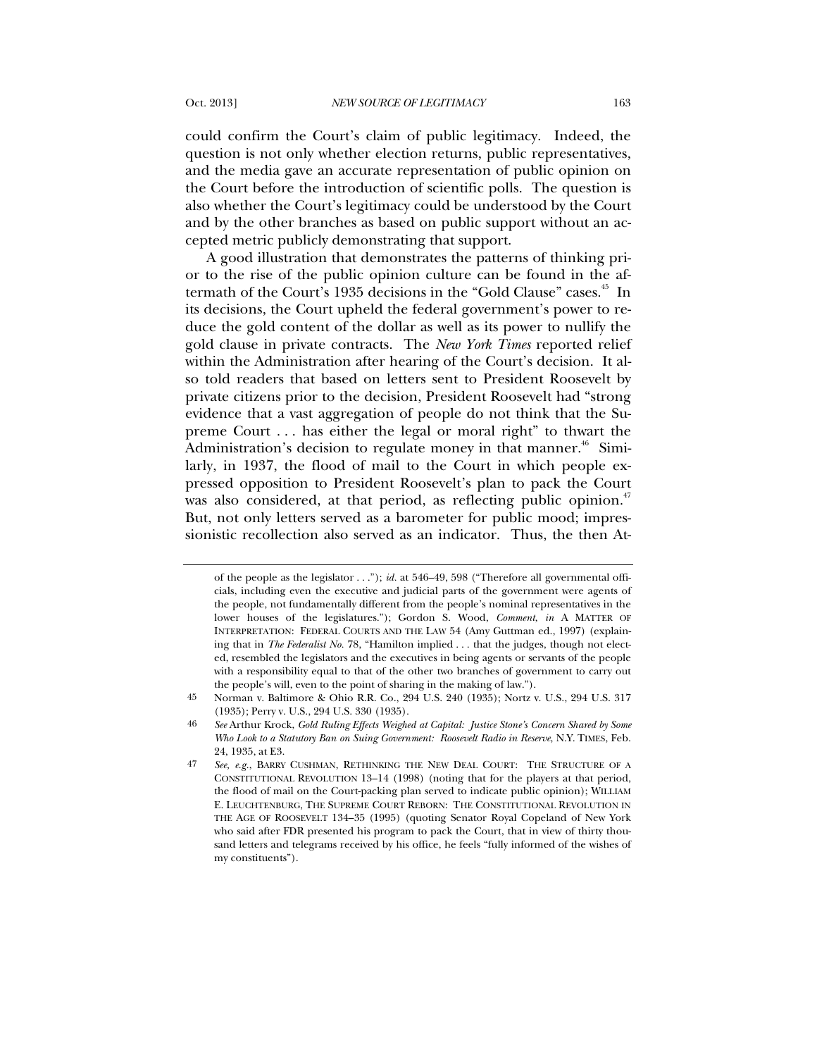could confirm the Court's claim of public legitimacy. Indeed, the question is not only whether election returns, public representatives, and the media gave an accurate representation of public opinion on the Court before the introduction of scientific polls. The question is also whether the Court's legitimacy could be understood by the Court and by the other branches as based on public support without an accepted metric publicly demonstrating that support.

A good illustration that demonstrates the patterns of thinking prior to the rise of the public opinion culture can be found in the aftermath of the Court's 1935 decisions in the "Gold Clause" cases.[45] In its decisions, the Court upheld the federal government's power to reduce the gold content of the dollar as well as its power to nullify the gold clause in private contracts. The *New York Times* reported relief within the Administration after hearing of the Court's decision. It also told readers that based on letters sent to President Roosevelt by private citizens prior to the decision, President Roosevelt had "strong evidence that a vast aggregation of people do not think that the Supreme Court . . . has either the legal or moral right" to thwart the Administration's decision to regulate money in that manner.[46] Similarly, in 1937, the flood of mail to the Court in which people expressed opposition to President Roosevelt's plan to pack the Court was also considered, at that period, as reflecting public opinion.[47] But, not only letters served as a barometer for public mood; impressionistic recollection also served as an indicator. Thus, the then At-

---

of the people as the legislator . . ."); *id.* at 546–49, 598 ("Therefore all governmental officials, including even the executive and judicial parts of the government were agents of the people, not fundamentally different from the people's nominal representatives in the lower houses of the legislatures."); Gordon S. Wood, *Comment*, *in* A MATTER OF INTERPRETATION: FEDERAL COURTS AND THE LAW 54 (Amy Guttman ed., 1997) (explaining that in *The Federalist No.* 78, "Hamilton implied . . . that the judges, though not elected, resembled the legislators and the executives in being agents or servants of the people with a responsibility equal to that of the other two branches of government to carry out the people's will, even to the point of sharing in the making of law.").

45 Norman v. Baltimore & Ohio R.R. Co., 294 U.S. 240 (1935); Nortz v. U.S., 294 U.S. 317 (1935); Perry v. U.S., 294 U.S. 330 (1935).

46 *See* Arthur Krock, *Gold Ruling Effects Weighed at Capital: Justice Stone's Concern Shared by Some Who Look to a Statutory Ban on Suing Government: Roosevelt Radio in Reserve*, N.Y. TIMES, Feb. 24, 1935, at E3.

47 *See, e.g.*, BARRY CUSHMAN, RETHINKING THE NEW DEAL COURT: THE STRUCTURE OF A CONSTITUTIONAL REVOLUTION 13–14 (1998) (noting that for the players at that period, the flood of mail on the Court-packing plan served to indicate public opinion); WILLIAM E. LEUCHTENBURG, THE SUPREME COURT REBORN: THE CONSTITUTIONAL REVOLUTION IN THE AGE OF ROOSEVELT 134–35 (1995) (quoting Senator Royal Copeland of New York who said after FDR presented his program to pack the Court, that in view of thirty thousand letters and telegrams received by his office, he feels "fully informed of the wishes of my constituents").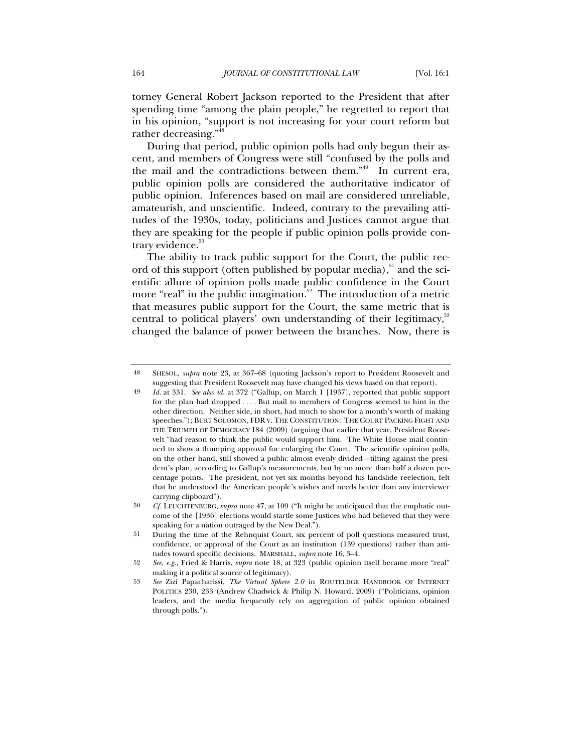torney General Robert Jackson reported to the President that after spending time "among the plain people," he regretted to report that in his opinion, "support is not increasing for your court reform but rather decreasing."[48]

During that period, public opinion polls had only begun their ascent, and members of Congress were still "confused by the polls and the mail and the contradictions between them."[49] In current era, public opinion polls are considered the authoritative indicator of public opinion. Inferences based on mail are considered unreliable, amateurish, and unscientific. Indeed, contrary to the prevailing attitudes of the 1930s, today, politicians and Justices cannot argue that they are speaking for the people if public opinion polls provide contrary evidence.[50]

The ability to track public support for the Court, the public record of this support (often published by popular media),[51] and the scientific allure of opinion polls made public confidence in the Court more "real" in the public imagination.[52] The introduction of a metric that measures public support for the Court, the same metric that is central to political players' own understanding of their legitimacy,[53] changed the balance of power between the branches. Now, there is

---

48 SHESOL, *supra* note 23, at 367–68 (quoting Jackson's report to President Roosevelt and suggesting that President Roosevelt may have changed his views based on that report).

49 *Id.* at 331. *See also id.* at 372 ("Gallup, on March 1 [1937], reported that public support for the plan had dropped . . . . But mail to members of Congress seemed to hint in the other direction. Neither side, in short, had much to show for a month's worth of making speeches."); BURT SOLOMON, FDR V. THE CONSTITUTION: THE COURT PACKING FIGHT AND THE TRIUMPH OF DEMOCRACY 184 (2009) (arguing that earlier that year, President Roosevelt "had reason to think the public would support him. The White House mail continued to show a thumping approval for enlarging the Court. The scientific opinion polls, on the other hand, still showed a public almost evenly divided—tilting against the president's plan, according to Gallup's measurements, but by no more than half a dozen percentage points. The president, not yet six months beyond his landslide reelection, felt that he understood the American people's wishes and needs better than any interviewer carrying clipboard").

50 *Cf.* LEUCHTENBURG, *supra* note 47, at 109 ("It might be anticipated that the emphatic outcome of the [1936] elections would startle some Justices who had believed that they were speaking for a nation outraged by the New Deal.").

51 During the time of the Rehnquist Court, six percent of poll questions measured trust, confidence, or approval of the Court as an institution (139 questions) rather than attitudes toward specific decisions. MARSHALL, *supra* note 16, 3–4.

52 *See, e.g.,* Fried & Harris, *supra* note 18, at 323 (public opinion itself became more "real" making it a political source of legitimacy).

53 *See* Zizi Papacharissi, *The Virtual Sphere 2.0* in ROUTELDGE HANDBOOK OF INTERNET POLITICS 230, 233 (Andrew Chadwick & Philip N. Howard, 2009) ("Politicians, opinion leaders, and the media frequently rely on aggregation of public opinion obtained through polls.").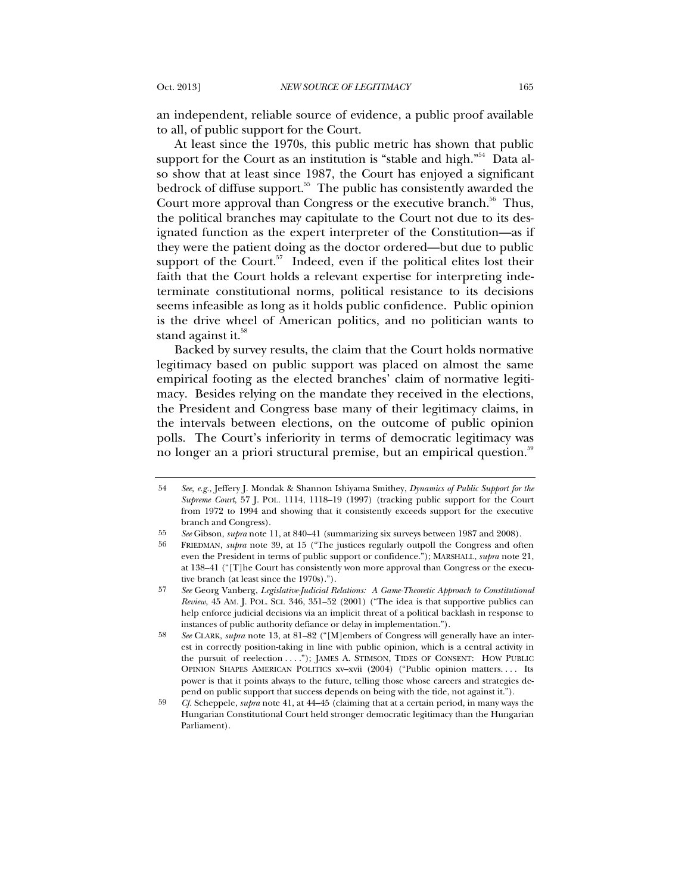an independent, reliable source of evidence, a public proof available to all, of public support for the Court.

At least since the 1970s, this public metric has shown that public support for the Court as an institution is "stable and high."[54] Data also show that at least since 1987, the Court has enjoyed a significant bedrock of diffuse support.[55] The public has consistently awarded the Court more approval than Congress or the executive branch.[56] Thus, the political branches may capitulate to the Court not due to its designated function as the expert interpreter of the Constitution—as if they were the patient doing as the doctor ordered—but due to public support of the Court.[57] Indeed, even if the political elites lost their faith that the Court holds a relevant expertise for interpreting indeterminate constitutional norms, political resistance to its decisions seems infeasible as long as it holds public confidence. Public opinion is the drive wheel of American politics, and no politician wants to stand against it.[58]

Backed by survey results, the claim that the Court holds normative legitimacy based on public support was placed on almost the same empirical footing as the elected branches' claim of normative legitimacy. Besides relying on the mandate they received in the elections, the President and Congress base many of their legitimacy claims, in the intervals between elections, on the outcome of public opinion polls. The Court's inferiority in terms of democratic legitimacy was no longer an a priori structural premise, but an empirical question.[59]

---

54 *See, e.g.*, Jeffery J. Mondak & Shannon Ishiyama Smithey, *Dynamics of Public Support for the Supreme Court*, 57 J. POL. 1114, 1118–19 (1997) (tracking public support for the Court from 1972 to 1994 and showing that it consistently exceeds support for the executive branch and Congress).

55 *See* Gibson, *supra* note 11, at 840–41 (summarizing six surveys between 1987 and 2008).

56 FRIEDMAN, *supra* note 39, at 15 ("The justices regularly outpoll the Congress and often even the President in terms of public support or confidence."); MARSHALL, *supra* note 21, at 138–41 ("[T]he Court has consistently won more approval than Congress or the executive branch (at least since the 1970s).").

57 *See* Georg Vanberg, *Legislative-Judicial Relations: A Game-Theoretic Approach to Constitutional Review*, 45 AM. J. POL. SCI. 346, 351–52 (2001) ("The idea is that supportive publics can help enforce judicial decisions via an implicit threat of a political backlash in response to instances of public authority defiance or delay in implementation.").

58 *See* CLARK, *supra* note 13, at 81–82 ("[M]embers of Congress will generally have an interest in correctly position-taking in line with public opinion, which is a central activity in the pursuit of reelection . . . ."); JAMES A. STIMSON, TIDES OF CONSENT: HOW PUBLIC OPINION SHAPES AMERICAN POLITICS xv–xvii (2004) ("Public opinion matters. . . . Its power is that it points always to the future, telling those whose careers and strategies depend on public support that success depends on being with the tide, not against it.").

59 *Cf.* Scheppele, *supra* note 41, at 44–45 (claiming that at a certain period, in many ways the Hungarian Constitutional Court held stronger democratic legitimacy than the Hungarian Parliament).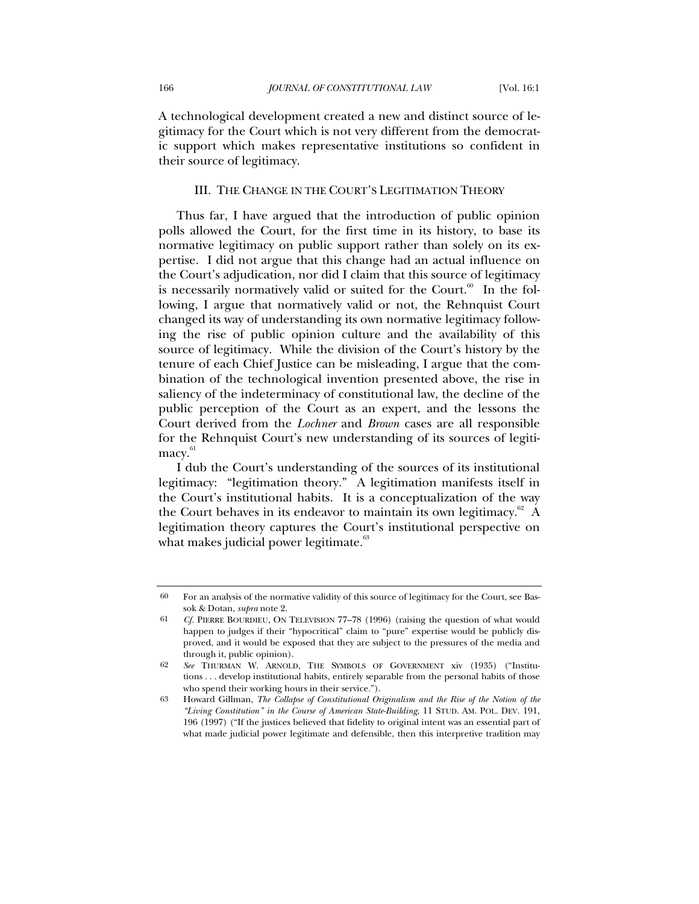A technological development created a new and distinct source of legitimacy for the Court which is not very different from the democratic support which makes representative institutions so confident in their source of legitimacy.

## III. THE CHANGE IN THE COURT'S LEGITIMATION THEORY

Thus far, I have argued that the introduction of public opinion polls allowed the Court, for the first time in its history, to base its normative legitimacy on public support rather than solely on its expertise. I did not argue that this change had an actual influence on the Court's adjudication, nor did I claim that this source of legitimacy is necessarily normatively valid or suited for the Court.[60] In the following, I argue that normatively valid or not, the Rehnquist Court changed its way of understanding its own normative legitimacy following the rise of public opinion culture and the availability of this source of legitimacy. While the division of the Court's history by the tenure of each Chief Justice can be misleading, I argue that the combination of the technological invention presented above, the rise in saliency of the indeterminacy of constitutional law, the decline of the public perception of the Court as an expert, and the lessons the Court derived from the *Lochner* and *Brown* cases are all responsible for the Rehnquist Court's new understanding of its sources of legitimacy.[61]

I dub the Court's understanding of the sources of its institutional legitimacy: "legitimation theory." A legitimation manifests itself in the Court's institutional habits. It is a conceptualization of the way the Court behaves in its endeavor to maintain its own legitimacy.[62] A legitimation theory captures the Court's institutional perspective on what makes judicial power legitimate.[63]

---

60 For an analysis of the normative validity of this source of legitimacy for the Court, see Bassok & Dotan, *supra* note 2.

61 *Cf.* PIERRE BOURDIEU, ON TELEVISION 77–78 (1996) (raising the question of what would happen to judges if their "hypocritical" claim to "pure" expertise would be publicly disproved, and it would be exposed that they are subject to the pressures of the media and through it, public opinion).

62 *See* THURMAN W. ARNOLD, THE SYMBOLS OF GOVERNMENT xiv (1935) ("Institutions . . . develop institutional habits, entirely separable from the personal habits of those who spend their working hours in their service.").

63 Howard Gillman, *The Collapse of Constitutional Originalism and the Rise of the Notion of the "Living Constitution" in the Course of American State-Building*, 11 STUD. AM. POL. DEV. 191, 196 (1997) ("If the justices believed that fidelity to original intent was an essential part of what made judicial power legitimate and defensible, then this interpretive tradition may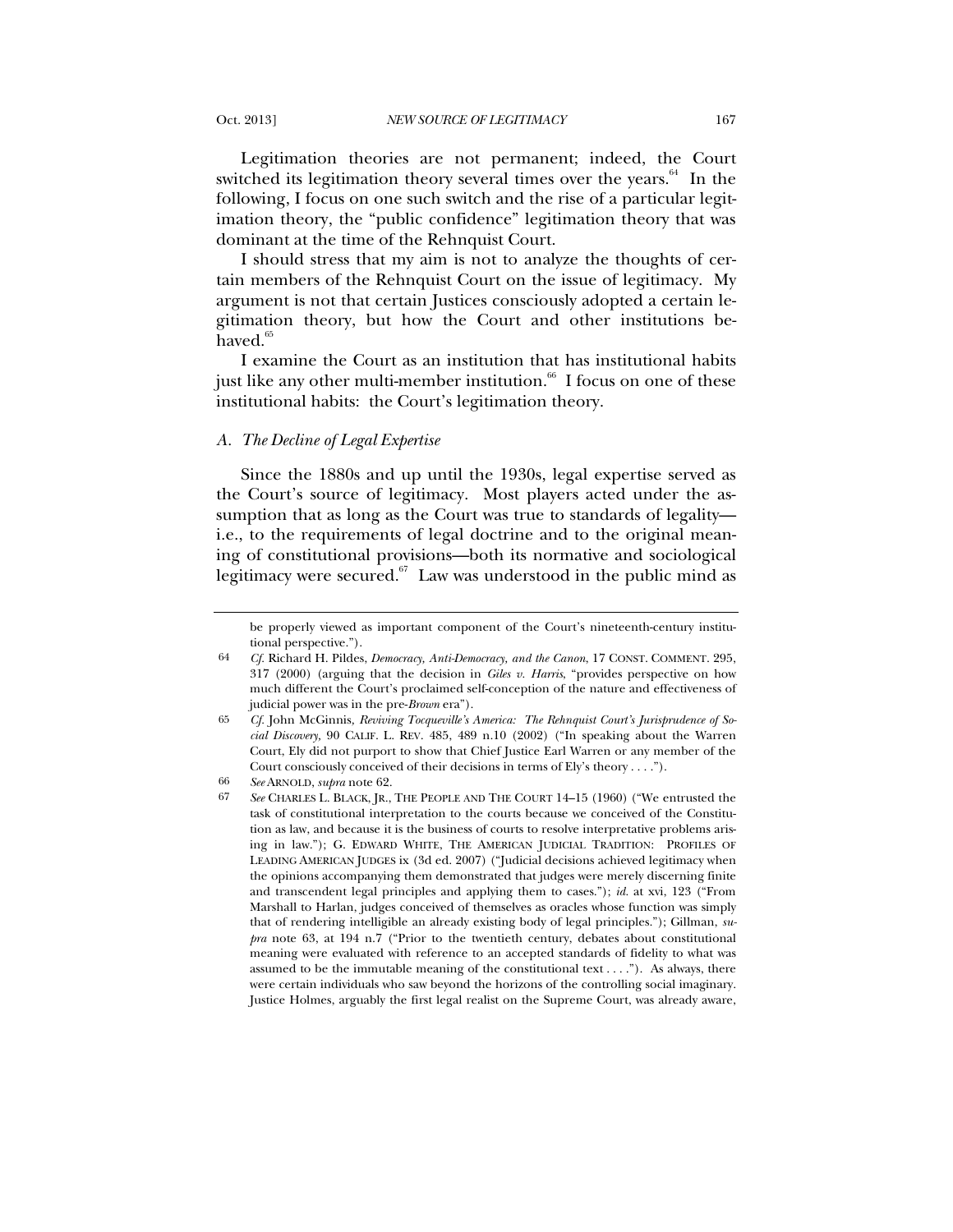Legitimation theories are not permanent; indeed, the Court switched its legitimation theory several times over the years.[64] In the following, I focus on one such switch and the rise of a particular legitimation theory, the "public confidence" legitimation theory that was dominant at the time of the Rehnquist Court.

I should stress that my aim is not to analyze the thoughts of certain members of the Rehnquist Court on the issue of legitimacy. My argument is not that certain Justices consciously adopted a certain legitimation theory, but how the Court and other institutions behaved.[65]

I examine the Court as an institution that has institutional habits just like any other multi-member institution.[66] I focus on one of these institutional habits: the Court's legitimation theory.

### *A. The Decline of Legal Expertise*

Since the 1880s and up until the 1930s, legal expertise served as the Court's source of legitimacy. Most players acted under the assumption that as long as the Court was true to standards of legality—i.e., to the requirements of legal doctrine and to the original meaning of constitutional provisions—both its normative and sociological legitimacy were secured.[67] Law was understood in the public mind as

---

be properly viewed as important component of the Court's nineteenth-century institutional perspective.").

64 *Cf.* Richard H. Pildes, *Democracy, Anti-Democracy, and the Canon*, 17 CONST. COMMENT. 295, 317 (2000) (arguing that the decision in *Giles v. Harris*, "provides perspective on how much different the Court's proclaimed self-conception of the nature and effectiveness of judicial power was in the pre-*Brown* era").

65 *Cf.* John McGinnis, *Reviving Tocqueville's America: The Rehnquist Court's Jurisprudence of Social Discovery,* 90 CALIF. L. REV. 485, 489 n.10 (2002) ("In speaking about the Warren Court, Ely did not purport to show that Chief Justice Earl Warren or any member of the Court consciously conceived of their decisions in terms of Ely's theory . . . .").

66 *See* ARNOLD, *supra* note 62.

67 *See* CHARLES L. BLACK, JR., THE PEOPLE AND THE COURT 14–15 (1960) ("We entrusted the task of constitutional interpretation to the courts because we conceived of the Constitution as law, and because it is the business of courts to resolve interpretative problems arising in law."); G. EDWARD WHITE, THE AMERICAN JUDICIAL TRADITION: PROFILES OF LEADING AMERICAN JUDGES ix (3d ed. 2007) ("Judicial decisions achieved legitimacy when the opinions accompanying them demonstrated that judges were merely discerning finite and transcendent legal principles and applying them to cases."); *id.* at xvi, 123 ("From Marshall to Harlan, judges conceived of themselves as oracles whose function was simply that of rendering intelligible an already existing body of legal principles."); Gillman, *supra* note 63, at 194 n.7 ("Prior to the twentieth century, debates about constitutional meaning were evaluated with reference to an accepted standards of fidelity to what was assumed to be the immutable meaning of the constitutional text . . . ."). As always, there were certain individuals who saw beyond the horizons of the controlling social imaginary. Justice Holmes, arguably the first legal realist on the Supreme Court, was already aware,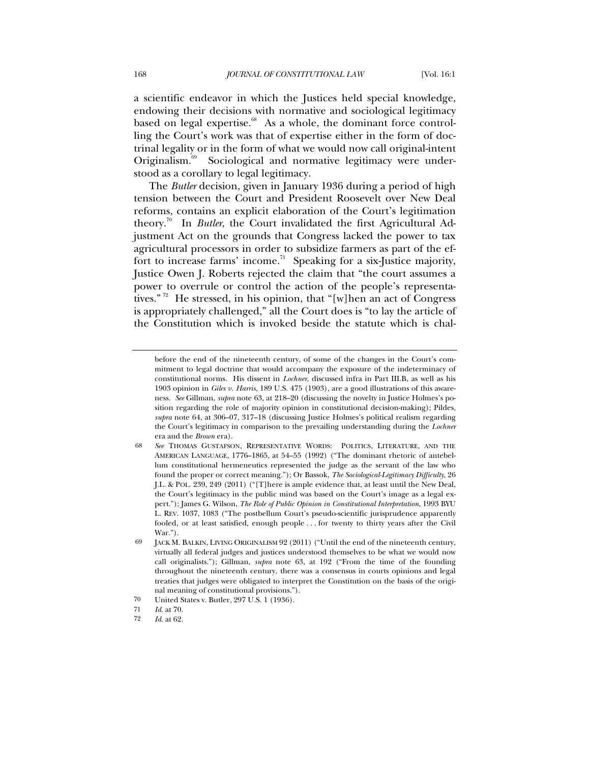a scientific endeavor in which the Justices held special knowledge, endowing their decisions with normative and sociological legitimacy based on legal expertise.[68] As a whole, the dominant force controlling the Court's work was that of expertise either in the form of doctrinal legality or in the form of what we would now call original-intent Originalism.[69] Sociological and normative legitimacy were understood as a corollary to legal legitimacy.

The *Butler* decision, given in January 1936 during a period of high tension between the Court and President Roosevelt over New Deal reforms, contains an explicit elaboration of the Court's legitimation theory.[70] In *Butler*, the Court invalidated the first Agricultural Adjustment Act on the grounds that Congress lacked the power to tax agricultural processors in order to subsidize farmers as part of the effort to increase farms' income.[71] Speaking for a six-Justice majority, Justice Owen J. Roberts rejected the claim that "the court assumes a power to overrule or control the action of the people's representatives."[72] He stressed, in his opinion, that "[w]hen an act of Congress is appropriately challenged," all the Court does is "to lay the article of the Constitution which is invoked beside the statute which is chal-

---

before the end of the nineteenth century, of some of the changes in the Court's commitment to legal doctrine that would accompany the exposure of the indeterminacy of constitutional norms. His dissent in *Lochner*, discussed infra in Part III.B, as well as his 1903 opinion in *Giles v. Harris*, 189 U.S. 475 (1903), are a good illustrations of this awareness. *See* Gillman, *supra* note 63, at 218–20 (discussing the novelty in Justice Holmes's position regarding the role of majority opinion in constitutional decision-making); Pildes, *supra* note 64, at 306–07, 317–18 (discussing Justice Holmes's political realism regarding the Court's legitimacy in comparison to the prevailing understanding during the *Lochner* era and the *Brown* era).

68 *See* THOMAS GUSTAFSON, REPRESENTATIVE WORDS: POLITICS, LITERATURE, AND THE AMERICAN LANGUAGE, 1776–1865, at 54–55 (1992) ("The dominant rhetoric of antebellum constitutional hermeneutics represented the judge as the servant of the law who found the proper or correct meaning."); Or Bassok, *The Sociological-Legitimacy Difficulty*, 26 J.L. & POL. 239, 249 (2011) ("[T]here is ample evidence that, at least until the New Deal, the Court's legitimacy in the public mind was based on the Court's image as a legal expert."); James G. Wilson, *The Role of Public Opinion in Constitutional Interpretation*, 1993 BYU L. REV. 1037, 1083 ("The postbellum Court's pseudo-scientific jurisprudence apparently fooled, or at least satisfied, enough people . . . for twenty to thirty years after the Civil War.").

69 JACK M. BALKIN, LIVING ORIGINALISM 92 (2011) ("Until the end of the nineteenth century, virtually all federal judges and justices understood themselves to be what we would now call originalists."); Gillman, *supra* note 63, at 192 ("From the time of the founding throughout the nineteenth century, there was a consensus in courts opinions and legal treaties that judges were obligated to interpret the Constitution on the basis of the original meaning of constitutional provisions.").

70 United States v. Butler, 297 U.S. 1 (1936).

71 *Id.* at 70.

72 *Id.* at 62.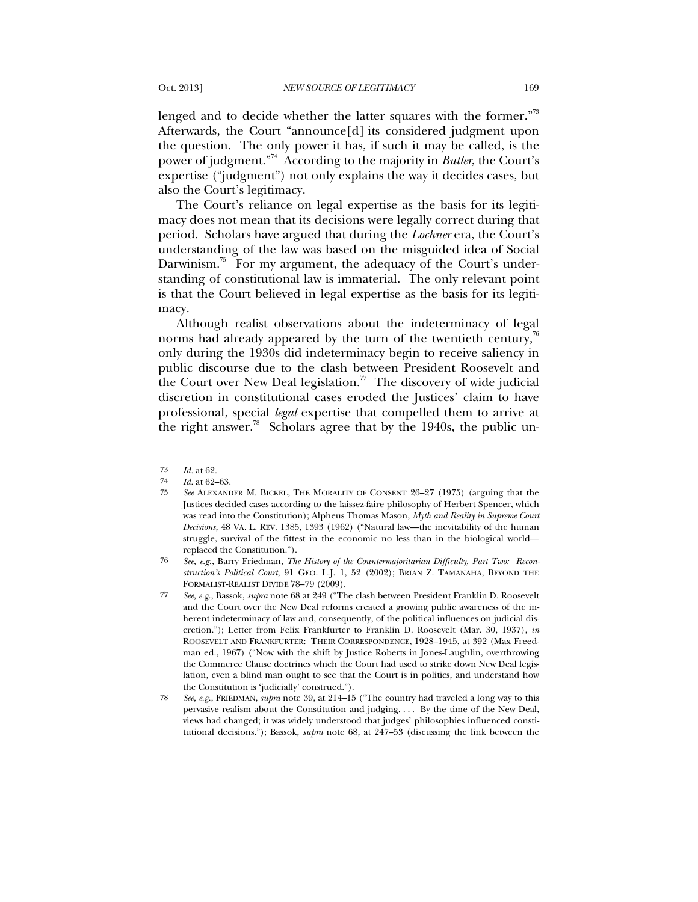lenged and to decide whether the latter squares with the former."[73] Afterwards, the Court "announce[d] its considered judgment upon the question. The only power it has, if such it may be called, is the power of judgment."[74] According to the majority in *Butler*, the Court's expertise ("judgment") not only explains the way it decides cases, but also the Court's legitimacy.

The Court's reliance on legal expertise as the basis for its legitimacy does not mean that its decisions were legally correct during that period. Scholars have argued that during the *Lochner* era, the Court's understanding of the law was based on the misguided idea of Social Darwinism.[75] For my argument, the adequacy of the Court's understanding of constitutional law is immaterial. The only relevant point is that the Court believed in legal expertise as the basis for its legitimacy.

Although realist observations about the indeterminacy of legal norms had already appeared by the turn of the twentieth century,[76] only during the 1930s did indeterminacy begin to receive saliency in public discourse due to the clash between President Roosevelt and the Court over New Deal legislation.[77] The discovery of wide judicial discretion in constitutional cases eroded the Justices' claim to have professional, special *legal* expertise that compelled them to arrive at the right answer.[78] Scholars agree that by the 1940s, the public un-

---

73 *Id.* at 62.

74 *Id.* at 62–63.

75 *See* ALEXANDER M. BICKEL, THE MORALITY OF CONSENT 26–27 (1975) (arguing that the Justices decided cases according to the laissez-faire philosophy of Herbert Spencer, which was read into the Constitution); Alpheus Thomas Mason, *Myth and Reality in Supreme Court Decisions*, 48 VA. L. REV. 1385, 1393 (1962) ("Natural law—the inevitability of the human struggle, survival of the fittest in the economic no less than in the biological world—replaced the Constitution.").

76 *See, e.g.*, Barry Friedman, *The History of the Countermajoritarian Difficulty, Part Two: Reconstruction's Political Court*, 91 GEO. L.J. 1, 52 (2002); BRIAN Z. TAMANAHA, BEYOND THE FORMALIST-REALIST DIVIDE 78–79 (2009).

77 *See, e.g.*, Bassok, *supra* note 68 at 249 ("The clash between President Franklin D. Roosevelt and the Court over the New Deal reforms created a growing public awareness of the inherent indeterminacy of law and, consequently, of the political influences on judicial discretion."); Letter from Felix Frankfurter to Franklin D. Roosevelt (Mar. 30, 1937), *in* ROOSEVELT AND FRANKFURTER: THEIR CORRESPONDENCE, 1928–1945, at 392 (Max Freedman ed., 1967) ("Now with the shift by Justice Roberts in Jones-Laughlin, overthrowing the Commerce Clause doctrines which the Court had used to strike down New Deal legislation, even a blind man ought to see that the Court is in politics, and understand how the Constitution is 'judicially' construed.").

78 *See, e.g.*, FRIEDMAN, *supra* note 39, at 214–15 ("The country had traveled a long way to this pervasive realism about the Constitution and judging. . . . By the time of the New Deal, views had changed; it was widely understood that judges' philosophies influenced constitutional decisions."); Bassok, *supra* note 68, at 247–53 (discussing the link between the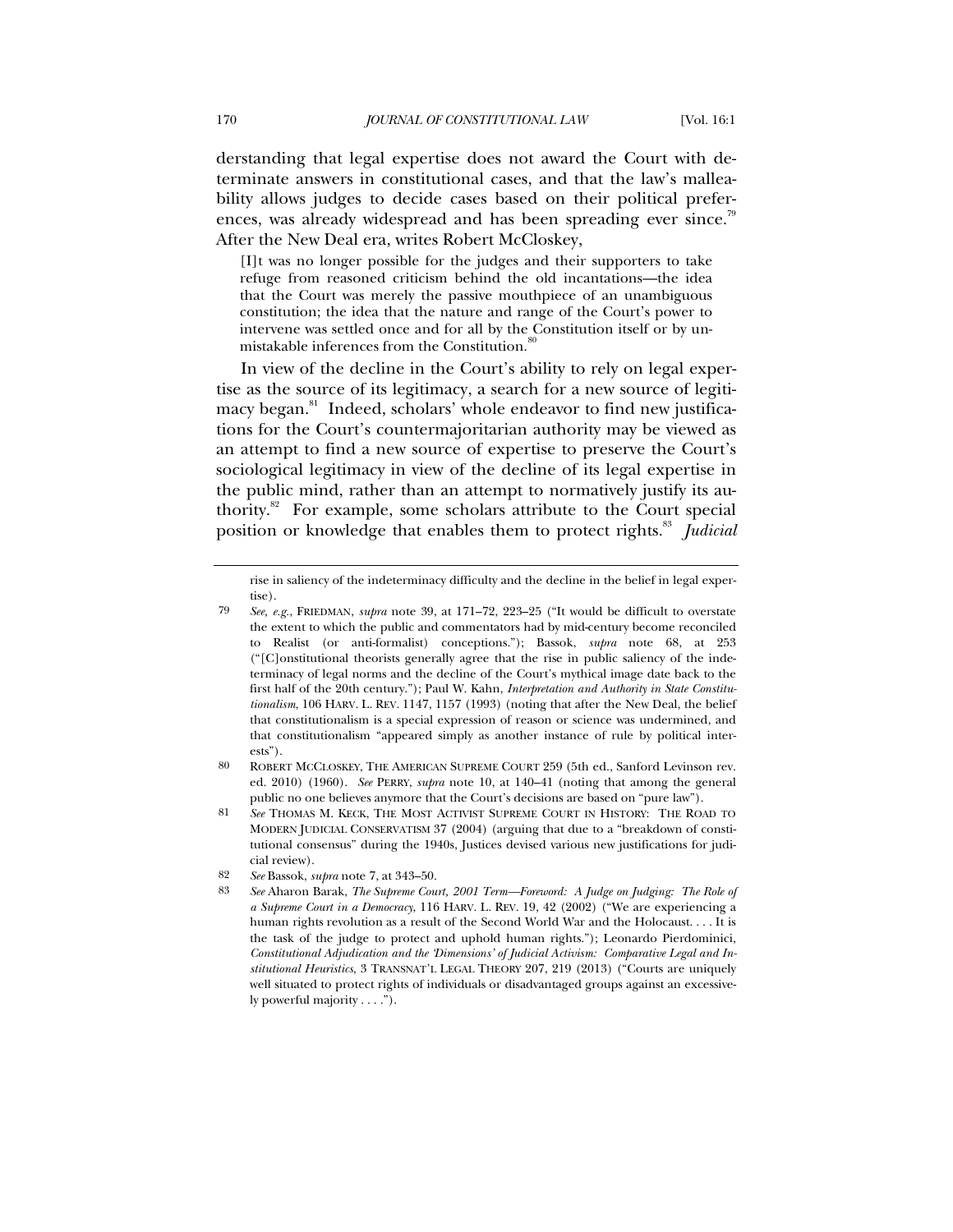derstanding that legal expertise does not award the Court with determinate answers in constitutional cases, and that the law's malleability allows judges to decide cases based on their political preferences, was already widespread and has been spreading ever since.[79] After the New Deal era, writes Robert McCloskey,

> [I]t was no longer possible for the judges and their supporters to take refuge from reasoned criticism behind the old incantations—the idea that the Court was merely the passive mouthpiece of an unambiguous constitution; the idea that the nature and range of the Court's power to intervene was settled once and for all by the Constitution itself or by unmistakable inferences from the Constitution.[80]

In view of the decline in the Court's ability to rely on legal expertise as the source of its legitimacy, a search for a new source of legitimacy began.[81] Indeed, scholars' whole endeavor to find new justifications for the Court's countermajoritarian authority may be viewed as an attempt to find a new source of expertise to preserve the Court's sociological legitimacy in view of the decline of its legal expertise in the public mind, rather than an attempt to normatively justify its authority.[82] For example, some scholars attribute to the Court special position or knowledge that enables them to protect rights.[83] *Judicial*

---

rise in saliency of the indeterminacy difficulty and the decline in the belief in legal expertise).

79 *See, e.g.*, FRIEDMAN, *supra* note 39, at 171–72, 223–25 ("It would be difficult to overstate the extent to which the public and commentators had by mid-century become reconciled to Realist (or anti-formalist) conceptions."); Bassok, *supra* note 68, at 253 ("[C]onstitutional theorists generally agree that the rise in public saliency of the indeterminacy of legal norms and the decline of the Court's mythical image date back to the first half of the 20th century."); Paul W. Kahn, *Interpretation and Authority in State Constitutionalism*, 106 HARV. L. REV. 1147, 1157 (1993) (noting that after the New Deal, the belief that constitutionalism is a special expression of reason or science was undermined, and that constitutionalism "appeared simply as another instance of rule by political interests").

80 ROBERT MCCLOSKEY, THE AMERICAN SUPREME COURT 259 (5th ed., Sanford Levinson rev. ed. 2010) (1960). *See* PERRY, *supra* note 10, at 140–41 (noting that among the general public no one believes anymore that the Court's decisions are based on "pure law").

81 *See* THOMAS M. KECK, THE MOST ACTIVIST SUPREME COURT IN HISTORY: THE ROAD TO MODERN JUDICIAL CONSERVATISM 37 (2004) (arguing that due to a "breakdown of constitutional consensus" during the 1940s, Justices devised various new justifications for judicial review).

82 *See* Bassok, *supra* note 7, at 343–50.

83 *See* Aharon Barak, *The Supreme Court, 2001 Term—Foreword: A Judge on Judging: The Role of a Supreme Court in a Democracy*, 116 HARV. L. REV. 19, 42 (2002) ("We are experiencing a human rights revolution as a result of the Second World War and the Holocaust. . . . It is the task of the judge to protect and uphold human rights."); Leonardo Pierdominici, *Constitutional Adjudication and the 'Dimensions' of Judicial Activism: Comparative Legal and Institutional Heuristics*, 3 TRANSNAT'L LEGAL THEORY 207, 219 (2013) ("Courts are uniquely well situated to protect rights of individuals or disadvantaged groups against an excessively powerful majority . . . .").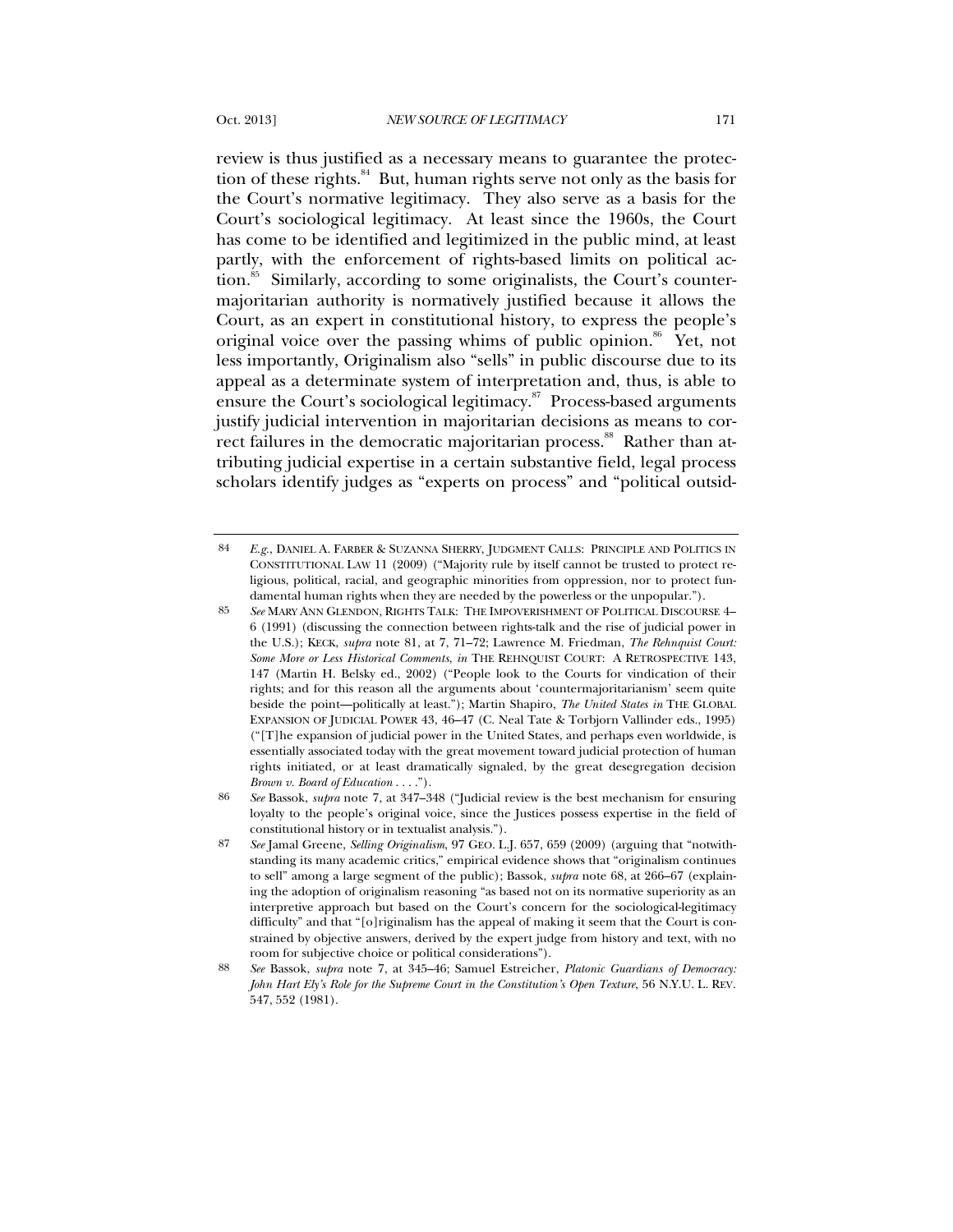review is thus justified as a necessary means to guarantee the protection of these rights.[84] But, human rights serve not only as the basis for the Court's normative legitimacy. They also serve as a basis for the Court's sociological legitimacy. At least since the 1960s, the Court has come to be identified and legitimized in the public mind, at least partly, with the enforcement of rights-based limits on political action.[85] Similarly, according to some originalists, the Court's counter-majoritarian authority is normatively justified because it allows the Court, as an expert in constitutional history, to express the people's original voice over the passing whims of public opinion.[86] Yet, not less importantly, Originalism also "sells" in public discourse due to its appeal as a determinate system of interpretation and, thus, is able to ensure the Court's sociological legitimacy.[87] Process-based arguments justify judicial intervention in majoritarian decisions as means to correct failures in the democratic majoritarian process.[88] Rather than attributing judicial expertise in a certain substantive field, legal process scholars identify judges as "experts on process" and "political outsid-

---

84 *E.g.*, DANIEL A. FARBER & SUZANNA SHERRY, JUDGMENT CALLS: PRINCIPLE AND POLITICS IN CONSTITUTIONAL LAW 11 (2009) ("Majority rule by itself cannot be trusted to protect religious, political, racial, and geographic minorities from oppression, nor to protect fundamental human rights when they are needed by the powerless or the unpopular.").

85 *See* MARY ANN GLENDON, RIGHTS TALK: THE IMPOVERISHMENT OF POLITICAL DISCOURSE 4–6 (1991) (discussing the connection between rights-talk and the rise of judicial power in the U.S.); KECK, *supra* note 81, at 7, 71–72; Lawrence M. Friedman, *The Rehnquist Court: Some More or Less Historical Comments*, *in* THE REHNQUIST COURT: A RETROSPECTIVE 143, 147 (Martin H. Belsky ed., 2002) ("People look to the Courts for vindication of their rights; and for this reason all the arguments about 'countermajoritarianism' seem quite beside the point—politically at least."); Martin Shapiro, *The United States in* THE GLOBAL EXPANSION OF JUDICIAL POWER 43, 46–47 (C. Neal Tate & Torbjorn Vallinder eds., 1995) ("[T]he expansion of judicial power in the United States, and perhaps even worldwide, is essentially associated today with the great movement toward judicial protection of human rights initiated, or at least dramatically signaled, by the great desegregation decision *Brown v. Board of Education* . . . .").

86 *See* Bassok, *supra* note 7, at 347–348 ("Judicial review is the best mechanism for ensuring loyalty to the people's original voice, since the Justices possess expertise in the field of constitutional history or in textualist analysis.").

87 *See* Jamal Greene, *Selling Originalism*, 97 GEO. L.J. 657, 659 (2009) (arguing that "notwithstanding its many academic critics," empirical evidence shows that "originalism continues to sell" among a large segment of the public); Bassok, *supra* note 68, at 266–67 (explaining the adoption of originalism reasoning "as based not on its normative superiority as an interpretive approach but based on the Court's concern for the sociological-legitimacy difficulty" and that "[o]riginalism has the appeal of making it seem that the Court is constrained by objective answers, derived by the expert judge from history and text, with no room for subjective choice or political considerations").

88 *See* Bassok, *supra* note 7, at 345–46; Samuel Estreicher, *Platonic Guardians of Democracy: John Hart Ely's Role for the Supreme Court in the Constitution's Open Texture*, 56 N.Y.U. L. REV. 547, 552 (1981).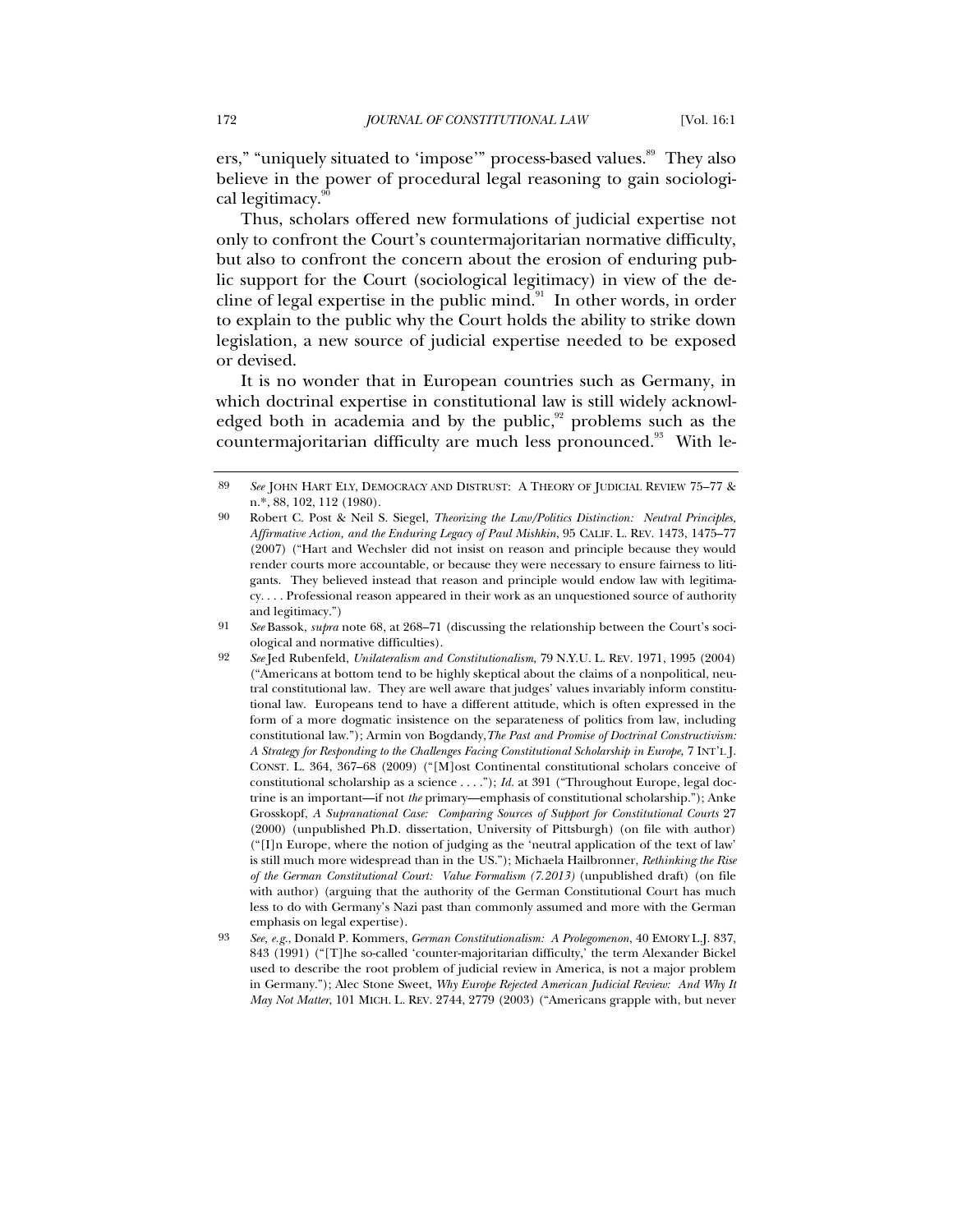ers," "uniquely situated to 'impose'" process-based values.[89] They also believe in the power of procedural legal reasoning to gain sociological legitimacy.[90]

Thus, scholars offered new formulations of judicial expertise not only to confront the Court's countermajoritarian normative difficulty, but also to confront the concern about the erosion of enduring public support for the Court (sociological legitimacy) in view of the decline of legal expertise in the public mind.[91] In other words, in order to explain to the public why the Court holds the ability to strike down legislation, a new source of judicial expertise needed to be exposed or devised.

It is no wonder that in European countries such as Germany, in which doctrinal expertise in constitutional law is still widely acknowledged both in academia and by the public,[92] problems such as the countermajoritarian difficulty are much less pronounced.[93] With le-

---

89 *See* JOHN HART ELY, DEMOCRACY AND DISTRUST: A THEORY OF JUDICIAL REVIEW 75–77 & n.*, 88, 102, 112 (1980).

90 Robert C. Post & Neil S. Siegel, *Theorizing the Law/Politics Distinction: Neutral Principles, Affirmative Action, and the Enduring Legacy of Paul Mishkin*, 95 CALIF. L. REV. 1473, 1475–77 (2007) ("Hart and Wechsler did not insist on reason and principle because they would render courts more accountable, or because they were necessary to ensure fairness to litigants. They believed instead that reason and principle would endow law with legitimacy. . . . Professional reason appeared in their work as an unquestioned source of authority and legitimacy.")

91 *See* Bassok, *supra* note 68, at 268–71 (discussing the relationship between the Court's sociological and normative difficulties).

92 *See* Jed Rubenfeld, *Unilateralism and Constitutionalism*, 79 N.Y.U. L. REV. 1971, 1995 (2004) ("Americans at bottom tend to be highly skeptical about the claims of a nonpolitical, neutral constitutional law. They are well aware that judges' values invariably inform constitutional law. Europeans tend to have a different attitude, which is often expressed in the form of a more dogmatic insistence on the separateness of politics from law, including constitutional law."); Armin von Bogdandy, *The Past and Promise of Doctrinal Constructivism: A Strategy for Responding to the Challenges Facing Constitutional Scholarship in Europe*, 7 INT'L J. CONST. L. 364, 367–68 (2009) ("[M]ost Continental constitutional scholars conceive of constitutional scholarship as a science . . . ."); *Id.* at 391 ("Throughout Europe, legal doctrine is an important—if not *the* primary—emphasis of constitutional scholarship."); Anke Grosskopf, *A Supranational Case: Comparing Sources of Support for Constitutional Courts* 27 (2000) (unpublished Ph.D. dissertation, University of Pittsburgh) (on file with author) ("[I]n Europe, where the notion of judging as the 'neutral application of the text of law' is still much more widespread than in the US."); Michaela Hailbronner, *Rethinking the Rise of the German Constitutional Court: Value Formalism (7.2013)* (unpublished draft) (on file with author) (arguing that the authority of the German Constitutional Court has much less to do with Germany's Nazi past than commonly assumed and more with the German emphasis on legal expertise).

93 *See, e.g.*, Donald P. Kommers, *German Constitutionalism: A Prolegomenon*, 40 EMORY L.J. 837, 843 (1991) ("[T]he so-called 'counter-majoritarian difficulty,' the term Alexander Bickel used to describe the root problem of judicial review in America, is not a major problem in Germany."); Alec Stone Sweet, *Why Europe Rejected American Judicial Review: And Why It May Not Matter*, 101 MICH. L. REV. 2744, 2779 (2003) ("Americans grapple with, but never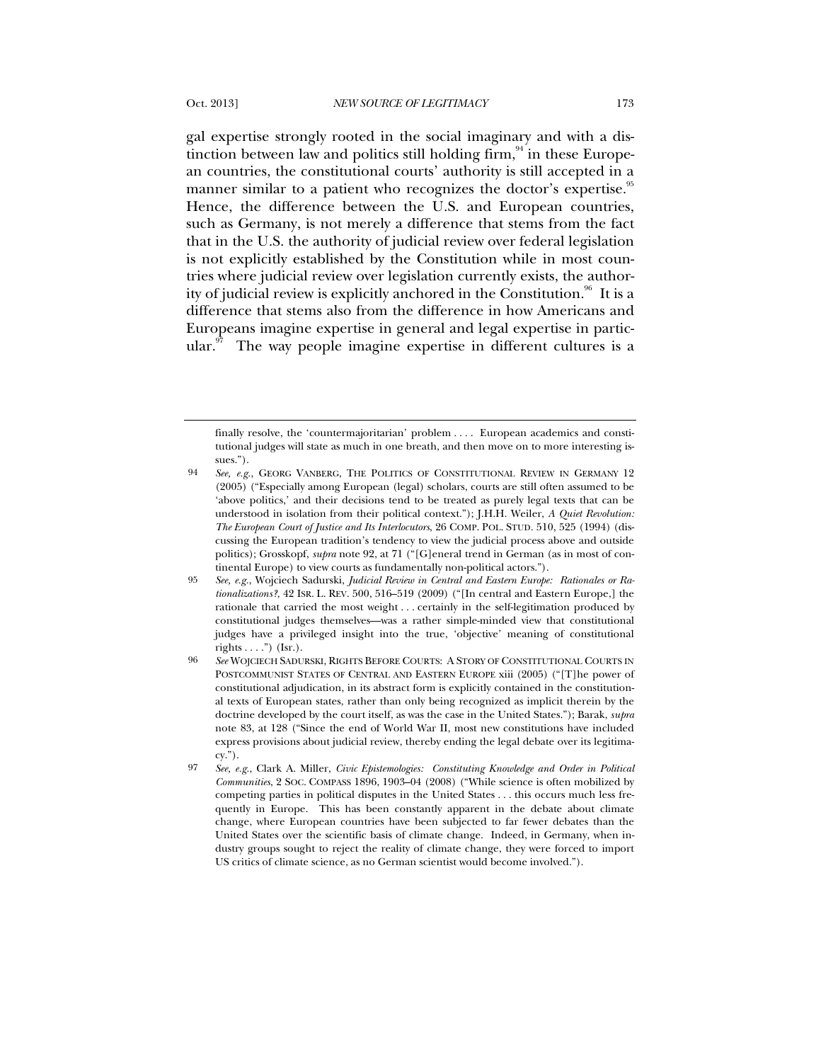gal expertise strongly rooted in the social imaginary and with a distinction between law and politics still holding firm,[94] in these European countries, the constitutional courts' authority is still accepted in a manner similar to a patient who recognizes the doctor's expertise.[95] Hence, the difference between the U.S. and European countries, such as Germany, is not merely a difference that stems from the fact that in the U.S. the authority of judicial review over federal legislation is not explicitly established by the Constitution while in most countries where judicial review over legislation currently exists, the authority of judicial review is explicitly anchored in the Constitution.[96] It is a difference that stems also from the difference in how Americans and Europeans imagine expertise in general and legal expertise in particular.[97] The way people imagine expertise in different cultures is a

---

finally resolve, the 'countermajoritarian' problem . . . . European academics and constitutional judges will state as much in one breath, and then move on to more interesting issues.").

94 *See, e.g.*, GEORG VANBERG, THE POLITICS OF CONSTITUTIONAL REVIEW IN GERMANY 12 (2005) ("Especially among European (legal) scholars, courts are still often assumed to be 'above politics,' and their decisions tend to be treated as purely legal texts that can be understood in isolation from their political context."); J.H.H. Weiler, *A Quiet Revolution: The European Court of Justice and Its Interlocutors*, 26 COMP. POL. STUD. 510, 525 (1994) (discussing the European tradition's tendency to view the judicial process above and outside politics); Grosskopf, *supra* note 92, at 71 ("[G]eneral trend in German (as in most of continental Europe) to view courts as fundamentally non-political actors.").

95 *See, e.g.*, Wojciech Sadurski, *Judicial Review in Central and Eastern Europe: Rationales or Rationalizations?*, 42 ISR. L. REV. 500, 516–519 (2009) ("[In central and Eastern Europe,] the rationale that carried the most weight . . . certainly in the self-legitimation produced by constitutional judges themselves—was a rather simple-minded view that constitutional judges have a privileged insight into the true, 'objective' meaning of constitutional rights . . . .") (Isr.).

96 *See* WOJCIECH SADURSKI, RIGHTS BEFORE COURTS: A STORY OF CONSTITUTIONAL COURTS IN POSTCOMMUNIST STATES OF CENTRAL AND EASTERN EUROPE xiii (2005) ("[T]he power of constitutional adjudication, in its abstract form is explicitly contained in the constitutional texts of European states, rather than only being recognized as implicit therein by the doctrine developed by the court itself, as was the case in the United States."); Barak, *supra* note 83, at 128 ("Since the end of World War II, most new constitutions have included express provisions about judicial review, thereby ending the legal debate over its legitimacy.").

97 *See, e.g.*, Clark A. Miller, *Civic Epistemologies: Constituting Knowledge and Order in Political Communities*, 2 SOC. COMPASS 1896, 1903–04 (2008) ("While science is often mobilized by competing parties in political disputes in the United States . . . this occurs much less frequently in Europe. This has been constantly apparent in the debate about climate change, where European countries have been subjected to far fewer debates than the United States over the scientific basis of climate change. Indeed, in Germany, when industry groups sought to reject the reality of climate change, they were forced to import US critics of climate science, as no German scientist would become involved.").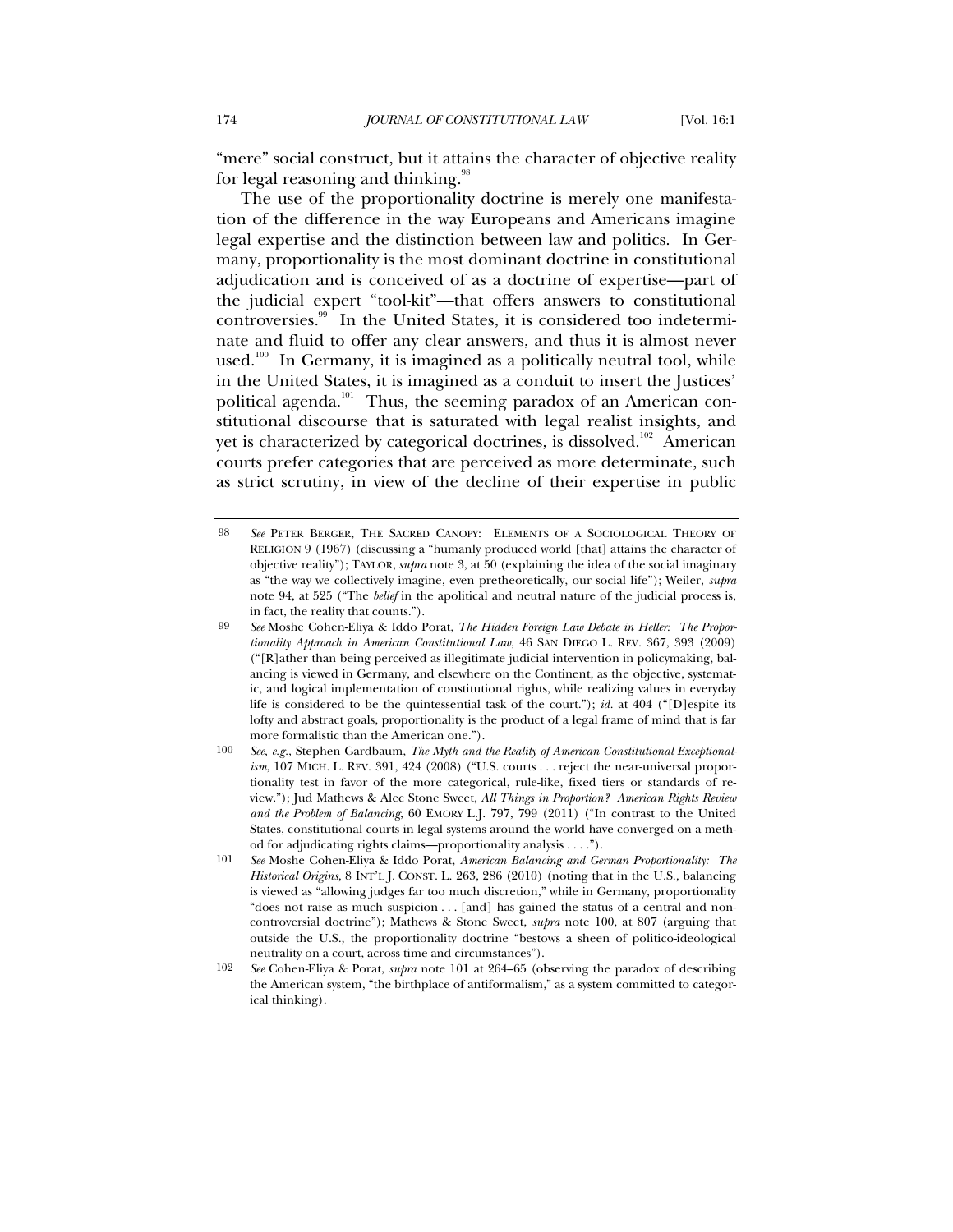"mere" social construct, but it attains the character of objective reality for legal reasoning and thinking.[98]

The use of the proportionality doctrine is merely one manifestation of the difference in the way Europeans and Americans imagine legal expertise and the distinction between law and politics. In Germany, proportionality is the most dominant doctrine in constitutional adjudication and is conceived of as a doctrine of expertise—part of the judicial expert "tool-kit"—that offers answers to constitutional controversies.[99] In the United States, it is considered too indeterminate and fluid to offer any clear answers, and thus it is almost never used.[100] In Germany, it is imagined as a politically neutral tool, while in the United States, it is imagined as a conduit to insert the Justices' political agenda.[101] Thus, the seeming paradox of an American constitutional discourse that is saturated with legal realist insights, and yet is characterized by categorical doctrines, is dissolved.[102] American courts prefer categories that are perceived as more determinate, such as strict scrutiny, in view of the decline of their expertise in public

---

98 *See* PETER BERGER, THE SACRED CANOPY: ELEMENTS OF A SOCIOLOGICAL THEORY OF RELIGION 9 (1967) (discussing a "humanly produced world [that] attains the character of objective reality"); TAYLOR, *supra* note 3, at 50 (explaining the idea of the social imaginary as "the way we collectively imagine, even pretheoretically, our social life"); Weiler, *supra* note 94, at 525 ("The *belief* in the apolitical and neutral nature of the judicial process is, in fact, the reality that counts.").

99 *See* Moshe Cohen-Eliya & Iddo Porat, *The Hidden Foreign Law Debate in Heller: The Proportionality Approach in American Constitutional Law*, 46 SAN DIEGO L. REV. 367, 393 (2009) ("[R]ather than being perceived as illegitimate judicial intervention in policymaking, balancing is viewed in Germany, and elsewhere on the Continent, as the objective, systematic, and logical implementation of constitutional rights, while realizing values in everyday life is considered to be the quintessential task of the court."); *id.* at 404 ("[D]espite its lofty and abstract goals, proportionality is the product of a legal frame of mind that is far more formalistic than the American one.").

100 *See, e.g.*, Stephen Gardbaum, *The Myth and the Reality of American Constitutional Exceptionalism*, 107 MICH. L. REV. 391, 424 (2008) ("U.S. courts . . . reject the near-universal proportionality test in favor of the more categorical, rule-like, fixed tiers or standards of review."); Jud Mathews & Alec Stone Sweet, *All Things in Proportion? American Rights Review and the Problem of Balancing*, 60 EMORY L.J. 797, 799 (2011) ("In contrast to the United States, constitutional courts in legal systems around the world have converged on a method for adjudicating rights claims—proportionality analysis . . . .").

101 *See* Moshe Cohen-Eliya & Iddo Porat, *American Balancing and German Proportionality: The Historical Origins*, 8 INT'L J. CONST. L. 263, 286 (2010) (noting that in the U.S., balancing is viewed as "allowing judges far too much discretion," while in Germany, proportionality "does not raise as much suspicion . . . [and] has gained the status of a central and noncontroversial doctrine"); Mathews & Stone Sweet, *supra* note 100, at 807 (arguing that outside the U.S., the proportionality doctrine "bestows a sheen of politico-ideological neutrality on a court, across time and circumstances").

102 *See* Cohen-Eliya & Porat, *supra* note 101 at 264–65 (observing the paradox of describing the American system, "the birthplace of antiformalism," as a system committed to categorical thinking).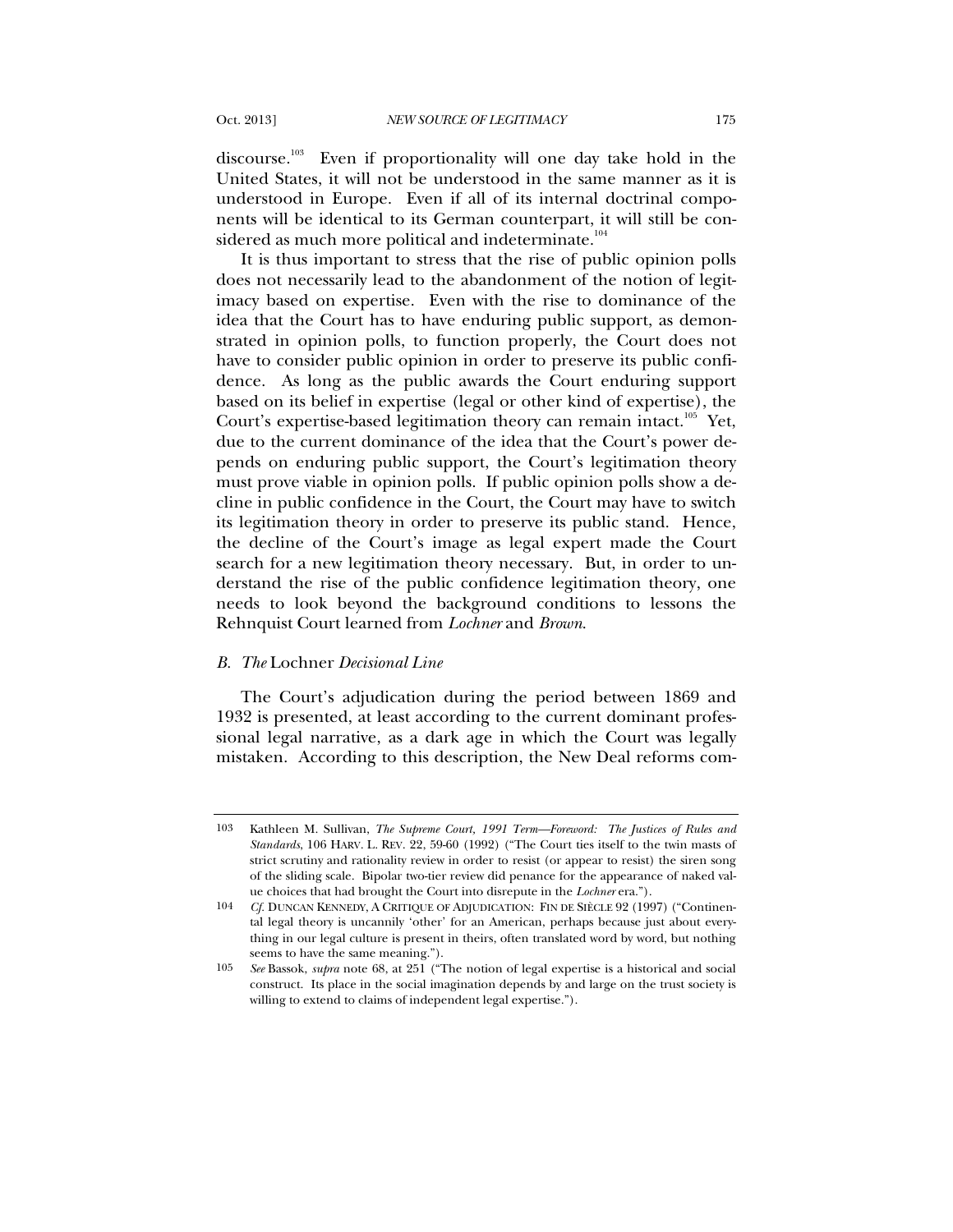discourse.[103] Even if proportionality will one day take hold in the United States, it will not be understood in the same manner as it is understood in Europe. Even if all of its internal doctrinal components will be identical to its German counterpart, it will still be considered as much more political and indeterminate.[104]

It is thus important to stress that the rise of public opinion polls does not necessarily lead to the abandonment of the notion of legitimacy based on expertise. Even with the rise to dominance of the idea that the Court has to have enduring public support, as demonstrated in opinion polls, to function properly, the Court does not have to consider public opinion in order to preserve its public confidence. As long as the public awards the Court enduring support based on its belief in expertise (legal or other kind of expertise), the Court's expertise-based legitimation theory can remain intact.[105] Yet, due to the current dominance of the idea that the Court's power depends on enduring public support, the Court's legitimation theory must prove viable in opinion polls. If public opinion polls show a decline in public confidence in the Court, the Court may have to switch its legitimation theory in order to preserve its public stand. Hence, the decline of the Court's image as legal expert made the Court search for a new legitimation theory necessary. But, in order to understand the rise of the public confidence legitimation theory, one needs to look beyond the background conditions to lessons the Rehnquist Court learned from *Lochner* and *Brown*.

### *B. The* Lochner *Decisional Line*

The Court's adjudication during the period between 1869 and 1932 is presented, at least according to the current dominant professional legal narrative, as a dark age in which the Court was legally mistaken. According to this description, the New Deal reforms com-

---

103 Kathleen M. Sullivan, *The Supreme Court, 1991 Term—Foreword: The Justices of Rules and Standards*, 106 HARV. L. REV. 22, 59-60 (1992) ("The Court ties itself to the twin masts of strict scrutiny and rationality review in order to resist (or appear to resist) the siren song of the sliding scale. Bipolar two-tier review did penance for the appearance of naked value choices that had brought the Court into disrepute in the *Lochner* era.").

104 *Cf.* DUNCAN KENNEDY, A CRITIQUE OF ADJUDICATION: FIN DE SIÈCLE 92 (1997) ("Continental legal theory is uncannily 'other' for an American, perhaps because just about everything in our legal culture is present in theirs, often translated word by word, but nothing seems to have the same meaning.").

105 *See* Bassok, *supra* note 68, at 251 ("The notion of legal expertise is a historical and social construct. Its place in the social imagination depends by and large on the trust society is willing to extend to claims of independent legal expertise.").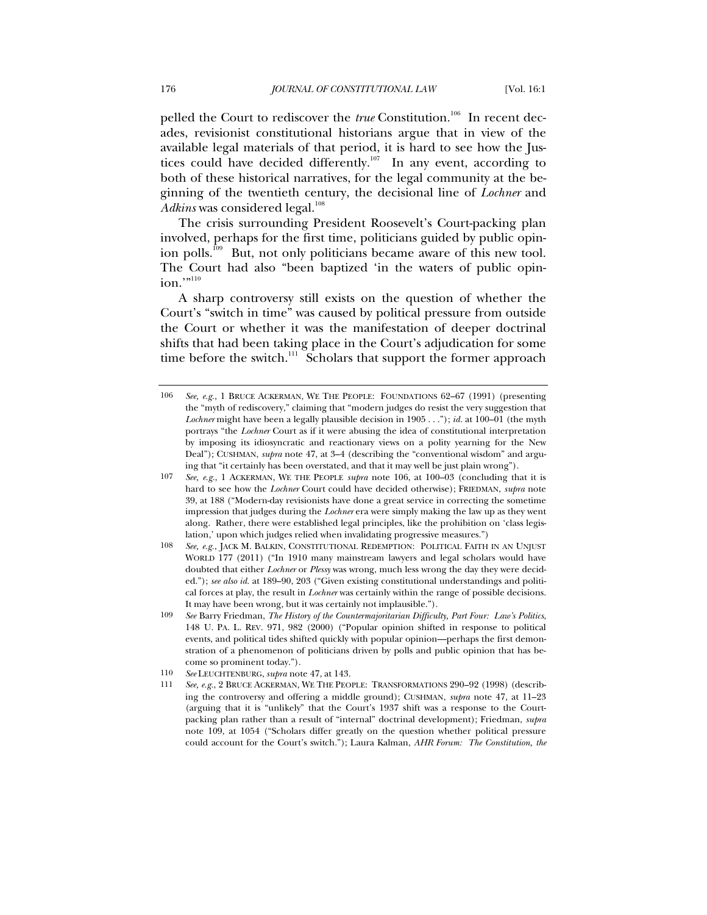pelled the Court to rediscover the *true* Constitution.[106] In recent decades, revisionist constitutional historians argue that in view of the available legal materials of that period, it is hard to see how the Justices could have decided differently.[107] In any event, according to both of these historical narratives, for the legal community at the beginning of the twentieth century, the decisional line of *Lochner* and *Adkins* was considered legal.[108]

The crisis surrounding President Roosevelt's Court-packing plan involved, perhaps for the first time, politicians guided by public opinion polls.[109] But, not only politicians became aware of this new tool. The Court had also "been baptized 'in the waters of public opinion.'"[110]

A sharp controversy still exists on the question of whether the Court's "switch in time" was caused by political pressure from outside the Court or whether it was the manifestation of deeper doctrinal shifts that had been taking place in the Court's adjudication for some time before the switch.[111] Scholars that support the former approach

---

106 *See, e.g.*, 1 BRUCE ACKERMAN, WE THE PEOPLE: FOUNDATIONS 62–67 (1991) (presenting the "myth of rediscovery," claiming that "modern judges do resist the very suggestion that *Lochner* might have been a legally plausible decision in 1905 . . ."); *id.* at 100–01 (the myth portrays "the *Lochner* Court as if it were abusing the idea of constitutional interpretation by imposing its idiosyncratic and reactionary views on a polity yearning for the New Deal"); CUSHMAN, *supra* note 47, at 3–4 (describing the "conventional wisdom" and arguing that "it certainly has been overstated, and that it may well be just plain wrong").

107 *See, e.g.*, 1 ACKERMAN, WE THE PEOPLE *supra* note 106, at 100–03 (concluding that it is hard to see how the *Lochner* Court could have decided otherwise); FRIEDMAN, *supra* note 39, at 188 ("Modern-day revisionists have done a great service in correcting the sometime impression that judges during the *Lochner* era were simply making the law up as they went along. Rather, there were established legal principles, like the prohibition on 'class legislation,' upon which judges relied when invalidating progressive measures.")

108 *See, e.g.*, JACK M. BALKIN, CONSTITUTIONAL REDEMPTION: POLITICAL FAITH IN AN UNJUST WORLD 177 (2011) ("In 1910 many mainstream lawyers and legal scholars would have doubted that either *Lochner* or *Plessy* was wrong, much less wrong the day they were decided."); *see also id.* at 189–90, 203 ("Given existing constitutional understandings and political forces at play, the result in *Lochner* was certainly within the range of possible decisions. It may have been wrong, but it was certainly not implausible.").

109 *See* Barry Friedman, *The History of the Countermajoritarian Difficulty, Part Four: Law's Politics*, 148 U. PA. L. REV. 971, 982 (2000) ("Popular opinion shifted in response to political events, and political tides shifted quickly with popular opinion—perhaps the first demonstration of a phenomenon of politicians driven by polls and public opinion that has become so prominent today.").

110 *See* LEUCHTENBURG, *supra* note 47, at 143.

111 *See, e.g.*, 2 BRUCE ACKERMAN, WE THE PEOPLE: TRANSFORMATIONS 290–92 (1998) (describing the controversy and offering a middle ground); CUSHMAN, *supra* note 47, at 11–23 (arguing that it is "unlikely" that the Court's 1937 shift was a response to the Court-packing plan rather than a result of "internal" doctrinal development); Friedman, *supra* note 109, at 1054 ("Scholars differ greatly on the question whether political pressure could account for the Court's switch."); Laura Kalman, *AHR Forum: The Constitution, the*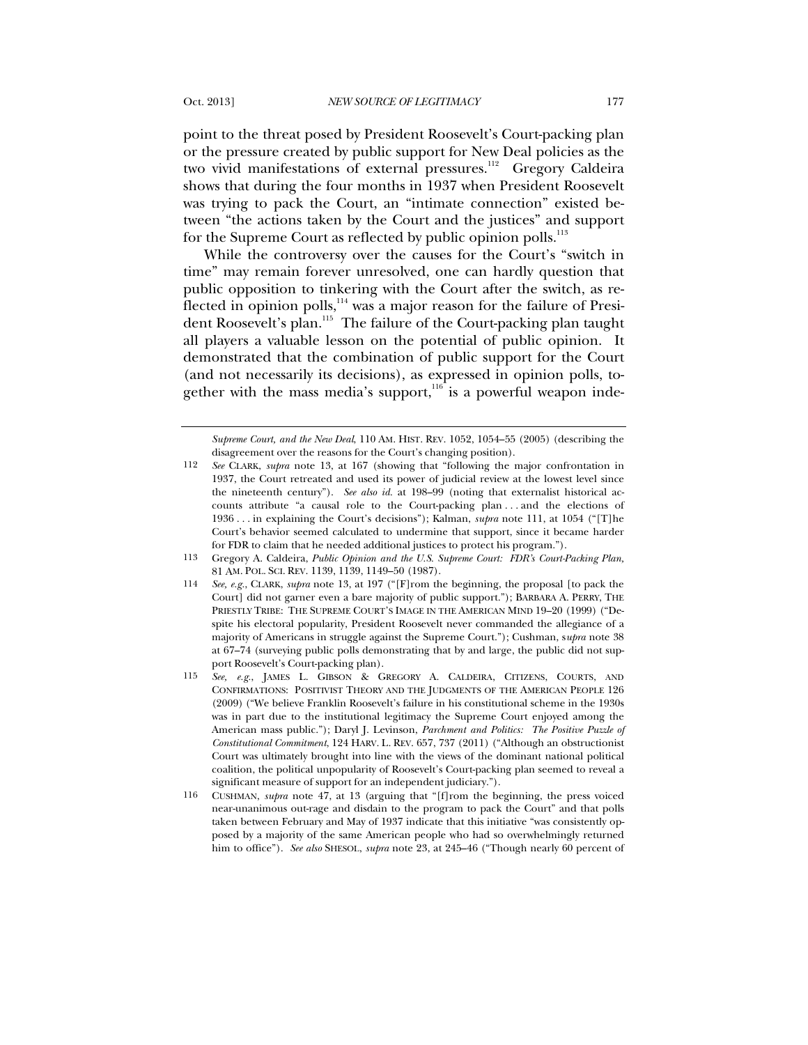point to the threat posed by President Roosevelt's Court-packing plan or the pressure created by public support for New Deal policies as the two vivid manifestations of external pressures.[112] Gregory Caldeira shows that during the four months in 1937 when President Roosevelt was trying to pack the Court, an "intimate connection" existed between "the actions taken by the Court and the justices" and support for the Supreme Court as reflected by public opinion polls.[113]

While the controversy over the causes for the Court's "switch in time" may remain forever unresolved, one can hardly question that public opposition to tinkering with the Court after the switch, as reflected in opinion polls,[114] was a major reason for the failure of President Roosevelt's plan.[115] The failure of the Court-packing plan taught all players a valuable lesson on the potential of public opinion. It demonstrated that the combination of public support for the Court (and not necessarily its decisions), as expressed in opinion polls, together with the mass media's support,[116] is a powerful weapon inde-

---

*Supreme Court, and the New Deal*, 110 AM. HIST. REV. 1052, 1054–55 (2005) (describing the disagreement over the reasons for the Court's changing position).

112 *See* CLARK, *supra* note 13, at 167 (showing that "following the major confrontation in 1937, the Court retreated and used its power of judicial review at the lowest level since the nineteenth century"). *See also id.* at 198–99 (noting that externalist historical accounts attribute "a causal role to the Court-packing plan . . . and the elections of 1936 . . . in explaining the Court's decisions"); Kalman, *supra* note 111, at 1054 ("[T]he Court's behavior seemed calculated to undermine that support, since it became harder for FDR to claim that he needed additional justices to protect his program.").

113 Gregory A. Caldeira, *Public Opinion and the U.S. Supreme Court: FDR's Court-Packing Plan,* 81 AM. POL. SCI. REV. 1139, 1139, 1149–50 (1987).

114 *See, e.g.*, CLARK, *supra* note 13, at 197 ("[F]rom the beginning, the proposal [to pack the Court] did not garner even a bare majority of public support."); BARBARA A. PERRY, THE PRIESTLY TRIBE: THE SUPREME COURT'S IMAGE IN THE AMERICAN MIND 19–20 (1999) ("Despite his electoral popularity, President Roosevelt never commanded the allegiance of a majority of Americans in struggle against the Supreme Court."); Cushman, s*upra* note 38 at 67–74 (surveying public polls demonstrating that by and large, the public did not support Roosevelt's Court-packing plan).

115 *See, e.g.*, JAMES L. GIBSON & GREGORY A. CALDEIRA, CITIZENS, COURTS, AND CONFIRMATIONS: POSITIVIST THEORY AND THE JUDGMENTS OF THE AMERICAN PEOPLE 126 (2009) ("We believe Franklin Roosevelt's failure in his constitutional scheme in the 1930s was in part due to the institutional legitimacy the Supreme Court enjoyed among the American mass public."); Daryl J. Levinson, *Parchment and Politics: The Positive Puzzle of Constitutional Commitment*, 124 HARV. L. REV. 657, 737 (2011) ("Although an obstructionist Court was ultimately brought into line with the views of the dominant national political coalition, the political unpopularity of Roosevelt's Court-packing plan seemed to reveal a significant measure of support for an independent judiciary.").

116 CUSHMAN, *supra* note 47, at 13 (arguing that "[f]rom the beginning, the press voiced near-unanimous out-rage and disdain to the program to pack the Court" and that polls taken between February and May of 1937 indicate that this initiative "was consistently opposed by a majority of the same American people who had so overwhelmingly returned him to office"). *See also* SHESOL, *supra* note 23, at 245–46 ("Though nearly 60 percent of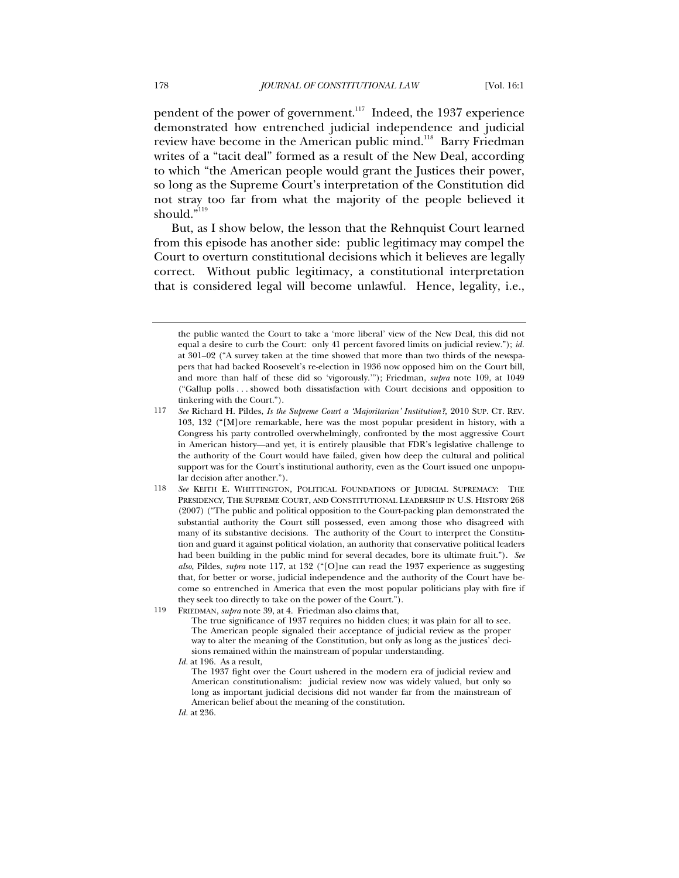pendent of the power of government.[117] Indeed, the 1937 experience demonstrated how entrenched judicial independence and judicial review have become in the American public mind.[118] Barry Friedman writes of a "tacit deal" formed as a result of the New Deal, according to which "the American people would grant the Justices their power, so long as the Supreme Court's interpretation of the Constitution did not stray too far from what the majority of the people believed it should."[119]

But, as I show below, the lesson that the Rehnquist Court learned from this episode has another side: public legitimacy may compel the Court to overturn constitutional decisions which it believes are legally correct. Without public legitimacy, a constitutional interpretation that is considered legal will become unlawful. Hence, legality, i.e.,

---

the public wanted the Court to take a 'more liberal' view of the New Deal, this did not equal a desire to curb the Court: only 41 percent favored limits on judicial review."); *id.* at 301–02 ("A survey taken at the time showed that more than two thirds of the newspapers that had backed Roosevelt's re-election in 1936 now opposed him on the Court bill, and more than half of these did so 'vigorously.'"); Friedman, *supra* note 109, at 1049 ("Gallup polls . . . showed both dissatisfaction with Court decisions and opposition to tinkering with the Court.").

117 *See* Richard H. Pildes, *Is the Supreme Court a 'Majoritarian' Institution?*, 2010 SUP. CT. REV. 103, 132 ("[M]ore remarkable, here was the most popular president in history, with a Congress his party controlled overwhelmingly, confronted by the most aggressive Court in American history—and yet, it is entirely plausible that FDR's legislative challenge to the authority of the Court would have failed, given how deep the cultural and political support was for the Court's institutional authority, even as the Court issued one unpopular decision after another.").

118 *See* KEITH E. WHITTINGTON, POLITICAL FOUNDATIONS OF JUDICIAL SUPREMACY: THE PRESIDENCY, THE SUPREME COURT, AND CONSTITUTIONAL LEADERSHIP IN U.S. HISTORY 268 (2007) ("The public and political opposition to the Court-packing plan demonstrated the substantial authority the Court still possessed, even among those who disagreed with many of its substantive decisions. The authority of the Court to interpret the Constitution and guard it against political violation, an authority that conservative political leaders had been building in the public mind for several decades, bore its ultimate fruit."). *See also*, Pildes, *supra* note 117, at 132 ("[O]ne can read the 1937 experience as suggesting that, for better or worse, judicial independence and the authority of the Court have become so entrenched in America that even the most popular politicians play with fire if they seek too directly to take on the power of the Court.").

119 FRIEDMAN, *supra* note 39, at 4. Friedman also claims that,

> The true significance of 1937 requires no hidden clues; it was plain for all to see. The American people signaled their acceptance of judicial review as the proper way to alter the meaning of the Constitution, but only as long as the justices' decisions remained within the mainstream of popular understanding.

*Id.* at 196. As a result,

> The 1937 fight over the Court ushered in the modern era of judicial review and American constitutionalism: judicial review now was widely valued, but only so long as important judicial decisions did not wander far from the mainstream of American belief about the meaning of the constitution.

*Id.* at 236.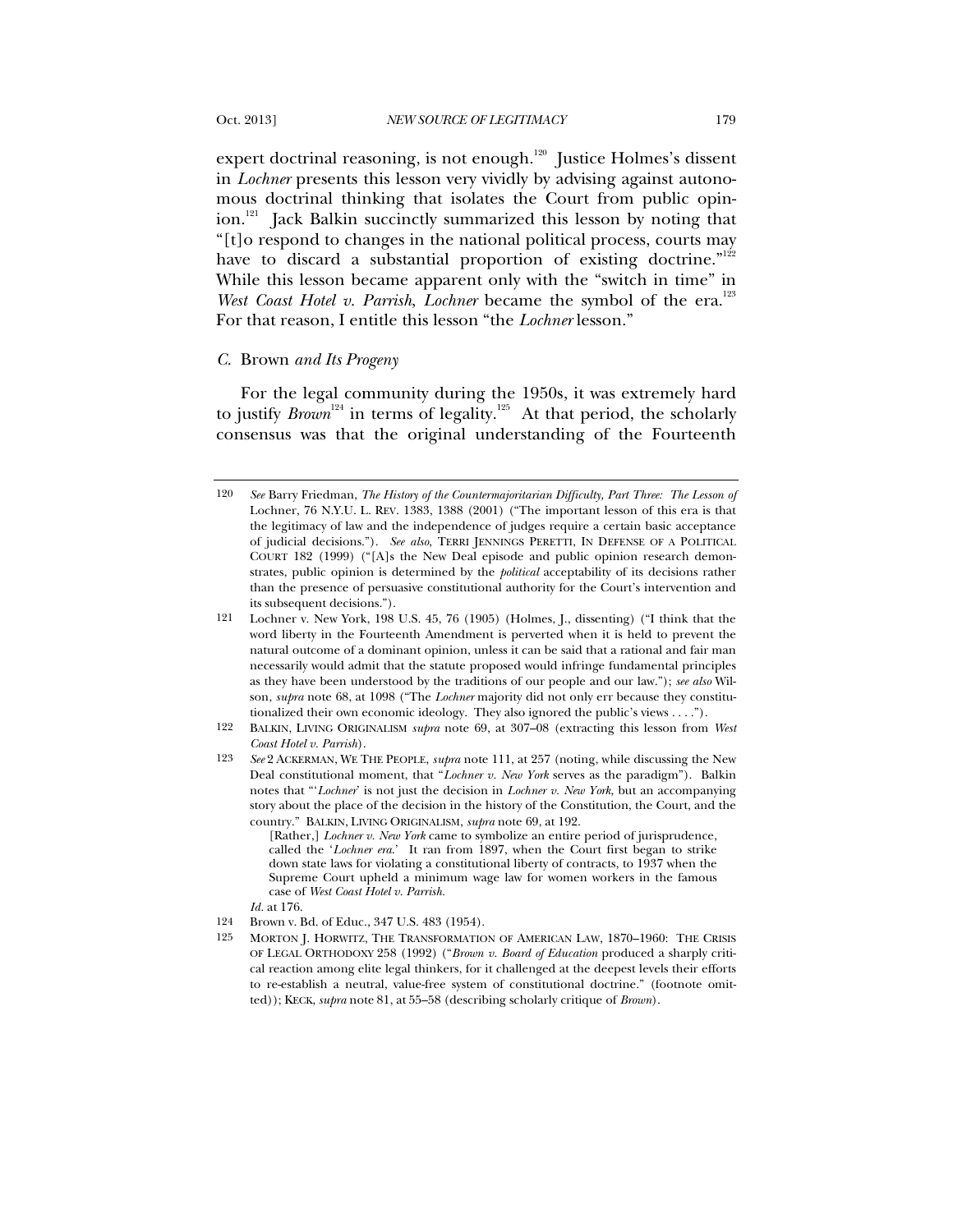expert doctrinal reasoning, is not enough.[120] Justice Holmes's dissent in *Lochner* presents this lesson very vividly by advising against autonomous doctrinal thinking that isolates the Court from public opinion.[121] Jack Balkin succinctly summarized this lesson by noting that "[t]o respond to changes in the national political process, courts may have to discard a substantial proportion of existing doctrine."[122] While this lesson became apparent only with the "switch in time" in *West Coast Hotel v. Parrish*, *Lochner* became the symbol of the era.[123] For that reason, I entitle this lesson "the *Lochner* lesson."

### *C.* Brown *and Its Progeny*

For the legal community during the 1950s, it was extremely hard to justify *Brown*[124] in terms of legality.[125] At that period, the scholarly consensus was that the original understanding of the Fourteenth

---

120 *See* Barry Friedman, *The History of the Countermajoritarian Difficulty, Part Three: The Lesson of* Lochner, 76 N.Y.U. L. REV. 1383, 1388 (2001) ("The important lesson of this era is that the legitimacy of law and the independence of judges require a certain basic acceptance of judicial decisions."). *See also*, TERRI JENNINGS PERETTI, IN DEFENSE OF A POLITICAL COURT 182 (1999) ("[A]s the New Deal episode and public opinion research demonstrates, public opinion is determined by the *political* acceptability of its decisions rather than the presence of persuasive constitutional authority for the Court's intervention and its subsequent decisions.").

121 Lochner v. New York, 198 U.S. 45, 76 (1905) (Holmes, J., dissenting) ("I think that the word liberty in the Fourteenth Amendment is perverted when it is held to prevent the natural outcome of a dominant opinion, unless it can be said that a rational and fair man necessarily would admit that the statute proposed would infringe fundamental principles as they have been understood by the traditions of our people and our law."); *see also* Wilson, *supra* note 68, at 1098 ("The *Lochner* majority did not only err because they constitutionalized their own economic ideology. They also ignored the public's views . . . .").

122 BALKIN, LIVING ORIGINALISM *supra* note 69, at 307–08 (extracting this lesson from *West Coast Hotel v. Parrish*).

123 *See* 2 ACKERMAN, WE THE PEOPLE, *supra* note 111, at 257 (noting, while discussing the New Deal constitutional moment, that "*Lochner v. New York* serves as the paradigm"). Balkin notes that "'*Lochner*' is not just the decision in *Lochner v. New York*, but an accompanying story about the place of the decision in the history of the Constitution, the Court, and the country." BALKIN, LIVING ORIGINALISM, *supra* note 69, at 192.

> [Rather,] *Lochner v. New York* came to symbolize an entire period of jurisprudence, called the '*Lochner era*.' It ran from 1897, when the Court first began to strike down state laws for violating a constitutional liberty of contracts, to 1937 when the Supreme Court upheld a minimum wage law for women workers in the famous case of *West Coast Hotel v. Parrish*.

*Id.* at 176.

124 Brown v. Bd. of Educ., 347 U.S. 483 (1954).

125 MORTON J. HORWITZ, THE TRANSFORMATION OF AMERICAN LAW, 1870–1960: THE CRISIS OF LEGAL ORTHODOXY 258 (1992) ("*Brown v. Board of Education* produced a sharply critical reaction among elite legal thinkers, for it challenged at the deepest levels their efforts to re-establish a neutral, value-free system of constitutional doctrine." (footnote omitted)); KECK, *supra* note 81, at 55–58 (describing scholarly critique of *Brown*).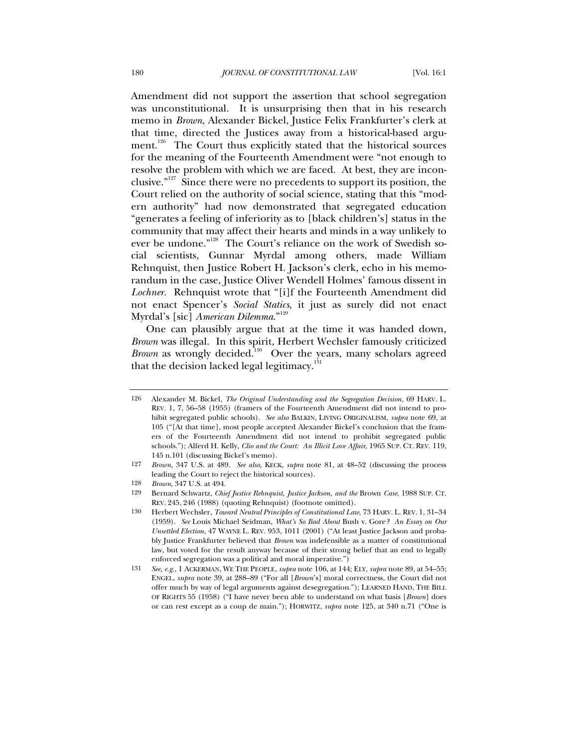Amendment did not support the assertion that school segregation was unconstitutional. It is unsurprising then that in his research memo in *Brown*, Alexander Bickel, Justice Felix Frankfurter's clerk at that time, directed the Justices away from a historical-based argument.[126] The Court thus explicitly stated that the historical sources for the meaning of the Fourteenth Amendment were "not enough to resolve the problem with which we are faced. At best, they are inconclusive."[127] Since there were no precedents to support its position, the Court relied on the authority of social science, stating that this "modern authority" had now demonstrated that segregated education "generates a feeling of inferiority as to [black children's] status in the community that may affect their hearts and minds in a way unlikely to ever be undone."[128] The Court's reliance on the work of Swedish social scientists, Gunnar Myrdal among others, made William Rehnquist, then Justice Robert H. Jackson's clerk, echo in his memorandum in the case, Justice Oliver Wendell Holmes' famous dissent in *Lochner*. Rehnquist wrote that "[i]f the Fourteenth Amendment did not enact Spencer's *Social Statics*, it just as surely did not enact Myrdal's [sic] *American Dilemma*."[129]

One can plausibly argue that at the time it was handed down, *Brown* was illegal. In this spirit, Herbert Wechsler famously criticized *Brown* as wrongly decided.[130] Over the years, many scholars agreed that the decision lacked legal legitimacy.[131]

---

126 Alexander M. Bickel, *The Original Understanding and the Segregation Decision*, 69 HARV. L. REV. 1, 7, 56–58 (1955) (framers of the Fourteenth Amendment did not intend to prohibit segregated public schools). *See also* BALKIN, LIVING ORIGINALISM, *supra* note 69, at 105 ("[At that time], most people accepted Alexander Bickel's conclusion that the framers of the Fourteenth Amendment did not intend to prohibit segregated public schools."); Alferd H. Kelly, *Clio and the Court: An Illicit Love Affair*, 1965 SUP. CT. REV. 119, 145 n.101 (discussing Bickel's memo).

127 *Brown*, 347 U.S. at 489. *See also*, KECK, *supra* note 81, at 48–52 (discussing the process leading the Court to reject the historical sources).

128 *Brown*, 347 U.S. at 494.

129 Bernard Schwartz, *Chief Justice Rehnquist, Justice Jackson, and the* Brown *Case*, 1988 SUP. CT. REV. 245, 246 (1988) (quoting Rehnquist) (footnote omitted).

130 Herbert Wechsler, *Toward Neutral Principles of Constitutional Law*, 73 HARV. L. REV. 1, 31–34 (1959). *See* Louis Michael Seidman, *What's So Bad About* Bush v. Gore*? An Essay on Our Unsettled Election*, 47 WAYNE L. REV. 953, 1011 (2001) ("At least Justice Jackson and probably Justice Frankfurter believed that *Brown* was indefensible as a matter of constitutional law, but voted for the result anyway because of their strong belief that an end to legally enforced segregation was a political and moral imperative.")

131 *See, e.g.*, 1 ACKERMAN, WE THE PEOPLE, *supra* note 106, at 144; ELY, *supra* note 89, at 54–55; ENGEL, *supra* note 39, at 288–89 ("For all [*Brown*'s] moral correctness, the Court did not offer much by way of legal arguments against desegregation."); LEARNED HAND, THE BILL OF RIGHTS 55 (1958) ("I have never been able to understand on what basis [*Brown*] does or can rest except as a coup de main."); HORWITZ, *supra* note 125, at 340 n.71 ("One is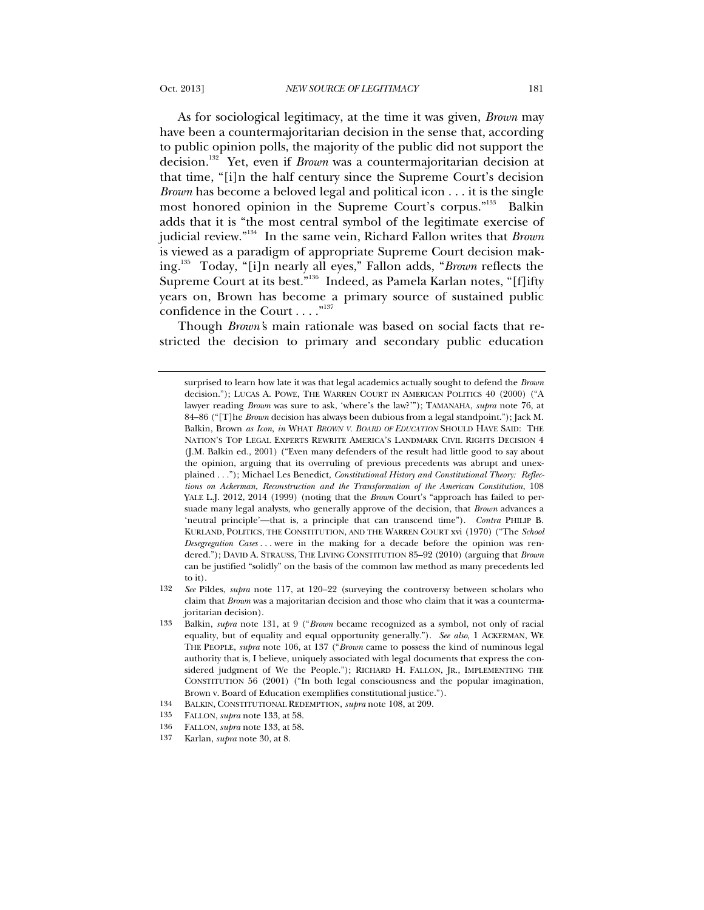As for sociological legitimacy, at the time it was given, *Brown* may have been a countermajoritarian decision in the sense that, according to public opinion polls, the majority of the public did not support the decision.[132] Yet, even if *Brown* was a countermajoritarian decision at that time, "[i]n the half century since the Supreme Court's decision *Brown* has become a beloved legal and political icon . . . it is the single most honored opinion in the Supreme Court's corpus."[133] Balkin adds that it is "the most central symbol of the legitimate exercise of judicial review."[134] In the same vein, Richard Fallon writes that *Brown* is viewed as a paradigm of appropriate Supreme Court decision making.[135] Today, "[i]n nearly all eyes," Fallon adds, "*Brown* reflects the Supreme Court at its best."[136] Indeed, as Pamela Karlan notes, "[f]ifty years on, Brown has become a primary source of sustained public confidence in the Court . . . ."[137]

Though *Brown's* main rationale was based on social facts that restricted the decision to primary and secondary public education

---

surprised to learn how late it was that legal academics actually sought to defend the *Brown* decision."); LUCAS A. POWE, THE WARREN COURT IN AMERICAN POLITICS 40 (2000) ("A lawyer reading *Brown* was sure to ask, 'where's the law?'"); TAMANAHA, *supra* note 76, at 84–86 ("[T]he *Brown* decision has always been dubious from a legal standpoint."); Jack M. Balkin, Brown *as Icon*, *in* WHAT *BROWN V. BOARD OF EDUCATION* SHOULD HAVE SAID: THE NATION'S TOP LEGAL EXPERTS REWRITE AMERICA'S LANDMARK CIVIL RIGHTS DECISION 4 (J.M. Balkin ed., 2001) ("Even many defenders of the result had little good to say about the opinion, arguing that its overruling of previous precedents was abrupt and unexplained . . ."); Michael Les Benedict, *Constitutional History and Constitutional Theory: Reflections on Ackerman, Reconstruction and the Transformation of the American Constitution*, 108 YALE L.J. 2012, 2014 (1999) (noting that the *Brown* Court's "approach has failed to persuade many legal analysts, who generally approve of the decision, that *Brown* advances a 'neutral principle'—that is, a principle that can transcend time"). *Contra* PHILIP B. KURLAND, POLITICS, THE CONSTITUTION, AND THE WARREN COURT xvi (1970) ("The *School Desegregation Cases* . . . were in the making for a decade before the opinion was rendered."); DAVID A. STRAUSS, THE LIVING CONSTITUTION 85–92 (2010) (arguing that *Brown* can be justified "solidly" on the basis of the common law method as many precedents led to it).

132 *See* Pildes, *supra* note 117, at 120–22 (surveying the controversy between scholars who claim that *Brown* was a majoritarian decision and those who claim that it was a countermajoritarian decision).

133 Balkin, *supra* note 131, at 9 ("*Brown* became recognized as a symbol, not only of racial equality, but of equality and equal opportunity generally."). *See also*, 1 ACKERMAN, WE THE PEOPLE, *supra* note 106, at 137 ("*Brown* came to possess the kind of numinous legal authority that is, I believe, uniquely associated with legal documents that express the considered judgment of We the People."); RICHARD H. FALLON, JR., IMPLEMENTING THE CONSTITUTION 56 (2001) ("In both legal consciousness and the popular imagination, Brown v. Board of Education exemplifies constitutional justice.").

134 BALKIN, CONSTITUTIONAL REDEMPTION, *supra* note 108, at 209.

135 FALLON, *supra* note 133, at 58.

136 FALLON, *supra* note 133, at 58.

137 Karlan, *supra* note 30, at 8.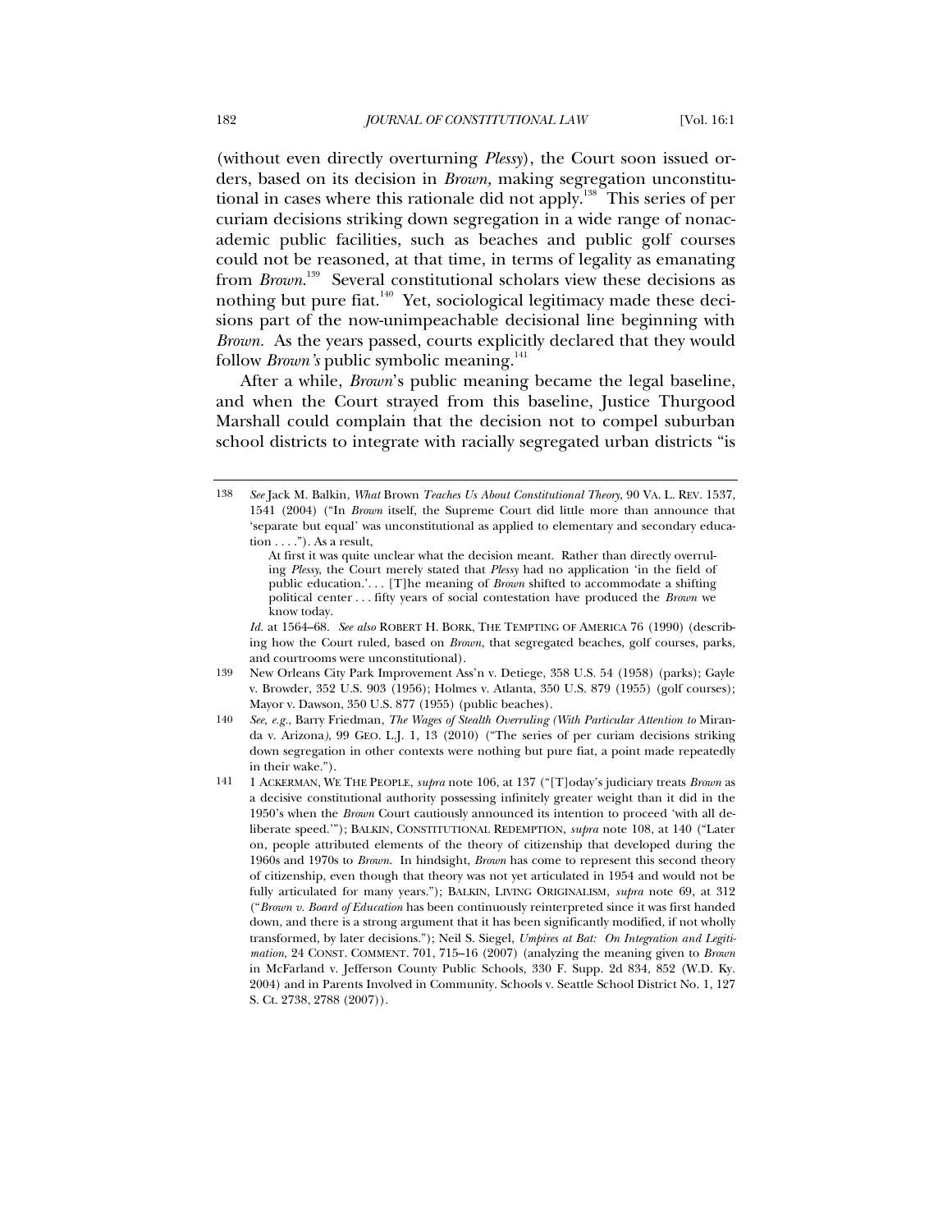(without even directly overturning *Plessy*), the Court soon issued orders, based on its decision in *Brown,* making segregation unconstitutional in cases where this rationale did not apply.[138] This series of per curiam decisions striking down segregation in a wide range of nonacademic public facilities, such as beaches and public golf courses could not be reasoned, at that time, in terms of legality as emanating from *Brown.*[139] Several constitutional scholars view these decisions as nothing but pure fiat.[140] Yet, sociological legitimacy made these decisions part of the now-unimpeachable decisional line beginning with *Brown*. As the years passed, courts explicitly declared that they would follow *Brown's* public symbolic meaning.[141]

After a while, *Brown*'s public meaning became the legal baseline, and when the Court strayed from this baseline, Justice Thurgood Marshall could complain that the decision not to compel suburban school districts to integrate with racially segregated urban districts "is

---

138 *See* Jack M. Balkin, *What* Brown *Teaches Us About Constitutional Theory*, 90 VA. L. REV. 1537, 1541 (2004) ("In *Brown* itself, the Supreme Court did little more than announce that 'separate but equal' was unconstitutional as applied to elementary and secondary education . . . ."). As a result,

> At first it was quite unclear what the decision meant. Rather than directly overruling *Plessy*, the Court merely stated that *Plessy* had no application 'in the field of public education.'. . . [T]he meaning of *Brown* shifted to accommodate a shifting political center . . . fifty years of social contestation have produced the *Brown* we know today.

*Id.* at 1564–68. *See also* ROBERT H. BORK, THE TEMPTING OF AMERICA 76 (1990) (describing how the Court ruled, based on *Brown*, that segregated beaches, golf courses, parks, and courtrooms were unconstitutional).

139 New Orleans City Park Improvement Ass'n v. Detiege, 358 U.S. 54 (1958) (parks); Gayle v. Browder, 352 U.S. 903 (1956); Holmes v. Atlanta, 350 U.S. 879 (1955) (golf courses); Mayor v. Dawson, 350 U.S. 877 (1955) (public beaches).

140 *See, e.g.*, Barry Friedman, *The Wages of Stealth Overruling (With Particular Attention to* Miranda v. Arizona*)*, 99 GEO. L.J. 1, 13 (2010) ("The series of per curiam decisions striking down segregation in other contexts were nothing but pure fiat, a point made repeatedly in their wake.").

141 1 ACKERMAN, WE THE PEOPLE, *supra* note 106, at 137 ("[T]oday's judiciary treats *Brown* as a decisive constitutional authority possessing infinitely greater weight than it did in the 1950's when the *Brown* Court cautiously announced its intention to proceed 'with all deliberate speed.'"); BALKIN, CONSTITUTIONAL REDEMPTION, *supra* note 108, at 140 ("Later on, people attributed elements of the theory of citizenship that developed during the 1960s and 1970s to *Brown*. In hindsight, *Brown* has come to represent this second theory of citizenship, even though that theory was not yet articulated in 1954 and would not be fully articulated for many years."); BALKIN, LIVING ORIGINALISM, *supra* note 69, at 312 ("*Brown v. Board of Education* has been continuously reinterpreted since it was first handed down, and there is a strong argument that it has been significantly modified, if not wholly transformed, by later decisions."); Neil S. Siegel, *Umpires at Bat: On Integration and Legitimation*, 24 CONST. COMMENT. 701, 715–16 (2007) (analyzing the meaning given to *Brown* in McFarland v. Jefferson County Public Schools, 330 F. Supp. 2d 834, 852 (W.D. Ky. 2004) and in Parents Involved in Community. Schools v. Seattle School District No. 1, 127 S. Ct. 2738, 2788 (2007)).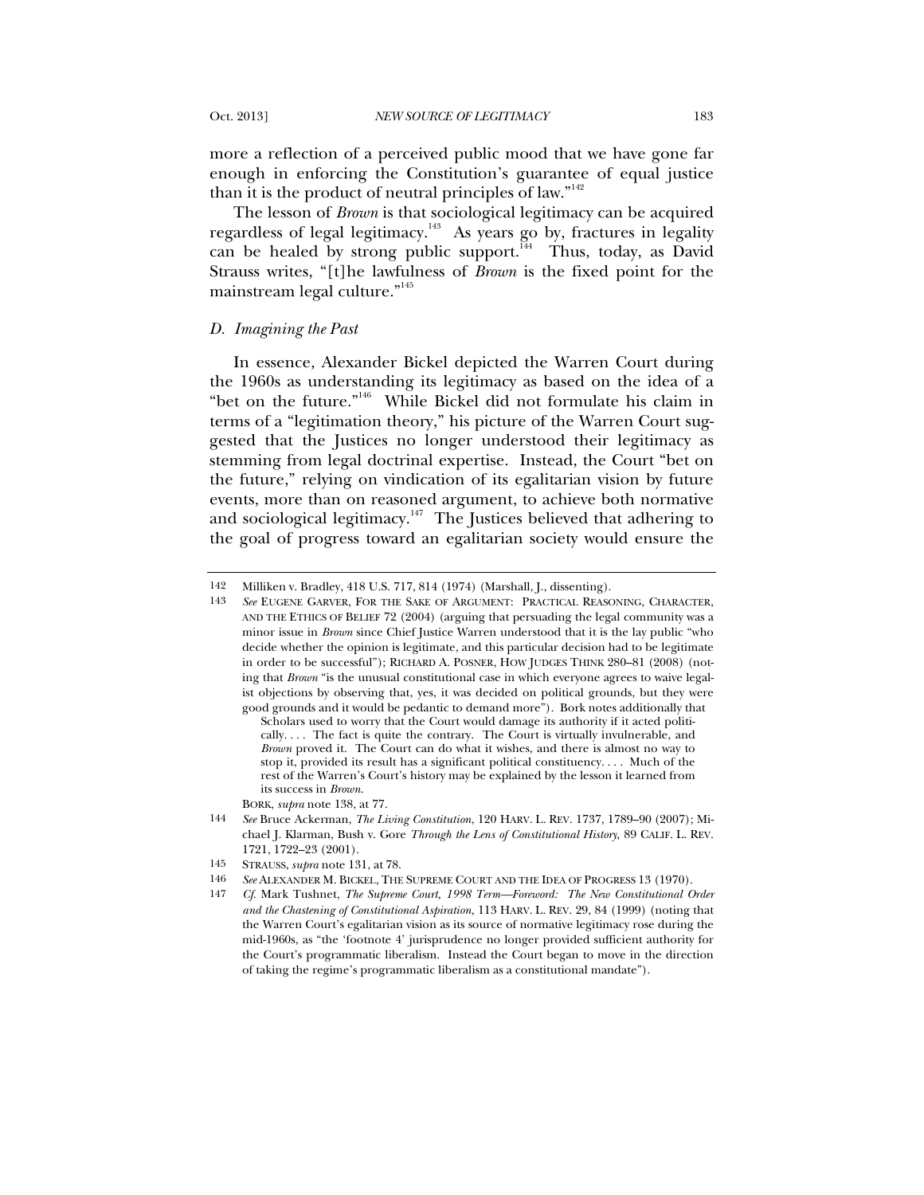more a reflection of a perceived public mood that we have gone far enough in enforcing the Constitution's guarantee of equal justice than it is the product of neutral principles of law."[142]

The lesson of *Brown* is that sociological legitimacy can be acquired regardless of legal legitimacy.[143] As years go by, fractures in legality can be healed by strong public support.[144] Thus, today, as David Strauss writes, "[t]he lawfulness of *Brown* is the fixed point for the mainstream legal culture."[145]

### *D. Imagining the Past*

In essence, Alexander Bickel depicted the Warren Court during the 1960s as understanding its legitimacy as based on the idea of a "bet on the future."[146] While Bickel did not formulate his claim in terms of a "legitimation theory," his picture of the Warren Court suggested that the Justices no longer understood their legitimacy as stemming from legal doctrinal expertise. Instead, the Court "bet on the future," relying on vindication of its egalitarian vision by future events, more than on reasoned argument, to achieve both normative and sociological legitimacy.[147] The Justices believed that adhering to the goal of progress toward an egalitarian society would ensure the

---

142 Milliken v. Bradley, 418 U.S. 717, 814 (1974) (Marshall, J., dissenting).

143 *See* EUGENE GARVER, FOR THE SAKE OF ARGUMENT: PRACTICAL REASONING, CHARACTER, AND THE ETHICS OF BELIEF 72 (2004) (arguing that persuading the legal community was a minor issue in *Brown* since Chief Justice Warren understood that it is the lay public "who decide whether the opinion is legitimate, and this particular decision had to be legitimate in order to be successful"); RICHARD A. POSNER, HOW JUDGES THINK 280–81 (2008) (noting that *Brown* "is the unusual constitutional case in which everyone agrees to waive legalist objections by observing that, yes, it was decided on political grounds, but they were good grounds and it would be pedantic to demand more"). Bork notes additionally that

> Scholars used to worry that the Court would damage its authority if it acted politically. . . . The fact is quite the contrary. The Court is virtually invulnerable, and *Brown* proved it. The Court can do what it wishes, and there is almost no way to stop it, provided its result has a significant political constituency. . . . Much of the rest of the Warren's Court's history may be explained by the lesson it learned from its success in *Brown*.

BORK, *supra* note 138, at 77.

144 *See* Bruce Ackerman, *The Living Constitution*, 120 HARV. L. REV. 1737, 1789–90 (2007); Michael J. Klarman, Bush v. Gore *Through the Lens of Constitutional History,* 89 CALIF. L. REV. 1721, 1722–23 (2001).

145 STRAUSS, *supra* note 131, at 78.

146 *See* ALEXANDER M. BICKEL, THE SUPREME COURT AND THE IDEA OF PROGRESS 13 (1970).

147 *Cf.* Mark Tushnet, *The Supreme Court, 1998 Term—Foreword: The New Constitutional Order and the Chastening of Constitutional Aspiration,* 113 HARV. L. REV. 29, 84 (1999) (noting that the Warren Court's egalitarian vision as its source of normative legitimacy rose during the mid-1960s, as "the 'footnote 4' jurisprudence no longer provided sufficient authority for the Court's programmatic liberalism. Instead the Court began to move in the direction of taking the regime's programmatic liberalism as a constitutional mandate").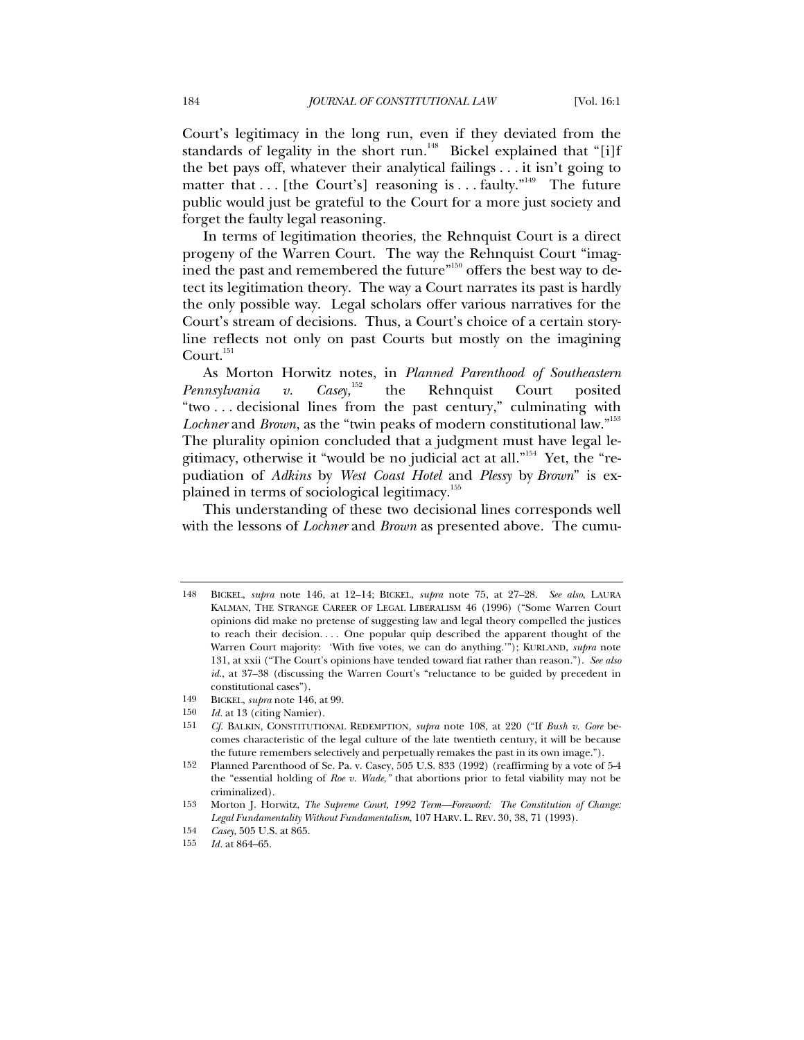Court's legitimacy in the long run, even if they deviated from the standards of legality in the short run.[148] Bickel explained that "[i]f the bet pays off, whatever their analytical failings . . . it isn't going to matter that . . . [the Court's] reasoning is . . . faulty."[149] The future public would just be grateful to the Court for a more just society and forget the faulty legal reasoning.

In terms of legitimation theories, the Rehnquist Court is a direct progeny of the Warren Court. The way the Rehnquist Court "imagined the past and remembered the future"[150] offers the best way to detect its legitimation theory. The way a Court narrates its past is hardly the only possible way. Legal scholars offer various narratives for the Court's stream of decisions. Thus, a Court's choice of a certain storyline reflects not only on past Courts but mostly on the imagining Court.[151]

As Morton Horwitz notes, in *Planned Parenthood of Southeastern Pennsylvania v. Casey*,[152] the Rehnquist Court posited "two . . . decisional lines from the past century," culminating with *Lochner* and *Brown*, as the "twin peaks of modern constitutional law."[153] The plurality opinion concluded that a judgment must have legal legitimacy, otherwise it "would be no judicial act at all."[154] Yet, the "repudiation of *Adkins* by *West Coast Hotel* and *Plessy* by *Brown*" is explained in terms of sociological legitimacy.[155]

This understanding of these two decisional lines corresponds well with the lessons of *Lochner* and *Brown* as presented above. The cumu-

---

148 BICKEL, *supra* note 146, at 12–14; BICKEL, *supra* note 75, at 27–28. *See also*, LAURA KALMAN, THE STRANGE CAREER OF LEGAL LIBERALISM 46 (1996) ("Some Warren Court opinions did make no pretense of suggesting law and legal theory compelled the justices to reach their decision. . . . One popular quip described the apparent thought of the Warren Court majority: 'With five votes, we can do anything.'"); KURLAND, *supra* note 131, at xxii ("The Court's opinions have tended toward fiat rather than reason."). *See also id.*, at 37–38 (discussing the Warren Court's "reluctance to be guided by precedent in constitutional cases").

149 BICKEL, *supra* note 146, at 99.

150 *Id.* at 13 (citing Namier).

151 *Cf.* BALKIN, CONSTITUTIONAL REDEMPTION, *supra* note 108, at 220 ("If *Bush v. Gore* becomes characteristic of the legal culture of the late twentieth century, it will be because the future remembers selectively and perpetually remakes the past in its own image.").

152 Planned Parenthood of Se. Pa. v. Casey, 505 U.S. 833 (1992) (reaffirming by a vote of 5-4 the "essential holding of *Roe v. Wade*," that abortions prior to fetal viability may not be criminalized).

153 Morton J. Horwitz, *The Supreme Court, 1992 Term—Foreword: The Constitution of Change: Legal Fundamentality Without Fundamentalism*, 107 HARV. L. REV. 30, 38, 71 (1993).

154 *Casey*, 505 U.S. at 865.

155 *Id.* at 864–65.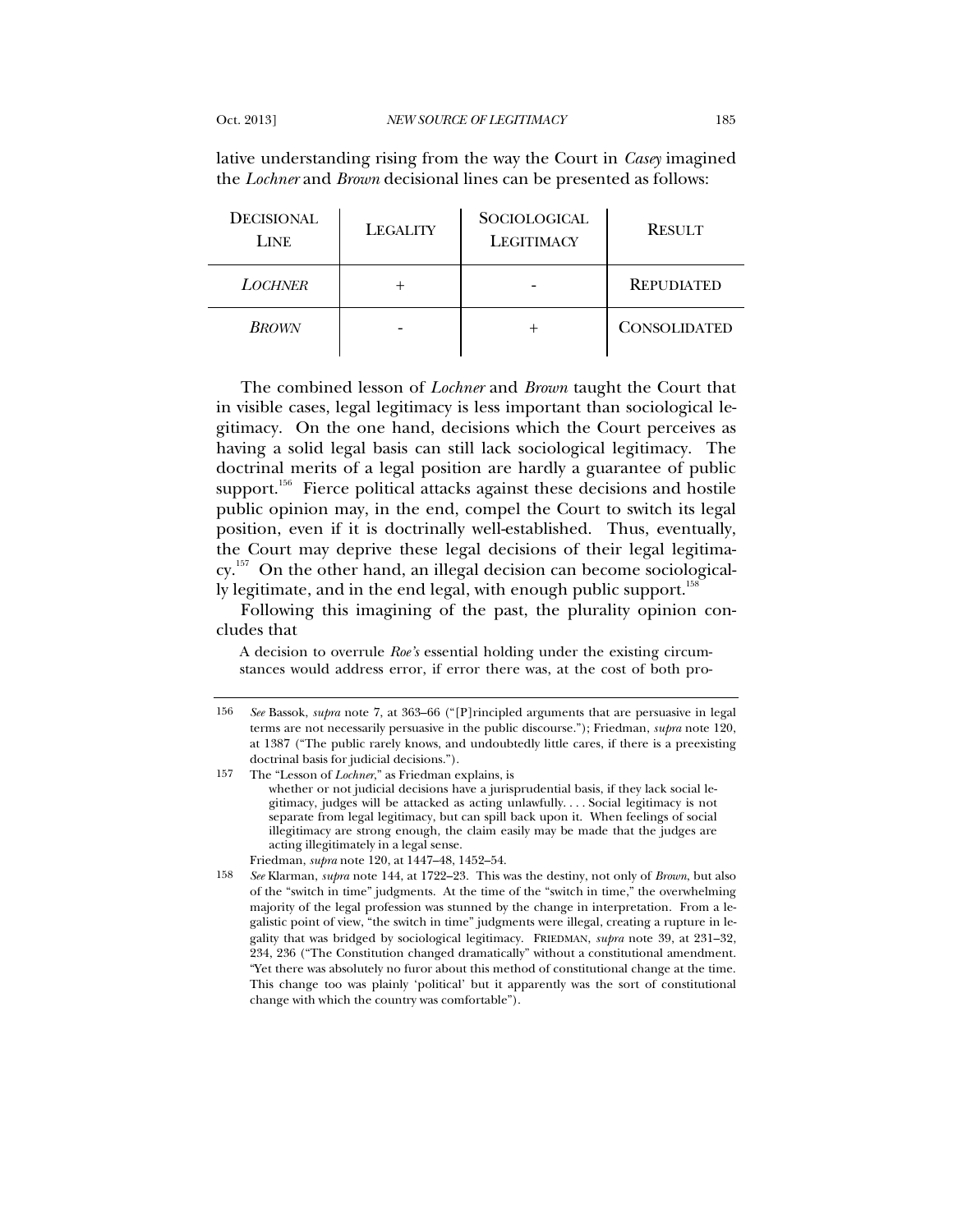lative understanding rising from the way the Court in *Casey* imagined the *Lochner* and *Brown* decisional lines can be presented as follows:

| DECISIONAL LINE | LEGALITY | SOCIOLOGICAL LEGITIMACY | RESULT |
|---|---|---|---|
| *LOCHNER* | + | - | REPUDIATED |
| *BROWN* | - | + | CONSOLIDATED |

The combined lesson of *Lochner* and *Brown* taught the Court that in visible cases, legal legitimacy is less important than sociological legitimacy. On the one hand, decisions which the Court perceives as having a solid legal basis can still lack sociological legitimacy. The doctrinal merits of a legal position are hardly a guarantee of public support.[156] Fierce political attacks against these decisions and hostile public opinion may, in the end, compel the Court to switch its legal position, even if it is doctrinally well-established. Thus, eventually, the Court may deprive these legal decisions of their legal legitimacy.[157] On the other hand, an illegal decision can become sociologically legitimate, and in the end legal, with enough public support.[158]

Following this imagining of the past, the plurality opinion concludes that

> A decision to overrule *Roe's* essential holding under the existing circumstances would address error, if error there was, at the cost of both pro-

---

156 *See* Bassok, *supra* note 7, at 363–66 ("[P]rincipled arguments that are persuasive in legal terms are not necessarily persuasive in the public discourse."); Friedman, *supra* note 120, at 1387 ("The public rarely knows, and undoubtedly little cares, if there is a preexisting doctrinal basis for judicial decisions.").

157 The "Lesson of *Lochner*," as Friedman explains, is

> whether or not judicial decisions have a jurisprudential basis, if they lack social legitimacy, judges will be attacked as acting unlawfully. . . . Social legitimacy is not separate from legal legitimacy, but can spill back upon it. When feelings of social illegitimacy are strong enough, the claim easily may be made that the judges are acting illegitimately in a legal sense.

Friedman, *supra* note 120, at 1447–48, 1452–54.

158 *See* Klarman, *supra* note 144, at 1722–23. This was the destiny, not only of *Brown*, but also of the "switch in time" judgments. At the time of the "switch in time," the overwhelming majority of the legal profession was stunned by the change in interpretation. From a legalistic point of view, "the switch in time" judgments were illegal, creating a rupture in legality that was bridged by sociological legitimacy. FRIEDMAN, *supra* note 39, at 231–32, 234, 236 ("The Constitution changed dramatically" without a constitutional amendment. "Yet there was absolutely no furor about this method of constitutional change at the time. This change too was plainly 'political' but it apparently was the sort of constitutional change with which the country was comfortable").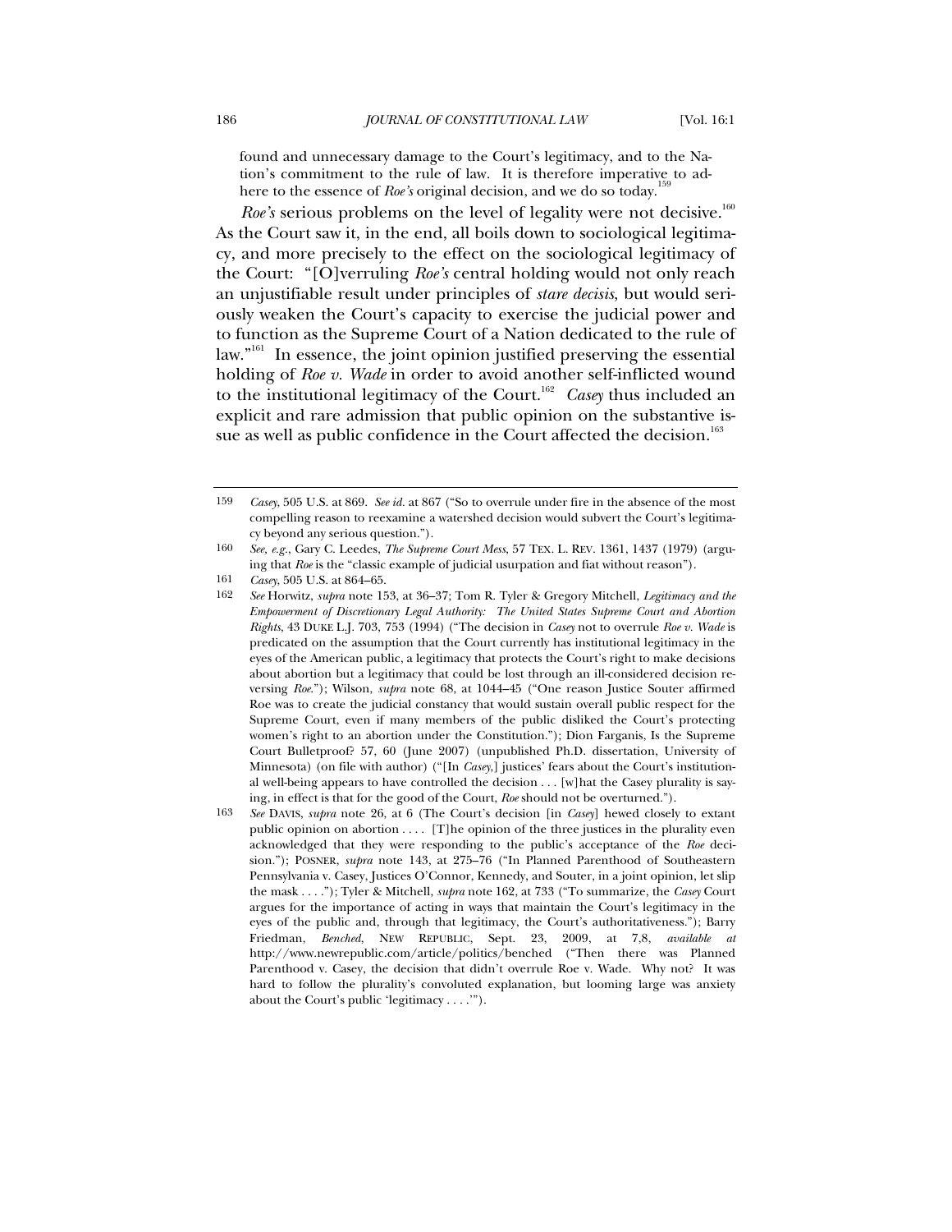found and unnecessary damage to the Court's legitimacy, and to the Nation's commitment to the rule of law. It is therefore imperative to adhere to the essence of *Roe's* original decision, and we do so today.[159]

*Roe's* serious problems on the level of legality were not decisive.[160] As the Court saw it, in the end, all boils down to sociological legitimacy, and more precisely to the effect on the sociological legitimacy of the Court: "[O]verruling *Roe's* central holding would not only reach an unjustifiable result under principles of *stare decisis*, but would seriously weaken the Court's capacity to exercise the judicial power and to function as the Supreme Court of a Nation dedicated to the rule of law."[161] In essence, the joint opinion justified preserving the essential holding of *Roe v. Wade* in order to avoid another self-inflicted wound to the institutional legitimacy of the Court.[162] *Casey* thus included an explicit and rare admission that public opinion on the substantive issue as well as public confidence in the Court affected the decision.[163]

---

159 *Casey*, 505 U.S. at 869. *See id.* at 867 ("So to overrule under fire in the absence of the most compelling reason to reexamine a watershed decision would subvert the Court's legitimacy beyond any serious question.").

160 *See, e.g.*, Gary C. Leedes, *The Supreme Court Mess*, 57 TEX. L. REV. 1361, 1437 (1979) (arguing that *Roe* is the "classic example of judicial usurpation and fiat without reason").

161 *Casey*, 505 U.S. at 864–65.

162 *See* Horwitz, *supra* note 153, at 36–37; Tom R. Tyler & Gregory Mitchell, *Legitimacy and the Empowerment of Discretionary Legal Authority: The United States Supreme Court and Abortion Rights*, 43 DUKE L.J. 703, 753 (1994) ("The decision in *Casey* not to overrule *Roe v. Wade* is predicated on the assumption that the Court currently has institutional legitimacy in the eyes of the American public, a legitimacy that protects the Court's right to make decisions about abortion but a legitimacy that could be lost through an ill-considered decision reversing *Roe*."); Wilson, *supra* note 68, at 1044–45 ("One reason Justice Souter affirmed Roe was to create the judicial constancy that would sustain overall public respect for the Supreme Court, even if many members of the public disliked the Court's protecting women's right to an abortion under the Constitution."); Dion Farganis, Is the Supreme Court Bulletproof? 57, 60 (June 2007) (unpublished Ph.D. dissertation, University of Minnesota) (on file with author) ("[In *Casey*,] justices' fears about the Court's institutional well-being appears to have controlled the decision . . . [w]hat the Casey plurality is saying, in effect is that for the good of the Court, *Roe* should not be overturned.").

163 *See* DAVIS, *supra* note 26, at 6 (The Court's decision [in *Casey*] hewed closely to extant public opinion on abortion . . . . [T]he opinion of the three justices in the plurality even acknowledged that they were responding to the public's acceptance of the *Roe* decision."); POSNER, *supra* note 143, at 275–76 ("In Planned Parenthood of Southeastern Pennsylvania v. Casey, Justices O'Connor, Kennedy, and Souter, in a joint opinion, let slip the mask . . . ."); Tyler & Mitchell, *supra* note 162, at 733 ("To summarize, the *Casey* Court argues for the importance of acting in ways that maintain the Court's legitimacy in the eyes of the public and, through that legitimacy, the Court's authoritativeness."); Barry Friedman, *Benched*, NEW REPUBLIC, Sept. 23, 2009, at 7,8, *available at* http://www.newrepublic.com/article/politics/benched ("Then there was Planned Parenthood v. Casey, the decision that didn't overrule Roe v. Wade. Why not? It was hard to follow the plurality's convoluted explanation, but looming large was anxiety about the Court's public 'legitimacy . . . .'").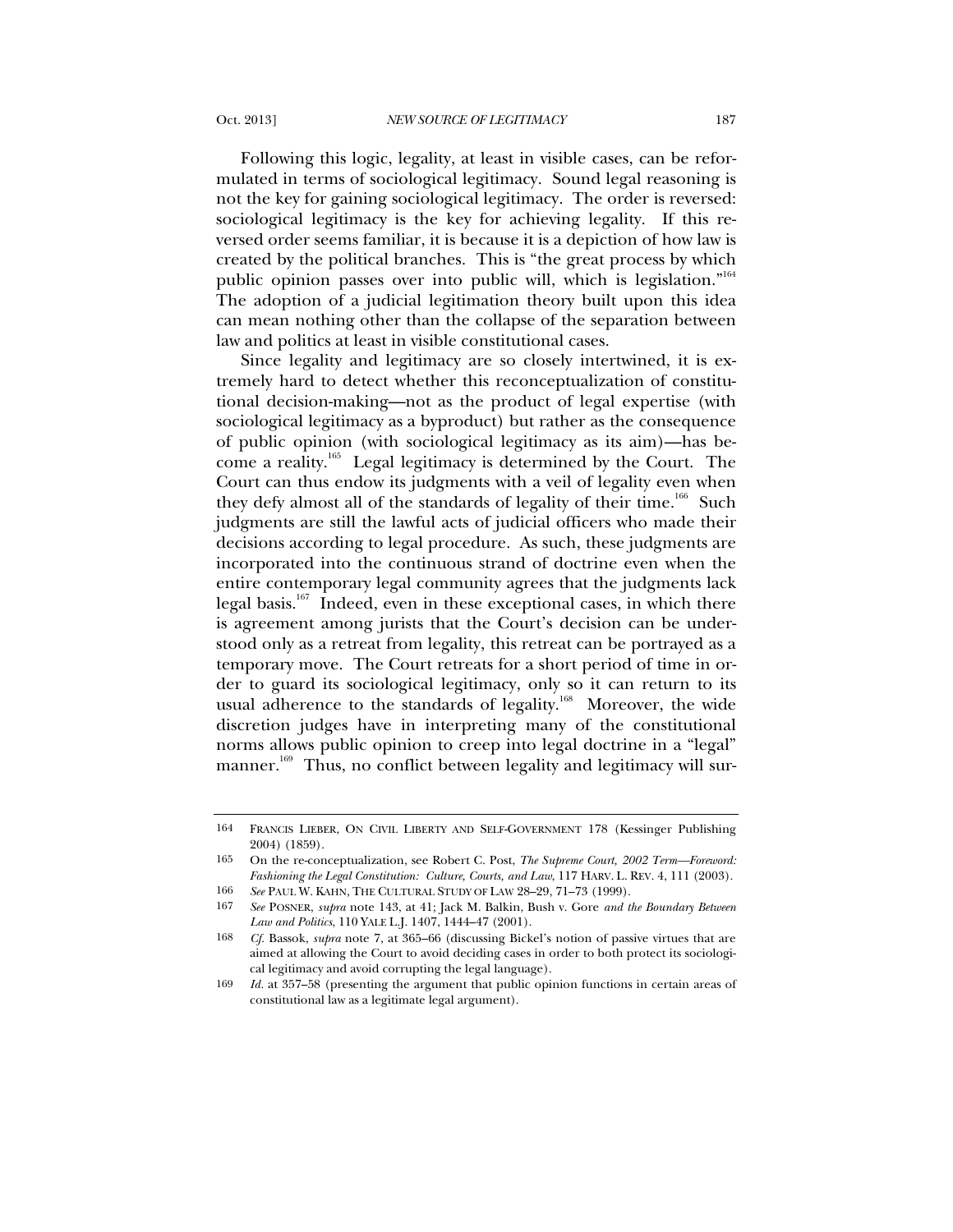Following this logic, legality, at least in visible cases, can be reformulated in terms of sociological legitimacy. Sound legal reasoning is not the key for gaining sociological legitimacy. The order is reversed: sociological legitimacy is the key for achieving legality. If this reversed order seems familiar, it is because it is a depiction of how law is created by the political branches. This is "the great process by which public opinion passes over into public will, which is legislation."[164] The adoption of a judicial legitimation theory built upon this idea can mean nothing other than the collapse of the separation between law and politics at least in visible constitutional cases.

Since legality and legitimacy are so closely intertwined, it is extremely hard to detect whether this reconceptualization of constitutional decision-making—not as the product of legal expertise (with sociological legitimacy as a byproduct) but rather as the consequence of public opinion (with sociological legitimacy as its aim)—has become a reality.[165] Legal legitimacy is determined by the Court. The Court can thus endow its judgments with a veil of legality even when they defy almost all of the standards of legality of their time.[166] Such judgments are still the lawful acts of judicial officers who made their decisions according to legal procedure. As such, these judgments are incorporated into the continuous strand of doctrine even when the entire contemporary legal community agrees that the judgments lack legal basis.[167] Indeed, even in these exceptional cases, in which there is agreement among jurists that the Court's decision can be understood only as a retreat from legality, this retreat can be portrayed as a temporary move. The Court retreats for a short period of time in order to guard its sociological legitimacy, only so it can return to its usual adherence to the standards of legality.[168] Moreover, the wide discretion judges have in interpreting many of the constitutional norms allows public opinion to creep into legal doctrine in a "legal" manner.[169] Thus, no conflict between legality and legitimacy will sur-

---

164 FRANCIS LIEBER, ON CIVIL LIBERTY AND SELF-GOVERNMENT 178 (Kessinger Publishing 2004) (1859).

165 On the re-conceptualization, see Robert C. Post, *The Supreme Court, 2002 Term—Foreword: Fashioning the Legal Constitution: Culture, Courts, and Law*, 117 HARV. L. REV. 4, 111 (2003).

166 *See* PAUL W. KAHN, THE CULTURAL STUDY OF LAW 28–29, 71–73 (1999).

167 *See* POSNER, *supra* note 143, at 41; Jack M. Balkin, Bush v. Gore *and the Boundary Between Law and Politics*, 110 YALE L.J. 1407, 1444–47 (2001).

168 *Cf.* Bassok, *supra* note 7, at 365–66 (discussing Bickel's notion of passive virtues that are aimed at allowing the Court to avoid deciding cases in order to both protect its sociological legitimacy and avoid corrupting the legal language).

169 *Id.* at 357–58 (presenting the argument that public opinion functions in certain areas of constitutional law as a legitimate legal argument).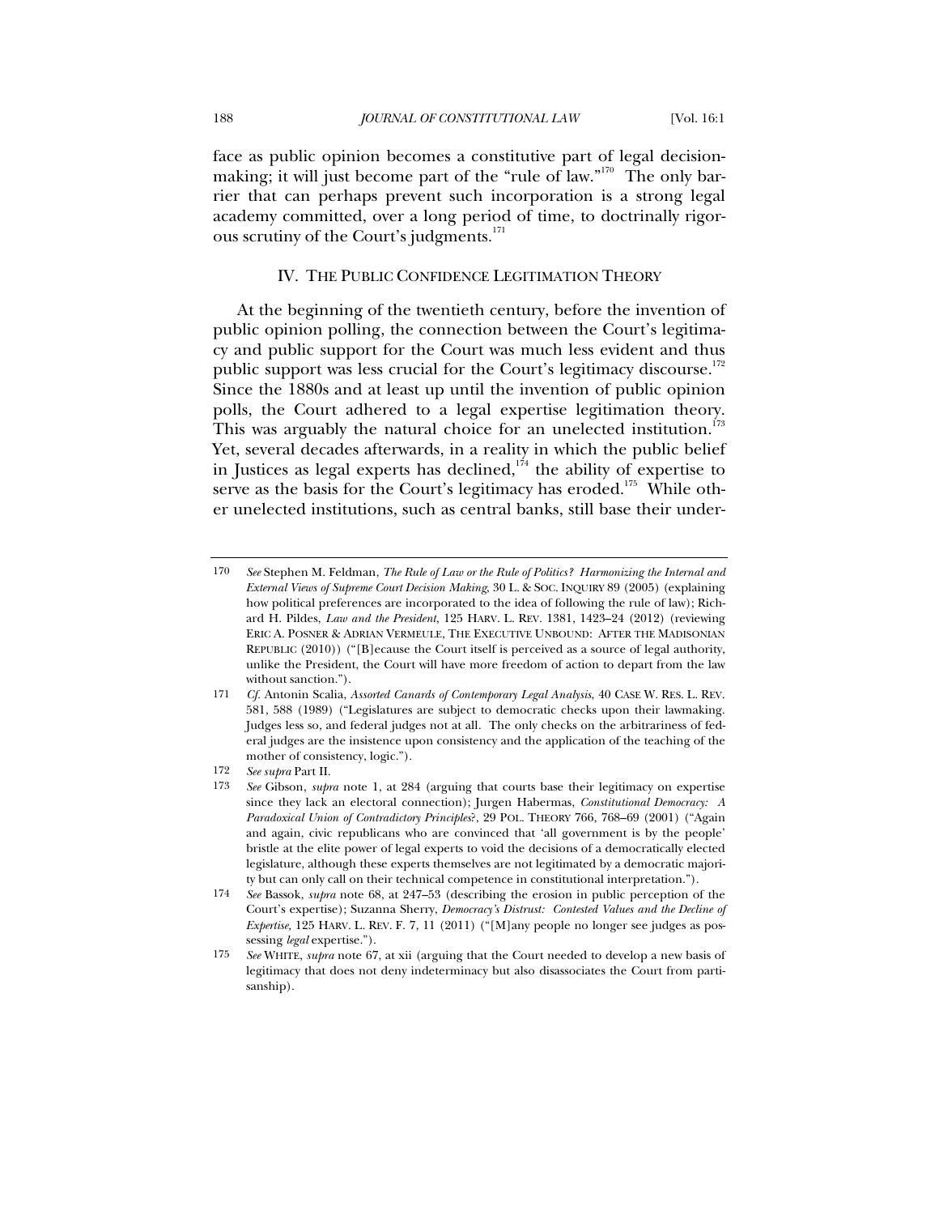face as public opinion becomes a constitutive part of legal decision-making; it will just become part of the "rule of law."[170] The only barrier that can perhaps prevent such incorporation is a strong legal academy committed, over a long period of time, to doctrinally rigorous scrutiny of the Court's judgments.[171]

## IV. THE PUBLIC CONFIDENCE LEGITIMATION THEORY

At the beginning of the twentieth century, before the invention of public opinion polling, the connection between the Court's legitimacy and public support for the Court was much less evident and thus public support was less crucial for the Court's legitimacy discourse.[172] Since the 1880s and at least up until the invention of public opinion polls, the Court adhered to a legal expertise legitimation theory. This was arguably the natural choice for an unelected institution.[173] Yet, several decades afterwards, in a reality in which the public belief in Justices as legal experts has declined,[174] the ability of expertise to serve as the basis for the Court's legitimacy has eroded.[175] While other unelected institutions, such as central banks, still base their under-

---

170 *See* Stephen M. Feldman, *The Rule of Law or the Rule of Politics? Harmonizing the Internal and External Views of Supreme Court Decision Making*, 30 L. & SOC. INQUIRY 89 (2005) (explaining how political preferences are incorporated to the idea of following the rule of law); Richard H. Pildes, *Law and the President*, 125 HARV. L. REV. 1381, 1423–24 (2012) (reviewing ERIC A. POSNER & ADRIAN VERMEULE, THE EXECUTIVE UNBOUND: AFTER THE MADISONIAN REPUBLIC (2010)) ("[B]ecause the Court itself is perceived as a source of legal authority, unlike the President, the Court will have more freedom of action to depart from the law without sanction.").

171 *Cf.* Antonin Scalia, *Assorted Canards of Contemporary Legal Analysis*, 40 CASE W. RES. L. REV. 581, 588 (1989) ("Legislatures are subject to democratic checks upon their lawmaking. Judges less so, and federal judges not at all. The only checks on the arbitrariness of federal judges are the insistence upon consistency and the application of the teaching of the mother of consistency, logic.").

172 *See supra* Part II.

173 *See* Gibson, *supra* note 1, at 284 (arguing that courts base their legitimacy on expertise since they lack an electoral connection); Jurgen Habermas, *Constitutional Democracy: A Paradoxical Union of Contradictory Principles?*, 29 POL. THEORY 766, 768–69 (2001) ("Again and again, civic republicans who are convinced that 'all government is by the people' bristle at the elite power of legal experts to void the decisions of a democratically elected legislature, although these experts themselves are not legitimated by a democratic majority but can only call on their technical competence in constitutional interpretation.").

174 *See* Bassok, *supra* note 68, at 247–53 (describing the erosion in public perception of the Court's expertise); Suzanna Sherry, *Democracy's Distrust: Contested Values and the Decline of Expertise*, 125 HARV. L. REV. F. 7, 11 (2011) ("[M]any people no longer see judges as possessing *legal* expertise.").

175 *See* WHITE, *supra* note 67, at xii (arguing that the Court needed to develop a new basis of legitimacy that does not deny indeterminacy but also disassociates the Court from partisanship).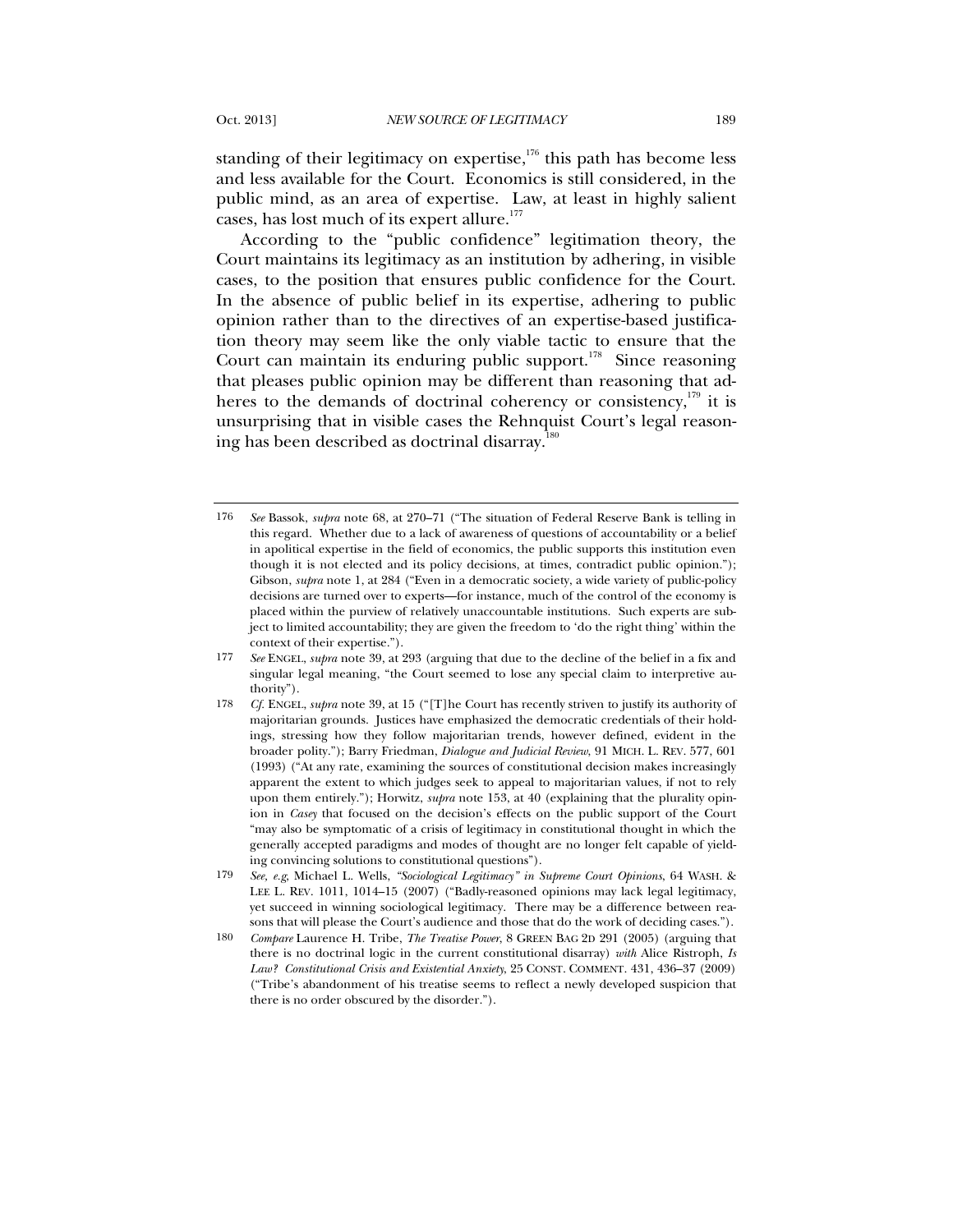standing of their legitimacy on expertise,[176] this path has become less and less available for the Court. Economics is still considered, in the public mind, as an area of expertise. Law, at least in highly salient cases, has lost much of its expert allure.[177]

According to the "public confidence" legitimation theory, the Court maintains its legitimacy as an institution by adhering, in visible cases, to the position that ensures public confidence for the Court. In the absence of public belief in its expertise, adhering to public opinion rather than to the directives of an expertise-based justification theory may seem like the only viable tactic to ensure that the Court can maintain its enduring public support.[178] Since reasoning that pleases public opinion may be different than reasoning that adheres to the demands of doctrinal coherency or consistency,[179] it is unsurprising that in visible cases the Rehnquist Court's legal reasoning has been described as doctrinal disarray.[180]

---

176 *See* Bassok, *supra* note 68, at 270–71 ("The situation of Federal Reserve Bank is telling in this regard. Whether due to a lack of awareness of questions of accountability or a belief in apolitical expertise in the field of economics, the public supports this institution even though it is not elected and its policy decisions, at times, contradict public opinion."); Gibson, *supra* note 1, at 284 ("Even in a democratic society, a wide variety of public-policy decisions are turned over to experts—for instance, much of the control of the economy is placed within the purview of relatively unaccountable institutions. Such experts are subject to limited accountability; they are given the freedom to 'do the right thing' within the context of their expertise.").

177 *See* ENGEL, *supra* note 39, at 293 (arguing that due to the decline of the belief in a fix and singular legal meaning, "the Court seemed to lose any special claim to interpretive authority").

178 *Cf.* ENGEL, *supra* note 39, at 15 ("[T]he Court has recently striven to justify its authority of majoritarian grounds. Justices have emphasized the democratic credentials of their holdings, stressing how they follow majoritarian trends, however defined, evident in the broader polity."); Barry Friedman, *Dialogue and Judicial Review*, 91 MICH. L. REV. 577, 601 (1993) ("At any rate, examining the sources of constitutional decision makes increasingly apparent the extent to which judges seek to appeal to majoritarian values, if not to rely upon them entirely."); Horwitz, *supra* note 153, at 40 (explaining that the plurality opinion in *Casey* that focused on the decision's effects on the public support of the Court "may also be symptomatic of a crisis of legitimacy in constitutional thought in which the generally accepted paradigms and modes of thought are no longer felt capable of yielding convincing solutions to constitutional questions").

179 *See, e.g*, Michael L. Wells, *"Sociological Legitimacy" in Supreme Court Opinions*, 64 WASH. & LEE L. REV. 1011, 1014–15 (2007) ("Badly-reasoned opinions may lack legal legitimacy, yet succeed in winning sociological legitimacy. There may be a difference between reasons that will please the Court's audience and those that do the work of deciding cases.").

180 *Compare* Laurence H. Tribe, *The Treatise Power*, 8 GREEN BAG 2D 291 (2005) (arguing that there is no doctrinal logic in the current constitutional disarray) *with* Alice Ristroph, *Is Law? Constitutional Crisis and Existential Anxiety*, 25 CONST. COMMENT. 431, 436–37 (2009) ("Tribe's abandonment of his treatise seems to reflect a newly developed suspicion that there is no order obscured by the disorder.").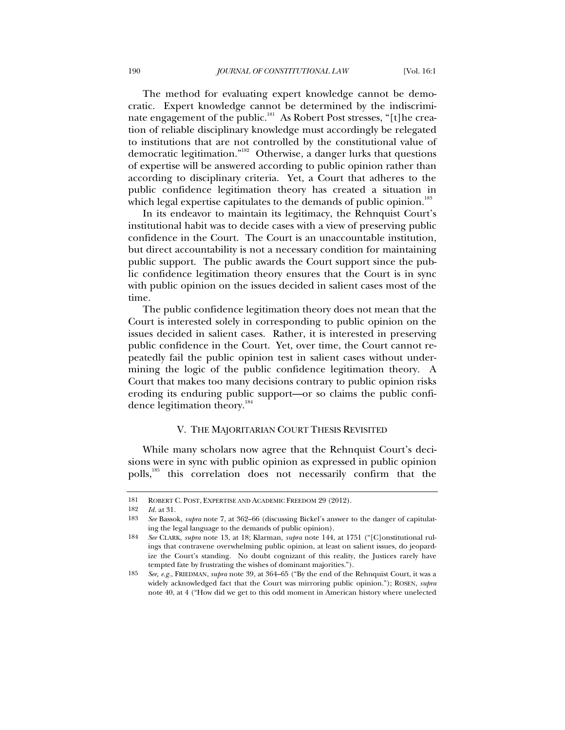The method for evaluating expert knowledge cannot be democratic. Expert knowledge cannot be determined by the indiscriminate engagement of the public.[181] As Robert Post stresses, "[t]he creation of reliable disciplinary knowledge must accordingly be relegated to institutions that are not controlled by the constitutional value of democratic legitimation."[182] Otherwise, a danger lurks that questions of expertise will be answered according to public opinion rather than according to disciplinary criteria. Yet, a Court that adheres to the public confidence legitimation theory has created a situation in which legal expertise capitulates to the demands of public opinion.[183]

In its endeavor to maintain its legitimacy, the Rehnquist Court's institutional habit was to decide cases with a view of preserving public confidence in the Court. The Court is an unaccountable institution, but direct accountability is not a necessary condition for maintaining public support. The public awards the Court support since the public confidence legitimation theory ensures that the Court is in sync with public opinion on the issues decided in salient cases most of the time.

The public confidence legitimation theory does not mean that the Court is interested solely in corresponding to public opinion on the issues decided in salient cases. Rather, it is interested in preserving public confidence in the Court. Yet, over time, the Court cannot repeatedly fail the public opinion test in salient cases without undermining the logic of the public confidence legitimation theory. A Court that makes too many decisions contrary to public opinion risks eroding its enduring public support—or so claims the public confidence legitimation theory.[184]

## V. THE MAJORITARIAN COURT THESIS REVISITED

While many scholars now agree that the Rehnquist Court's decisions were in sync with public opinion as expressed in public opinion polls,[185] this correlation does not necessarily confirm that the

---

181 ROBERT C. POST, EXPERTISE AND ACADEMIC FREEDOM 29 (2012).

182 *Id.* at 31.

183 *See* Bassok, *supra* note 7, at 362–66 (discussing Bickel's answer to the danger of capitulating the legal language to the demands of public opinion).

184 *See* CLARK, *supra* note 13, at 18; Klarman, *supra* note 144, at 1751 ("[C]onstitutional rulings that contravene overwhelming public opinion, at least on salient issues, do jeopardize the Court's standing. No doubt cognizant of this reality, the Justices rarely have tempted fate by frustrating the wishes of dominant majorities.").

185 *See, e.g.*, FRIEDMAN, *supra* note 39, at 364–65 ("By the end of the Rehnquist Court, it was a widely acknowledged fact that the Court was mirroring public opinion."); ROSEN, *supra* note 40, at 4 ("How did we get to this odd moment in American history where unelected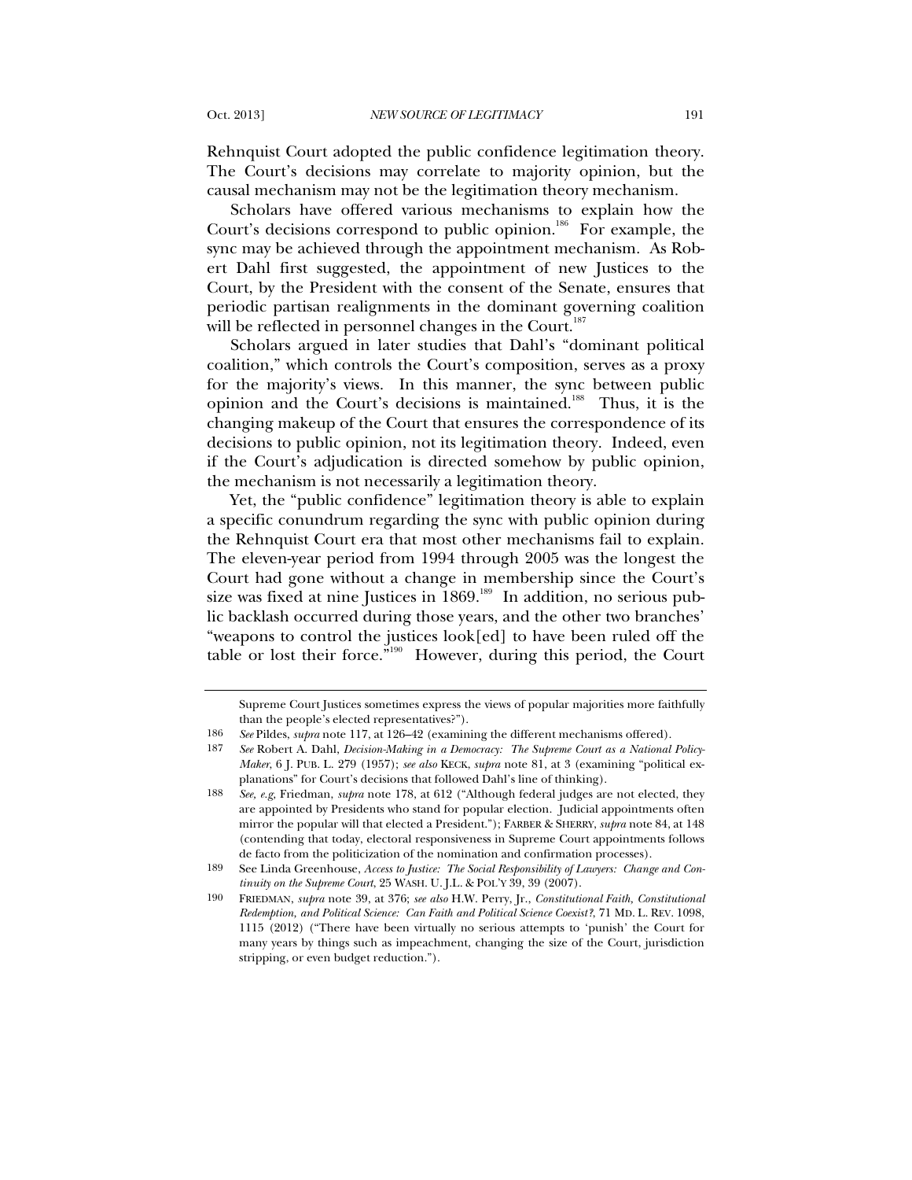Rehnquist Court adopted the public confidence legitimation theory. The Court's decisions may correlate to majority opinion, but the causal mechanism may not be the legitimation theory mechanism.

Scholars have offered various mechanisms to explain how the Court's decisions correspond to public opinion.[186] For example, the sync may be achieved through the appointment mechanism. As Robert Dahl first suggested, the appointment of new Justices to the Court, by the President with the consent of the Senate, ensures that periodic partisan realignments in the dominant governing coalition will be reflected in personnel changes in the Court.[187]

Scholars argued in later studies that Dahl's "dominant political coalition," which controls the Court's composition, serves as a proxy for the majority's views. In this manner, the sync between public opinion and the Court's decisions is maintained.[188] Thus, it is the changing makeup of the Court that ensures the correspondence of its decisions to public opinion, not its legitimation theory. Indeed, even if the Court's adjudication is directed somehow by public opinion, the mechanism is not necessarily a legitimation theory.

Yet, the "public confidence" legitimation theory is able to explain a specific conundrum regarding the sync with public opinion during the Rehnquist Court era that most other mechanisms fail to explain. The eleven-year period from 1994 through 2005 was the longest the Court had gone without a change in membership since the Court's size was fixed at nine Justices in 1869.[189] In addition, no serious public backlash occurred during those years, and the other two branches' "weapons to control the justices look[ed] to have been ruled off the table or lost their force."[190] However, during this period, the Court

---

Supreme Court Justices sometimes express the views of popular majorities more faithfully than the people's elected representatives?").

186 *See* Pildes, *supra* note 117, at 126–42 (examining the different mechanisms offered).

187 *See* Robert A. Dahl, *Decision-Making in a Democracy: The Supreme Court as a National Policy-Maker*, 6 J. PUB. L. 279 (1957); *see also* KECK, *supra* note 81, at 3 (examining "political explanations" for Court's decisions that followed Dahl's line of thinking).

188 *See, e.g*, Friedman, *supra* note 178, at 612 ("Although federal judges are not elected, they are appointed by Presidents who stand for popular election. Judicial appointments often mirror the popular will that elected a President."); FARBER & SHERRY, *supra* note 84, at 148 (contending that today, electoral responsiveness in Supreme Court appointments follows de facto from the politicization of the nomination and confirmation processes).

189 See Linda Greenhouse, *Access to Justice: The Social Responsibility of Lawyers: Change and Continuity on the Supreme Court*, 25 WASH. U. J.L. & POL'Y 39, 39 (2007).

190 FRIEDMAN, *supra* note 39, at 376; *see also* H.W. Perry, Jr., *Constitutional Faith, Constitutional Redemption, and Political Science: Can Faith and Political Science Coexist?*, 71 MD. L. REV. 1098, 1115 (2012) ("There have been virtually no serious attempts to 'punish' the Court for many years by things such as impeachment, changing the size of the Court, jurisdiction stripping, or even budget reduction.").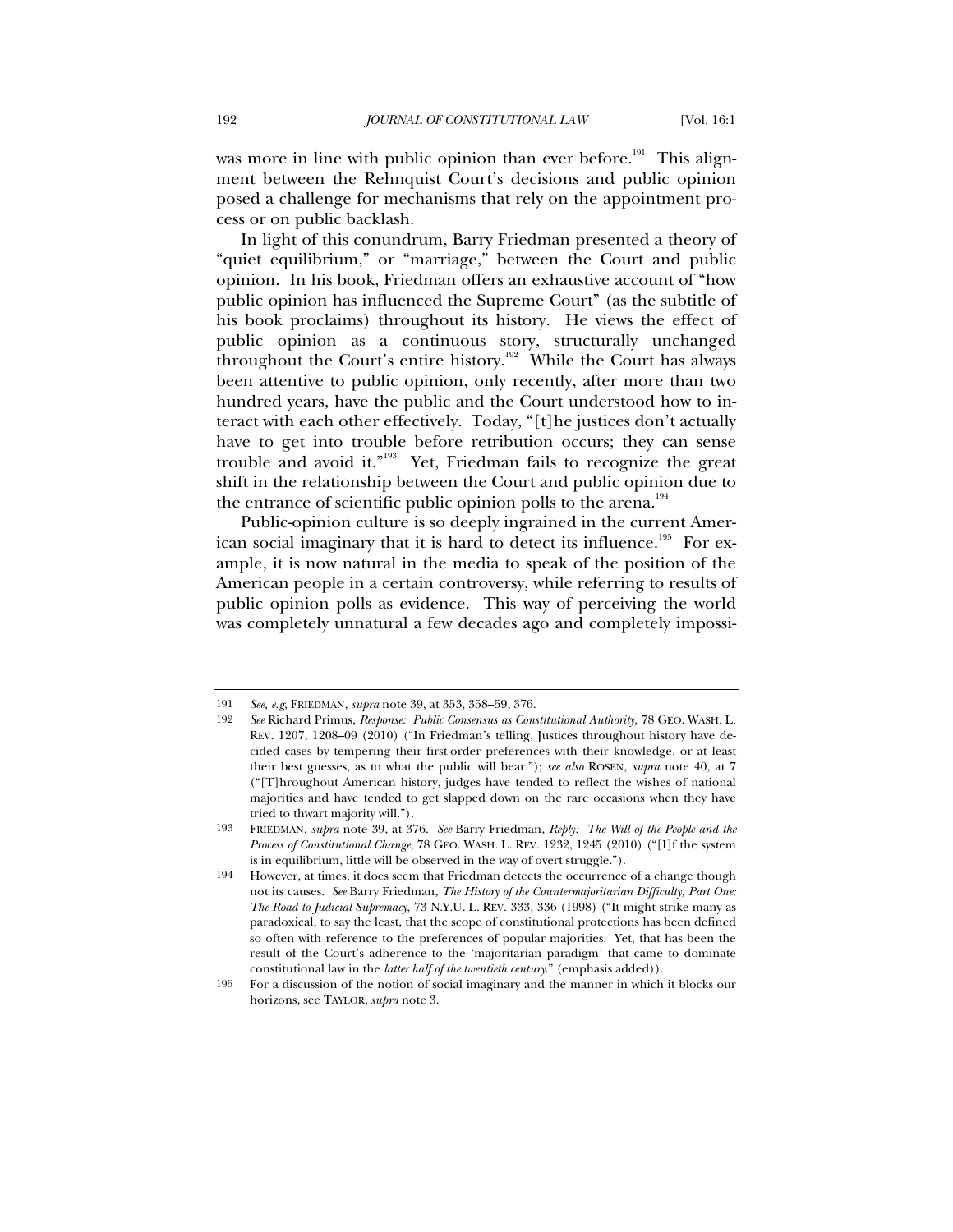was more in line with public opinion than ever before.[191] This alignment between the Rehnquist Court's decisions and public opinion posed a challenge for mechanisms that rely on the appointment process or on public backlash.

In light of this conundrum, Barry Friedman presented a theory of "quiet equilibrium," or "marriage," between the Court and public opinion. In his book, Friedman offers an exhaustive account of "how public opinion has influenced the Supreme Court" (as the subtitle of his book proclaims) throughout its history. He views the effect of public opinion as a continuous story, structurally unchanged throughout the Court's entire history.[192] While the Court has always been attentive to public opinion, only recently, after more than two hundred years, have the public and the Court understood how to interact with each other effectively. Today, "[t]he justices don't actually have to get into trouble before retribution occurs; they can sense trouble and avoid it."[193] Yet, Friedman fails to recognize the great shift in the relationship between the Court and public opinion due to the entrance of scientific public opinion polls to the arena.[194]

Public-opinion culture is so deeply ingrained in the current American social imaginary that it is hard to detect its influence.[195] For example, it is now natural in the media to speak of the position of the American people in a certain controversy, while referring to results of public opinion polls as evidence. This way of perceiving the world was completely unnatural a few decades ago and completely impossi-

---

191 *See, e.g,* FRIEDMAN, *supra* note 39, at 353, 358–59, 376.

192 *See* Richard Primus, *Response: Public Consensus as Constitutional Authority,* 78 GEO. WASH. L. REV. 1207, 1208–09 (2010) ("In Friedman's telling, Justices throughout history have decided cases by tempering their first-order preferences with their knowledge, or at least their best guesses, as to what the public will bear."); *see also* ROSEN, *supra* note 40, at 7 ("[T]hroughout American history, judges have tended to reflect the wishes of national majorities and have tended to get slapped down on the rare occasions when they have tried to thwart majority will.").

193 FRIEDMAN, *supra* note 39, at 376. *See* Barry Friedman, *Reply: The Will of the People and the Process of Constitutional Change*, 78 GEO. WASH. L. REV. 1232, 1245 (2010) ("[I]f the system is in equilibrium, little will be observed in the way of overt struggle.").

194 However, at times, it does seem that Friedman detects the occurrence of a change though not its causes. *See* Barry Friedman, *The History of the Countermajoritarian Difficulty, Part One: The Road to Judicial Supremacy,* 73 N.Y.U. L. REV. 333, 336 (1998) ("It might strike many as paradoxical, to say the least, that the scope of constitutional protections has been defined so often with reference to the preferences of popular majorities. Yet, that has been the result of the Court's adherence to the 'majoritarian paradigm' that came to dominate constitutional law in the *latter half of the twentieth century.*" (emphasis added)).

195 For a discussion of the notion of social imaginary and the manner in which it blocks our horizons, see TAYLOR, *supra* note 3.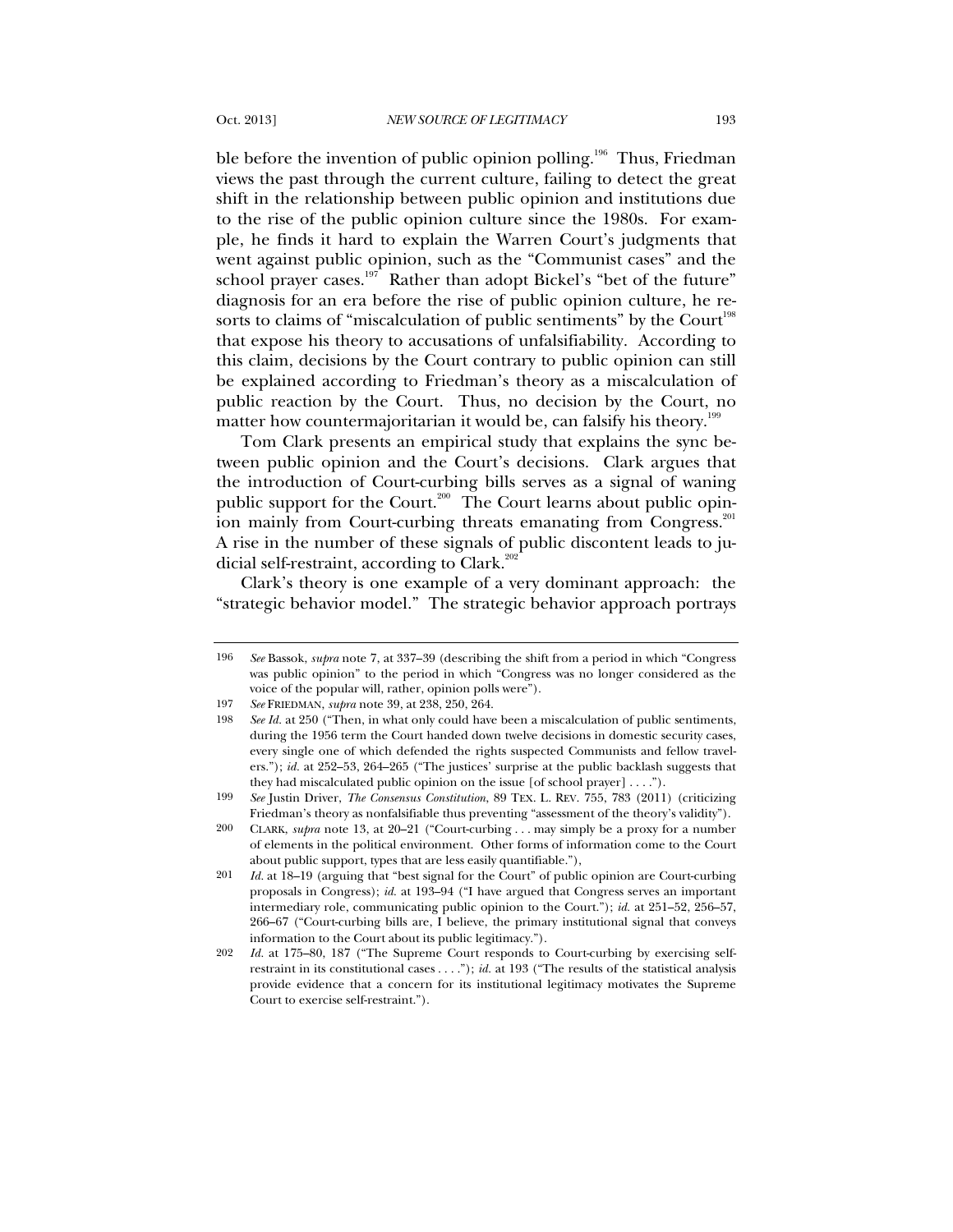ble before the invention of public opinion polling.[196] Thus, Friedman views the past through the current culture, failing to detect the great shift in the relationship between public opinion and institutions due to the rise of the public opinion culture since the 1980s. For example, he finds it hard to explain the Warren Court's judgments that went against public opinion, such as the "Communist cases" and the school prayer cases.[197] Rather than adopt Bickel's "bet of the future" diagnosis for an era before the rise of public opinion culture, he resorts to claims of "miscalculation of public sentiments" by the Court[198] that expose his theory to accusations of unfalsifiability. According to this claim, decisions by the Court contrary to public opinion can still be explained according to Friedman's theory as a miscalculation of public reaction by the Court. Thus, no decision by the Court, no matter how countermajoritarian it would be, can falsify his theory.[199]

Tom Clark presents an empirical study that explains the sync between public opinion and the Court's decisions. Clark argues that the introduction of Court-curbing bills serves as a signal of waning public support for the Court.[200] The Court learns about public opinion mainly from Court-curbing threats emanating from Congress.[201] A rise in the number of these signals of public discontent leads to judicial self-restraint, according to Clark.[202]

Clark's theory is one example of a very dominant approach: the "strategic behavior model." The strategic behavior approach portrays

---

196 *See* Bassok, *supra* note 7, at 337–39 (describing the shift from a period in which "Congress was public opinion" to the period in which "Congress was no longer considered as the voice of the popular will, rather, opinion polls were").

197 *See* FRIEDMAN, *supra* note 39, at 238, 250, 264.

198 *See Id.* at 250 ("Then, in what only could have been a miscalculation of public sentiments, during the 1956 term the Court handed down twelve decisions in domestic security cases, every single one of which defended the rights suspected Communists and fellow travelers."); *id.* at 252–53, 264–265 ("The justices' surprise at the public backlash suggests that they had miscalculated public opinion on the issue [of school prayer] . . . .").

199 *See* Justin Driver, *The Consensus Constitution*, 89 TEX. L. REV. 755, 783 (2011) (criticizing Friedman's theory as nonfalsifiable thus preventing "assessment of the theory's validity").

200 CLARK, *supra* note 13, at 20–21 ("Court-curbing . . . may simply be a proxy for a number of elements in the political environment. Other forms of information come to the Court about public support, types that are less easily quantifiable."),

201 *Id.* at 18–19 (arguing that "best signal for the Court" of public opinion are Court-curbing proposals in Congress); *id.* at 193–94 ("I have argued that Congress serves an important intermediary role, communicating public opinion to the Court."); *id.* at 251–52, 256–57, 266–67 ("Court-curbing bills are, I believe, the primary institutional signal that conveys information to the Court about its public legitimacy.").

202 *Id.* at 175–80, 187 ("The Supreme Court responds to Court-curbing by exercising self-restraint in its constitutional cases . . . ."); *id.* at 193 ("The results of the statistical analysis provide evidence that a concern for its institutional legitimacy motivates the Supreme Court to exercise self-restraint.").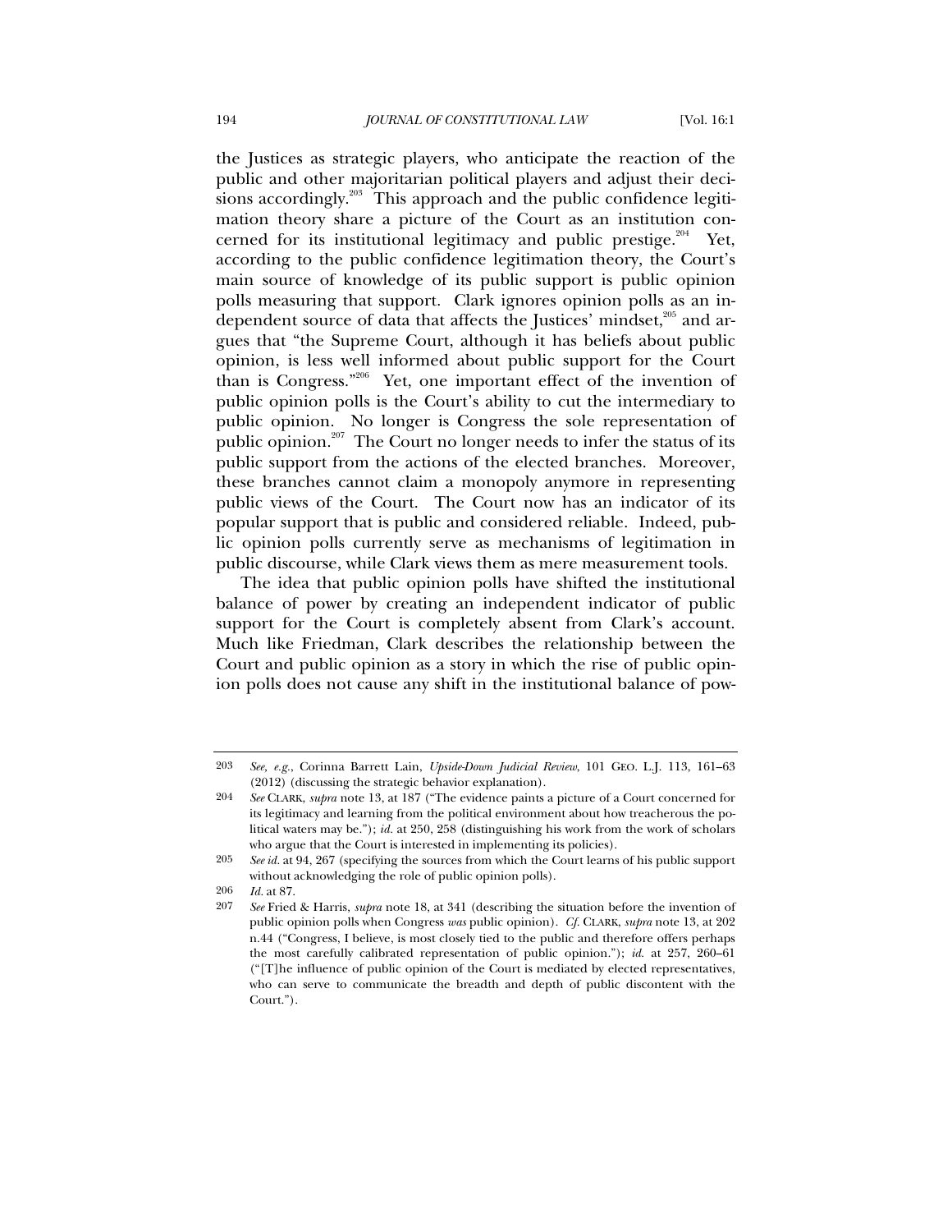the Justices as strategic players, who anticipate the reaction of the public and other majoritarian political players and adjust their decisions accordingly.[203] This approach and the public confidence legitimation theory share a picture of the Court as an institution concerned for its institutional legitimacy and public prestige.[204] Yet, according to the public confidence legitimation theory, the Court's main source of knowledge of its public support is public opinion polls measuring that support. Clark ignores opinion polls as an independent source of data that affects the Justices' mindset,[205] and argues that "the Supreme Court, although it has beliefs about public opinion, is less well informed about public support for the Court than is Congress."[206] Yet, one important effect of the invention of public opinion polls is the Court's ability to cut the intermediary to public opinion. No longer is Congress the sole representation of public opinion.[207] The Court no longer needs to infer the status of its public support from the actions of the elected branches. Moreover, these branches cannot claim a monopoly anymore in representing public views of the Court. The Court now has an indicator of its popular support that is public and considered reliable. Indeed, public opinion polls currently serve as mechanisms of legitimation in public discourse, while Clark views them as mere measurement tools.

The idea that public opinion polls have shifted the institutional balance of power by creating an independent indicator of public support for the Court is completely absent from Clark's account. Much like Friedman, Clark describes the relationship between the Court and public opinion as a story in which the rise of public opinion polls does not cause any shift in the institutional balance of pow-

---

203 *See, e.g.*, Corinna Barrett Lain, *Upside-Down Judicial Review*, 101 GEO. L.J. 113, 161–63 (2012) (discussing the strategic behavior explanation).

204 *See* CLARK, *supra* note 13, at 187 ("The evidence paints a picture of a Court concerned for its legitimacy and learning from the political environment about how treacherous the political waters may be."); *id.* at 250, 258 (distinguishing his work from the work of scholars who argue that the Court is interested in implementing its policies).

205 *See id.* at 94, 267 (specifying the sources from which the Court learns of his public support without acknowledging the role of public opinion polls).

206 *Id.* at 87.

207 *See* Fried & Harris, *supra* note 18, at 341 (describing the situation before the invention of public opinion polls when Congress *was* public opinion). *Cf.* CLARK, *supra* note 13, at 202 n.44 ("Congress, I believe, is most closely tied to the public and therefore offers perhaps the most carefully calibrated representation of public opinion."); *id.* at 257, 260–61 ("[T]he influence of public opinion of the Court is mediated by elected representatives, who can serve to communicate the breadth and depth of public discontent with the Court.").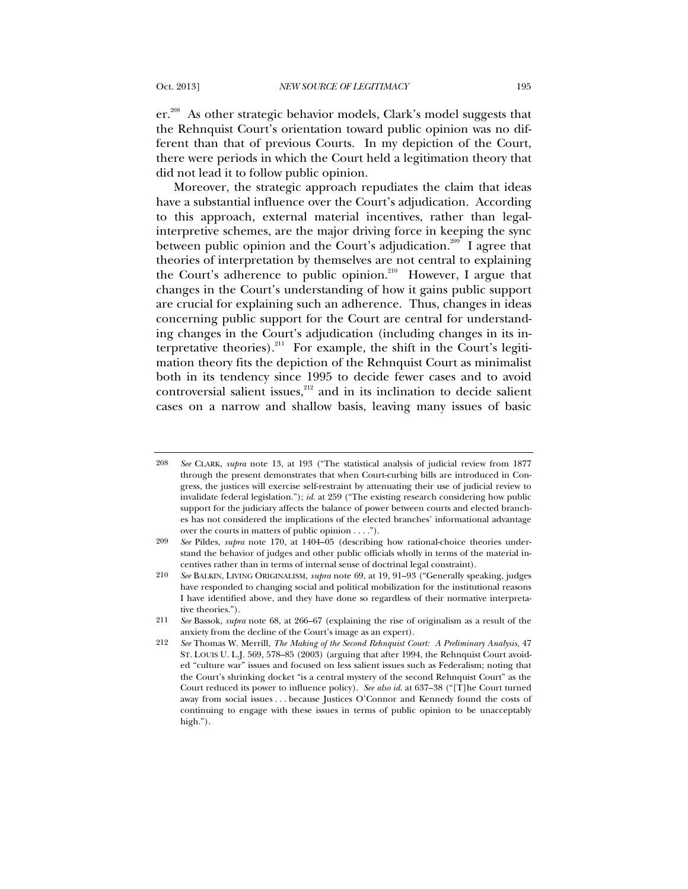er.[208] As other strategic behavior models, Clark's model suggests that the Rehnquist Court's orientation toward public opinion was no different than that of previous Courts. In my depiction of the Court, there were periods in which the Court held a legitimation theory that did not lead it to follow public opinion.

Moreover, the strategic approach repudiates the claim that ideas have a substantial influence over the Court's adjudication. According to this approach, external material incentives, rather than legal-interpretive schemes, are the major driving force in keeping the sync between public opinion and the Court's adjudication.[209] I agree that theories of interpretation by themselves are not central to explaining the Court's adherence to public opinion.[210] However, I argue that changes in the Court's understanding of how it gains public support are crucial for explaining such an adherence. Thus, changes in ideas concerning public support for the Court are central for understanding changes in the Court's adjudication (including changes in its interpretative theories).[211] For example, the shift in the Court's legitimation theory fits the depiction of the Rehnquist Court as minimalist both in its tendency since 1995 to decide fewer cases and to avoid controversial salient issues,[212] and in its inclination to decide salient cases on a narrow and shallow basis, leaving many issues of basic

---

208 *See* CLARK, *supra* note 13, at 193 ("The statistical analysis of judicial review from 1877 through the present demonstrates that when Court-curbing bills are introduced in Congress, the justices will exercise self-restraint by attenuating their use of judicial review to invalidate federal legislation."); *id.* at 259 ("The existing research considering how public support for the judiciary affects the balance of power between courts and elected branches has not considered the implications of the elected branches' informational advantage over the courts in matters of public opinion . . . .").

209 *See* Pildes, *supra* note 170, at 1404–05 (describing how rational-choice theories understand the behavior of judges and other public officials wholly in terms of the material incentives rather than in terms of internal sense of doctrinal legal constraint).

210 *See* BALKIN, LIVING ORIGINALISM, *supra* note 69, at 19, 91–93 ("Generally speaking, judges have responded to changing social and political mobilization for the institutional reasons I have identified above, and they have done so regardless of their normative interpretative theories.").

211 *See* Bassok, *supra* note 68, at 266–67 (explaining the rise of originalism as a result of the anxiety from the decline of the Court's image as an expert).

212 *See* Thomas W. Merrill, *The Making of the Second Rehnquist Court: A Preliminary Analysis*, 47 ST. LOUIS U. L.J. 569, 578–85 (2003) (arguing that after 1994, the Rehnquist Court avoided "culture war" issues and focused on less salient issues such as Federalism; noting that the Court's shrinking docket "is a central mystery of the second Rehnquist Court" as the Court reduced its power to influence policy). *See also id.* at 637–38 ("[T]he Court turned away from social issues . . . because Justices O'Connor and Kennedy found the costs of continuing to engage with these issues in terms of public opinion to be unacceptably high.").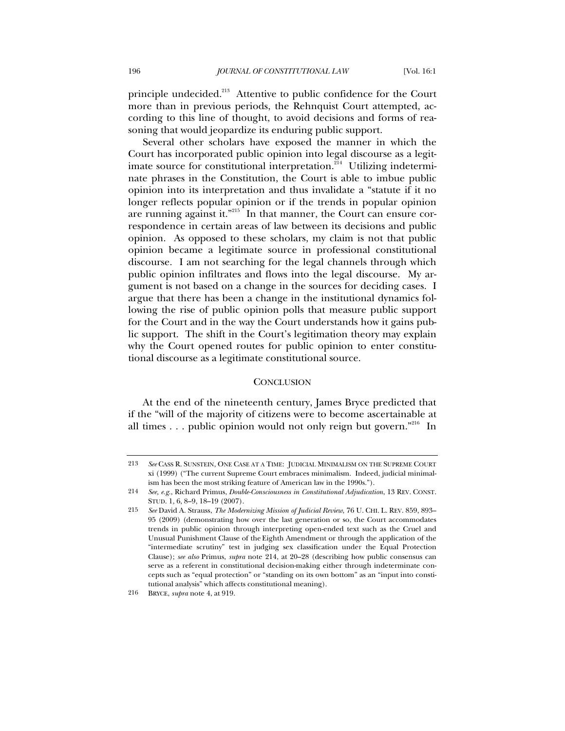principle undecided.[213] Attentive to public confidence for the Court more than in previous periods, the Rehnquist Court attempted, according to this line of thought, to avoid decisions and forms of reasoning that would jeopardize its enduring public support.

Several other scholars have exposed the manner in which the Court has incorporated public opinion into legal discourse as a legitimate source for constitutional interpretation.[214] Utilizing indeterminate phrases in the Constitution, the Court is able to imbue public opinion into its interpretation and thus invalidate a "statute if it no longer reflects popular opinion or if the trends in popular opinion are running against it."[215] In that manner, the Court can ensure correspondence in certain areas of law between its decisions and public opinion. As opposed to these scholars, my claim is not that public opinion became a legitimate source in professional constitutional discourse. I am not searching for the legal channels through which public opinion infiltrates and flows into the legal discourse. My argument is not based on a change in the sources for deciding cases. I argue that there has been a change in the institutional dynamics following the rise of public opinion polls that measure public support for the Court and in the way the Court understands how it gains public support. The shift in the Court's legitimation theory may explain why the Court opened routes for public opinion to enter constitutional discourse as a legitimate constitutional source.

## CONCLUSION

At the end of the nineteenth century, James Bryce predicted that if the "will of the majority of citizens were to become ascertainable at all times . . . public opinion would not only reign but govern."[216] In

---

213 *See* CASS R. SUNSTEIN, ONE CASE AT A TIME: JUDICIAL MINIMALISM ON THE SUPREME COURT xi (1999) ("The current Supreme Court embraces minimalism. Indeed, judicial minimalism has been the most striking feature of American law in the 1990s.").

214 *See, e.g.*, Richard Primus, *Double-Consciousness in Constitutional Adjudication*, 13 REV. CONST. STUD. 1, 6, 8–9, 18–19 (2007).

215 *See* David A. Strauss, *The Modernizing Mission of Judicial Review*, 76 U. CHI. L. REV. 859, 893–95 (2009) (demonstrating how over the last generation or so, the Court accommodates trends in public opinion through interpreting open-ended text such as the Cruel and Unusual Punishment Clause of the Eighth Amendment or through the application of the "intermediate scrutiny" test in judging sex classification under the Equal Protection Clause); *see also* Primus, *supra* note 214, at 20–28 (describing how public consensus can serve as a referent in constitutional decision-making either through indeterminate concepts such as "equal protection" or "standing on its own bottom" as an "input into constitutional analysis" which affects constitutional meaning).

216 BRYCE, *supra* note 4, at 919.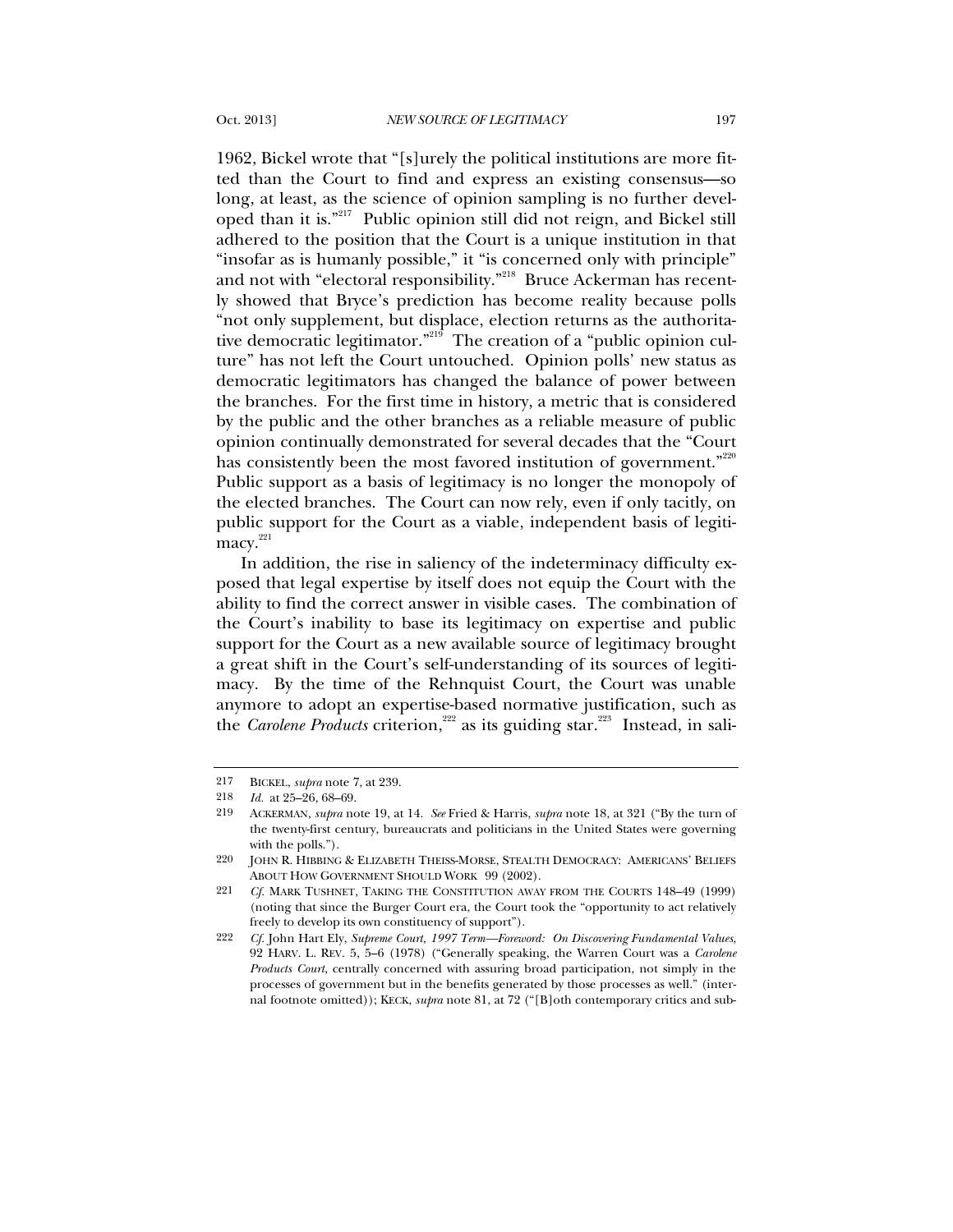1962, Bickel wrote that "[s]urely the political institutions are more fitted than the Court to find and express an existing consensus—so long, at least, as the science of opinion sampling is no further developed than it is."[217] Public opinion still did not reign, and Bickel still adhered to the position that the Court is a unique institution in that "insofar as is humanly possible," it "is concerned only with principle" and not with "electoral responsibility."[218] Bruce Ackerman has recently showed that Bryce's prediction has become reality because polls "not only supplement, but displace, election returns as the authoritative democratic legitimator."[219] The creation of a "public opinion culture" has not left the Court untouched. Opinion polls' new status as democratic legitimators has changed the balance of power between the branches. For the first time in history, a metric that is considered by the public and the other branches as a reliable measure of public opinion continually demonstrated for several decades that the "Court has consistently been the most favored institution of government."[220] Public support as a basis of legitimacy is no longer the monopoly of the elected branches. The Court can now rely, even if only tacitly, on public support for the Court as a viable, independent basis of legitimacy.[221]

In addition, the rise in saliency of the indeterminacy difficulty exposed that legal expertise by itself does not equip the Court with the ability to find the correct answer in visible cases. The combination of the Court's inability to base its legitimacy on expertise and public support for the Court as a new available source of legitimacy brought a great shift in the Court's self-understanding of its sources of legitimacy. By the time of the Rehnquist Court, the Court was unable anymore to adopt an expertise-based normative justification, such as the *Carolene Products* criterion,[222] as its guiding star.[223] Instead, in sali-

---

217 BICKEL, *supra* note 7, at 239.

218 *Id.* at 25–26, 68–69.

219 ACKERMAN, *supra* note 19, at 14. *See* Fried & Harris, *supra* note 18, at 321 ("By the turn of the twenty-first century, bureaucrats and politicians in the United States were governing with the polls.").

220 JOHN R. HIBBING & ELIZABETH THEISS-MORSE, STEALTH DEMOCRACY: AMERICANS' BELIEFS ABOUT HOW GOVERNMENT SHOULD WORK 99 (2002).

221 *Cf.* MARK TUSHNET, TAKING THE CONSTITUTION AWAY FROM THE COURTS 148–49 (1999) (noting that since the Burger Court era, the Court took the "opportunity to act relatively freely to develop its own constituency of support").

222 *Cf.* John Hart Ely, *Supreme Court, 1997 Term—Foreword: On Discovering Fundamental Values*, 92 HARV. L. REV. 5, 5–6 (1978) ("Generally speaking, the Warren Court was a *Carolene Products Court*, centrally concerned with assuring broad participation, not simply in the processes of government but in the benefits generated by those processes as well." (internal footnote omitted)); KECK, *supra* note 81, at 72 ("[B]oth contemporary critics and sub-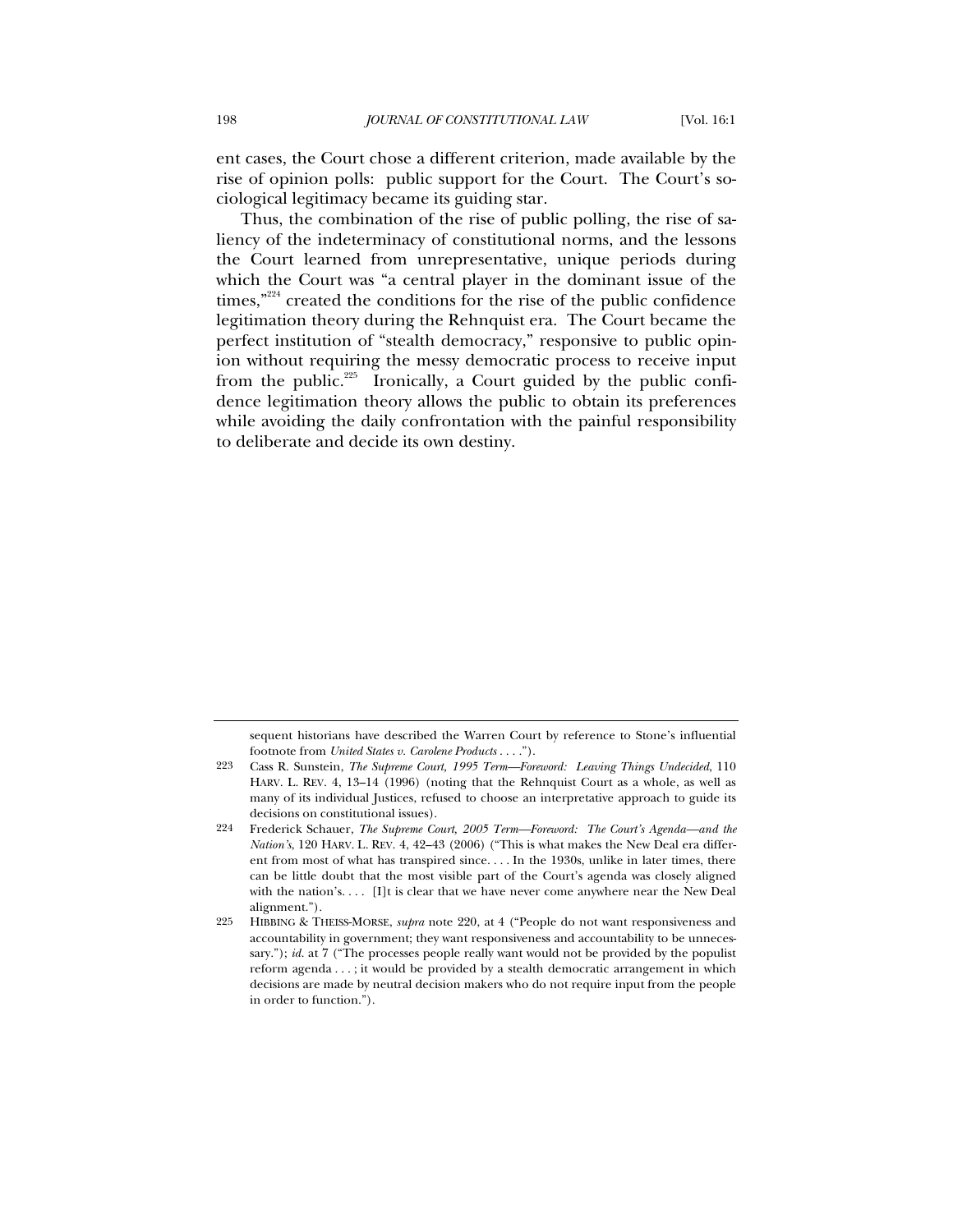ent cases, the Court chose a different criterion, made available by the rise of opinion polls: public support for the Court. The Court's sociological legitimacy became its guiding star.

Thus, the combination of the rise of public polling, the rise of saliency of the indeterminacy of constitutional norms, and the lessons the Court learned from unrepresentative, unique periods during which the Court was "a central player in the dominant issue of the times,"[224] created the conditions for the rise of the public confidence legitimation theory during the Rehnquist era. The Court became the perfect institution of "stealth democracy," responsive to public opinion without requiring the messy democratic process to receive input from the public.[225] Ironically, a Court guided by the public confidence legitimation theory allows the public to obtain its preferences while avoiding the daily confrontation with the painful responsibility to deliberate and decide its own destiny.

---

sequent historians have described the Warren Court by reference to Stone's influential footnote from *United States v. Carolene Products* . . . .").

223 Cass R. Sunstein, *The Supreme Court, 1995 Term—Foreword: Leaving Things Undecided*, 110 HARV. L. REV. 4, 13–14 (1996) (noting that the Rehnquist Court as a whole, as well as many of its individual Justices, refused to choose an interpretative approach to guide its decisions on constitutional issues).

224 Frederick Schauer, *The Supreme Court, 2005 Term—Foreword: The Court's Agenda—and the Nation's*, 120 HARV. L. REV. 4, 42–43 (2006) ("This is what makes the New Deal era different from most of what has transpired since. . . . In the 1930s, unlike in later times, there can be little doubt that the most visible part of the Court's agenda was closely aligned with the nation's. . . . [I]t is clear that we have never come anywhere near the New Deal alignment.").

225 HIBBING & THEISS-MORSE, *supra* note 220, at 4 ("People do not want responsiveness and accountability in government; they want responsiveness and accountability to be unnecessary."); *id.* at 7 ("The processes people really want would not be provided by the populist reform agenda . . . ; it would be provided by a stealth democratic arrangement in which decisions are made by neutral decision makers who do not require input from the people in order to function.").